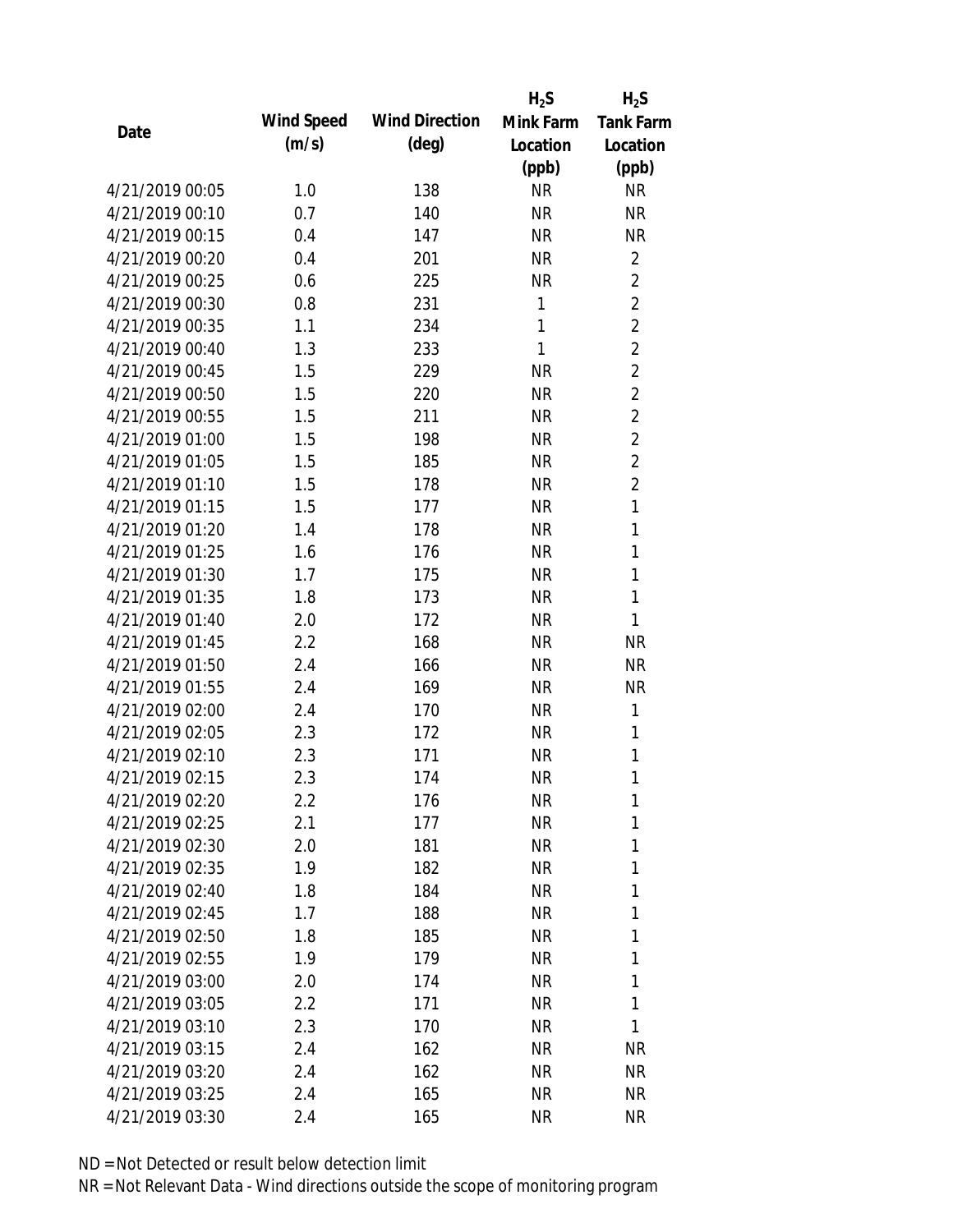| Date | Wind Speed (m/s) | Wind Direction (deg) | $H_2S$ Mink Farm Location (ppb) | $H_2S$ Tank Farm Location (ppb) |
|---|---|---|---|---|
| 4/21/2019 00:05 | 1.0 | 138 | NR | NR |
| 4/21/2019 00:10 | 0.7 | 140 | NR | NR |
| 4/21/2019 00:15 | 0.4 | 147 | NR | NR |
| 4/21/2019 00:20 | 0.4 | 201 | NR | 2 |
| 4/21/2019 00:25 | 0.6 | 225 | NR | 2 |
| 4/21/2019 00:30 | 0.8 | 231 | 1 | 2 |
| 4/21/2019 00:35 | 1.1 | 234 | 1 | 2 |
| 4/21/2019 00:40 | 1.3 | 233 | 1 | 2 |
| 4/21/2019 00:45 | 1.5 | 229 | NR | 2 |
| 4/21/2019 00:50 | 1.5 | 220 | NR | 2 |
| 4/21/2019 00:55 | 1.5 | 211 | NR | 2 |
| 4/21/2019 01:00 | 1.5 | 198 | NR | 2 |
| 4/21/2019 01:05 | 1.5 | 185 | NR | 2 |
| 4/21/2019 01:10 | 1.5 | 178 | NR | 2 |
| 4/21/2019 01:15 | 1.5 | 177 | NR | 1 |
| 4/21/2019 01:20 | 1.4 | 178 | NR | 1 |
| 4/21/2019 01:25 | 1.6 | 176 | NR | 1 |
| 4/21/2019 01:30 | 1.7 | 175 | NR | 1 |
| 4/21/2019 01:35 | 1.8 | 173 | NR | 1 |
| 4/21/2019 01:40 | 2.0 | 172 | NR | 1 |
| 4/21/2019 01:45 | 2.2 | 168 | NR | NR |
| 4/21/2019 01:50 | 2.4 | 166 | NR | NR |
| 4/21/2019 01:55 | 2.4 | 169 | NR | NR |
| 4/21/2019 02:00 | 2.4 | 170 | NR | 1 |
| 4/21/2019 02:05 | 2.3 | 172 | NR | 1 |
| 4/21/2019 02:10 | 2.3 | 171 | NR | 1 |
| 4/21/2019 02:15 | 2.3 | 174 | NR | 1 |
| 4/21/2019 02:20 | 2.2 | 176 | NR | 1 |
| 4/21/2019 02:25 | 2.1 | 177 | NR | 1 |
| 4/21/2019 02:30 | 2.0 | 181 | NR | 1 |
| 4/21/2019 02:35 | 1.9 | 182 | NR | 1 |
| 4/21/2019 02:40 | 1.8 | 184 | NR | 1 |
| 4/21/2019 02:45 | 1.7 | 188 | NR | 1 |
| 4/21/2019 02:50 | 1.8 | 185 | NR | 1 |
| 4/21/2019 02:55 | 1.9 | 179 | NR | 1 |
| 4/21/2019 03:00 | 2.0 | 174 | NR | 1 |
| 4/21/2019 03:05 | 2.2 | 171 | NR | 1 |
| 4/21/2019 03:10 | 2.3 | 170 | NR | 1 |
| 4/21/2019 03:15 | 2.4 | 162 | NR | NR |
| 4/21/2019 03:20 | 2.4 | 162 | NR | NR |
| 4/21/2019 03:25 | 2.4 | 165 | NR | NR |
| 4/21/2019 03:30 | 2.4 | 165 | NR | NR |

ND = Not Detected or result below detection limit

NR = Not Relevant Data - Wind directions outside the scope of monitoring program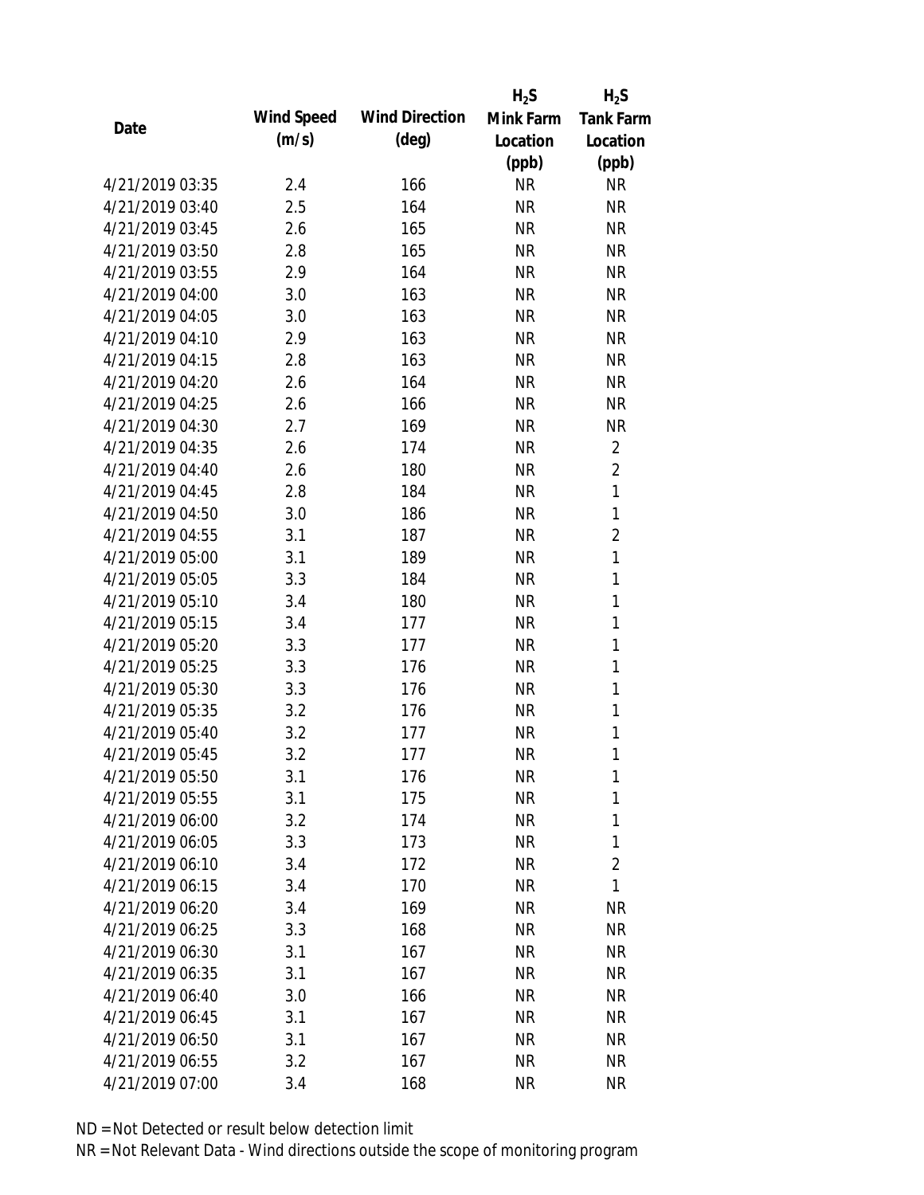| Date | Wind Speed (m/s) | Wind Direction (deg) | $H_2S$ Mink Farm Location (ppb) | $H_2S$ Tank Farm Location (ppb) |
|---|---|---|---|---|
| 4/21/2019 03:35 | 2.4 | 166 | NR | NR |
| 4/21/2019 03:40 | 2.5 | 164 | NR | NR |
| 4/21/2019 03:45 | 2.6 | 165 | NR | NR |
| 4/21/2019 03:50 | 2.8 | 165 | NR | NR |
| 4/21/2019 03:55 | 2.9 | 164 | NR | NR |
| 4/21/2019 04:00 | 3.0 | 163 | NR | NR |
| 4/21/2019 04:05 | 3.0 | 163 | NR | NR |
| 4/21/2019 04:10 | 2.9 | 163 | NR | NR |
| 4/21/2019 04:15 | 2.8 | 163 | NR | NR |
| 4/21/2019 04:20 | 2.6 | 164 | NR | NR |
| 4/21/2019 04:25 | 2.6 | 166 | NR | NR |
| 4/21/2019 04:30 | 2.7 | 169 | NR | NR |
| 4/21/2019 04:35 | 2.6 | 174 | NR | 2 |
| 4/21/2019 04:40 | 2.6 | 180 | NR | 2 |
| 4/21/2019 04:45 | 2.8 | 184 | NR | 1 |
| 4/21/2019 04:50 | 3.0 | 186 | NR | 1 |
| 4/21/2019 04:55 | 3.1 | 187 | NR | 2 |
| 4/21/2019 05:00 | 3.1 | 189 | NR | 1 |
| 4/21/2019 05:05 | 3.3 | 184 | NR | 1 |
| 4/21/2019 05:10 | 3.4 | 180 | NR | 1 |
| 4/21/2019 05:15 | 3.4 | 177 | NR | 1 |
| 4/21/2019 05:20 | 3.3 | 177 | NR | 1 |
| 4/21/2019 05:25 | 3.3 | 176 | NR | 1 |
| 4/21/2019 05:30 | 3.3 | 176 | NR | 1 |
| 4/21/2019 05:35 | 3.2 | 176 | NR | 1 |
| 4/21/2019 05:40 | 3.2 | 177 | NR | 1 |
| 4/21/2019 05:45 | 3.2 | 177 | NR | 1 |
| 4/21/2019 05:50 | 3.1 | 176 | NR | 1 |
| 4/21/2019 05:55 | 3.1 | 175 | NR | 1 |
| 4/21/2019 06:00 | 3.2 | 174 | NR | 1 |
| 4/21/2019 06:05 | 3.3 | 173 | NR | 1 |
| 4/21/2019 06:10 | 3.4 | 172 | NR | 2 |
| 4/21/2019 06:15 | 3.4 | 170 | NR | 1 |
| 4/21/2019 06:20 | 3.4 | 169 | NR | NR |
| 4/21/2019 06:25 | 3.3 | 168 | NR | NR |
| 4/21/2019 06:30 | 3.1 | 167 | NR | NR |
| 4/21/2019 06:35 | 3.1 | 167 | NR | NR |
| 4/21/2019 06:40 | 3.0 | 166 | NR | NR |
| 4/21/2019 06:45 | 3.1 | 167 | NR | NR |
| 4/21/2019 06:50 | 3.1 | 167 | NR | NR |
| 4/21/2019 06:55 | 3.2 | 167 | NR | NR |
| 4/21/2019 07:00 | 3.4 | 168 | NR | NR |

ND = Not Detected or result below detection limit

NR = Not Relevant Data - Wind directions outside the scope of monitoring program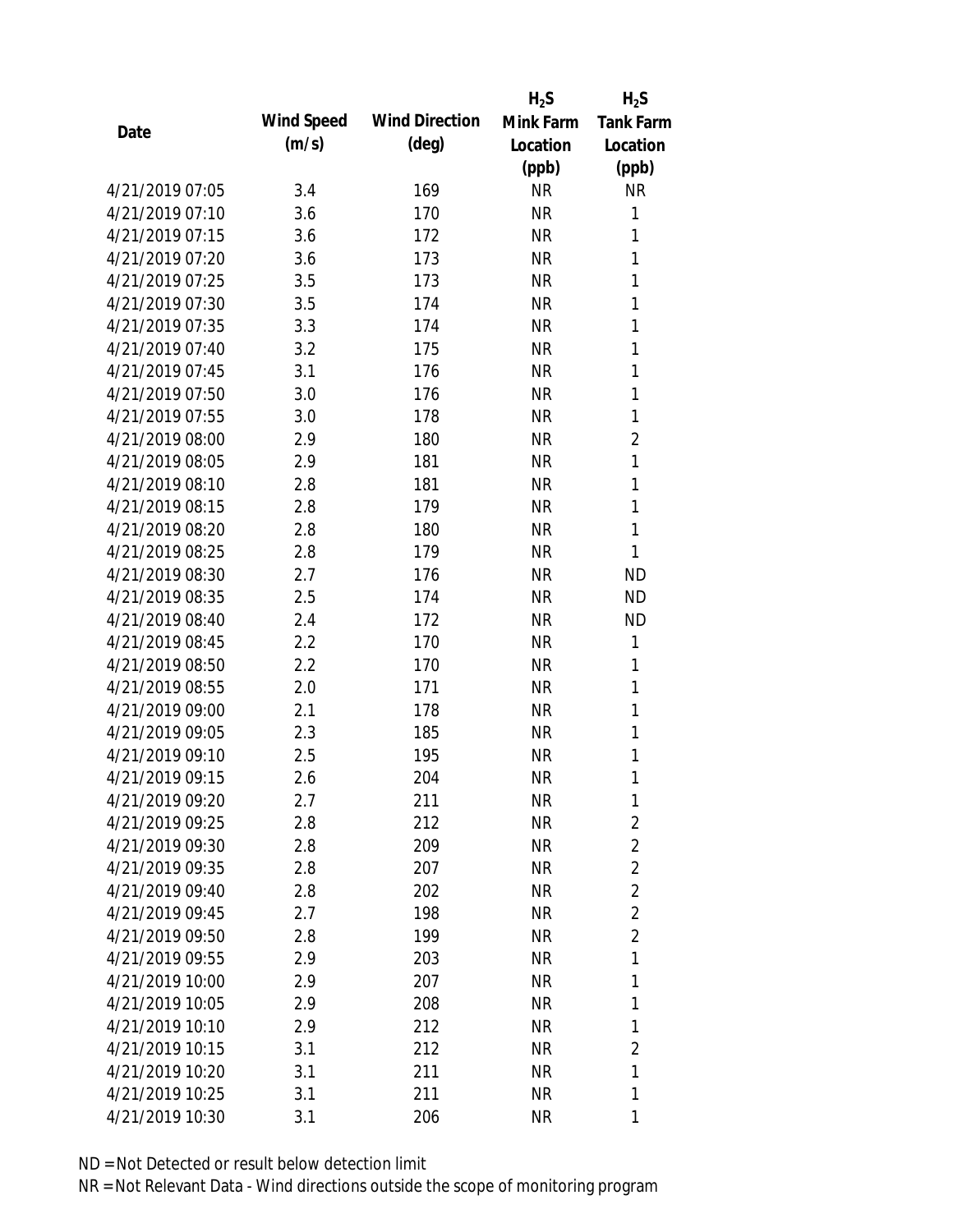| Date | Wind Speed (m/s) | Wind Direction (deg) | $H_2S$ Mink Farm Location (ppb) | $H_2S$ Tank Farm Location (ppb) |
|---|---|---|---|---|
| 4/21/2019 07:05 | 3.4 | 169 | NR | NR |
| 4/21/2019 07:10 | 3.6 | 170 | NR | 1 |
| 4/21/2019 07:15 | 3.6 | 172 | NR | 1 |
| 4/21/2019 07:20 | 3.6 | 173 | NR | 1 |
| 4/21/2019 07:25 | 3.5 | 173 | NR | 1 |
| 4/21/2019 07:30 | 3.5 | 174 | NR | 1 |
| 4/21/2019 07:35 | 3.3 | 174 | NR | 1 |
| 4/21/2019 07:40 | 3.2 | 175 | NR | 1 |
| 4/21/2019 07:45 | 3.1 | 176 | NR | 1 |
| 4/21/2019 07:50 | 3.0 | 176 | NR | 1 |
| 4/21/2019 07:55 | 3.0 | 178 | NR | 1 |
| 4/21/2019 08:00 | 2.9 | 180 | NR | 2 |
| 4/21/2019 08:05 | 2.9 | 181 | NR | 1 |
| 4/21/2019 08:10 | 2.8 | 181 | NR | 1 |
| 4/21/2019 08:15 | 2.8 | 179 | NR | 1 |
| 4/21/2019 08:20 | 2.8 | 180 | NR | 1 |
| 4/21/2019 08:25 | 2.8 | 179 | NR | 1 |
| 4/21/2019 08:30 | 2.7 | 176 | NR | ND |
| 4/21/2019 08:35 | 2.5 | 174 | NR | ND |
| 4/21/2019 08:40 | 2.4 | 172 | NR | ND |
| 4/21/2019 08:45 | 2.2 | 170 | NR | 1 |
| 4/21/2019 08:50 | 2.2 | 170 | NR | 1 |
| 4/21/2019 08:55 | 2.0 | 171 | NR | 1 |
| 4/21/2019 09:00 | 2.1 | 178 | NR | 1 |
| 4/21/2019 09:05 | 2.3 | 185 | NR | 1 |
| 4/21/2019 09:10 | 2.5 | 195 | NR | 1 |
| 4/21/2019 09:15 | 2.6 | 204 | NR | 1 |
| 4/21/2019 09:20 | 2.7 | 211 | NR | 1 |
| 4/21/2019 09:25 | 2.8 | 212 | NR | 2 |
| 4/21/2019 09:30 | 2.8 | 209 | NR | 2 |
| 4/21/2019 09:35 | 2.8 | 207 | NR | 2 |
| 4/21/2019 09:40 | 2.8 | 202 | NR | 2 |
| 4/21/2019 09:45 | 2.7 | 198 | NR | 2 |
| 4/21/2019 09:50 | 2.8 | 199 | NR | 2 |
| 4/21/2019 09:55 | 2.9 | 203 | NR | 1 |
| 4/21/2019 10:00 | 2.9 | 207 | NR | 1 |
| 4/21/2019 10:05 | 2.9 | 208 | NR | 1 |
| 4/21/2019 10:10 | 2.9 | 212 | NR | 1 |
| 4/21/2019 10:15 | 3.1 | 212 | NR | 2 |
| 4/21/2019 10:20 | 3.1 | 211 | NR | 1 |
| 4/21/2019 10:25 | 3.1 | 211 | NR | 1 |
| 4/21/2019 10:30 | 3.1 | 206 | NR | 1 |

ND = Not Detected or result below detection limit

NR = Not Relevant Data - Wind directions outside the scope of monitoring program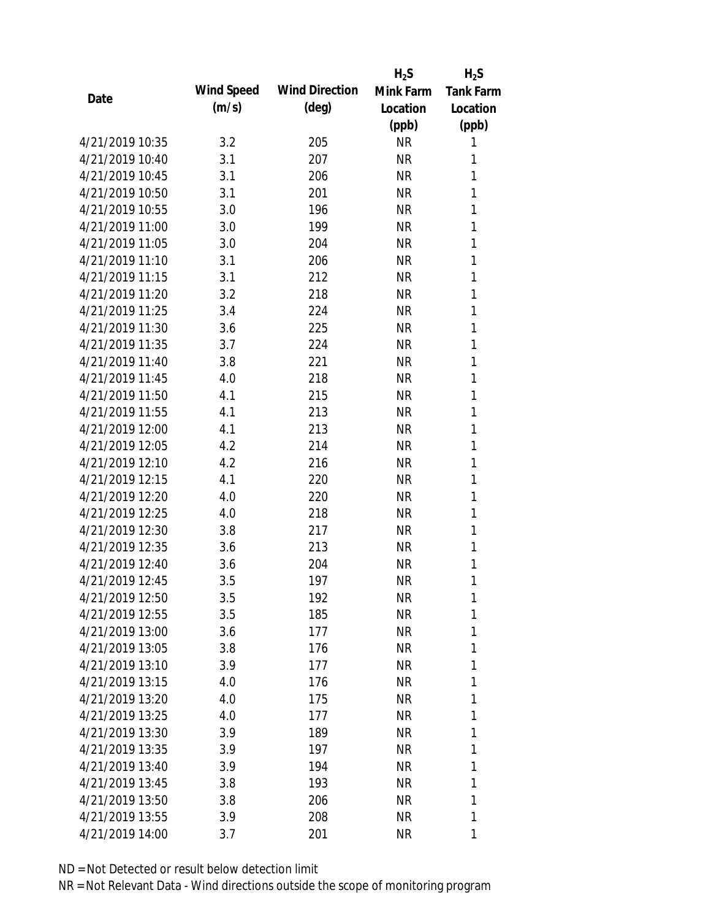| Date | Wind Speed (m/s) | Wind Direction (deg) | $H_2S$ Mink Farm Location (ppb) | $H_2S$ Tank Farm Location (ppb) |
|---|---|---|---|---|
| 4/21/2019 10:35 | 3.2 | 205 | NR | 1 |
| 4/21/2019 10:40 | 3.1 | 207 | NR | 1 |
| 4/21/2019 10:45 | 3.1 | 206 | NR | 1 |
| 4/21/2019 10:50 | 3.1 | 201 | NR | 1 |
| 4/21/2019 10:55 | 3.0 | 196 | NR | 1 |
| 4/21/2019 11:00 | 3.0 | 199 | NR | 1 |
| 4/21/2019 11:05 | 3.0 | 204 | NR | 1 |
| 4/21/2019 11:10 | 3.1 | 206 | NR | 1 |
| 4/21/2019 11:15 | 3.1 | 212 | NR | 1 |
| 4/21/2019 11:20 | 3.2 | 218 | NR | 1 |
| 4/21/2019 11:25 | 3.4 | 224 | NR | 1 |
| 4/21/2019 11:30 | 3.6 | 225 | NR | 1 |
| 4/21/2019 11:35 | 3.7 | 224 | NR | 1 |
| 4/21/2019 11:40 | 3.8 | 221 | NR | 1 |
| 4/21/2019 11:45 | 4.0 | 218 | NR | 1 |
| 4/21/2019 11:50 | 4.1 | 215 | NR | 1 |
| 4/21/2019 11:55 | 4.1 | 213 | NR | 1 |
| 4/21/2019 12:00 | 4.1 | 213 | NR | 1 |
| 4/21/2019 12:05 | 4.2 | 214 | NR | 1 |
| 4/21/2019 12:10 | 4.2 | 216 | NR | 1 |
| 4/21/2019 12:15 | 4.1 | 220 | NR | 1 |
| 4/21/2019 12:20 | 4.0 | 220 | NR | 1 |
| 4/21/2019 12:25 | 4.0 | 218 | NR | 1 |
| 4/21/2019 12:30 | 3.8 | 217 | NR | 1 |
| 4/21/2019 12:35 | 3.6 | 213 | NR | 1 |
| 4/21/2019 12:40 | 3.6 | 204 | NR | 1 |
| 4/21/2019 12:45 | 3.5 | 197 | NR | 1 |
| 4/21/2019 12:50 | 3.5 | 192 | NR | 1 |
| 4/21/2019 12:55 | 3.5 | 185 | NR | 1 |
| 4/21/2019 13:00 | 3.6 | 177 | NR | 1 |
| 4/21/2019 13:05 | 3.8 | 176 | NR | 1 |
| 4/21/2019 13:10 | 3.9 | 177 | NR | 1 |
| 4/21/2019 13:15 | 4.0 | 176 | NR | 1 |
| 4/21/2019 13:20 | 4.0 | 175 | NR | 1 |
| 4/21/2019 13:25 | 4.0 | 177 | NR | 1 |
| 4/21/2019 13:30 | 3.9 | 189 | NR | 1 |
| 4/21/2019 13:35 | 3.9 | 197 | NR | 1 |
| 4/21/2019 13:40 | 3.9 | 194 | NR | 1 |
| 4/21/2019 13:45 | 3.8 | 193 | NR | 1 |
| 4/21/2019 13:50 | 3.8 | 206 | NR | 1 |
| 4/21/2019 13:55 | 3.9 | 208 | NR | 1 |
| 4/21/2019 14:00 | 3.7 | 201 | NR | 1 |

ND = Not Detected or result below detection limit

NR = Not Relevant Data - Wind directions outside the scope of monitoring program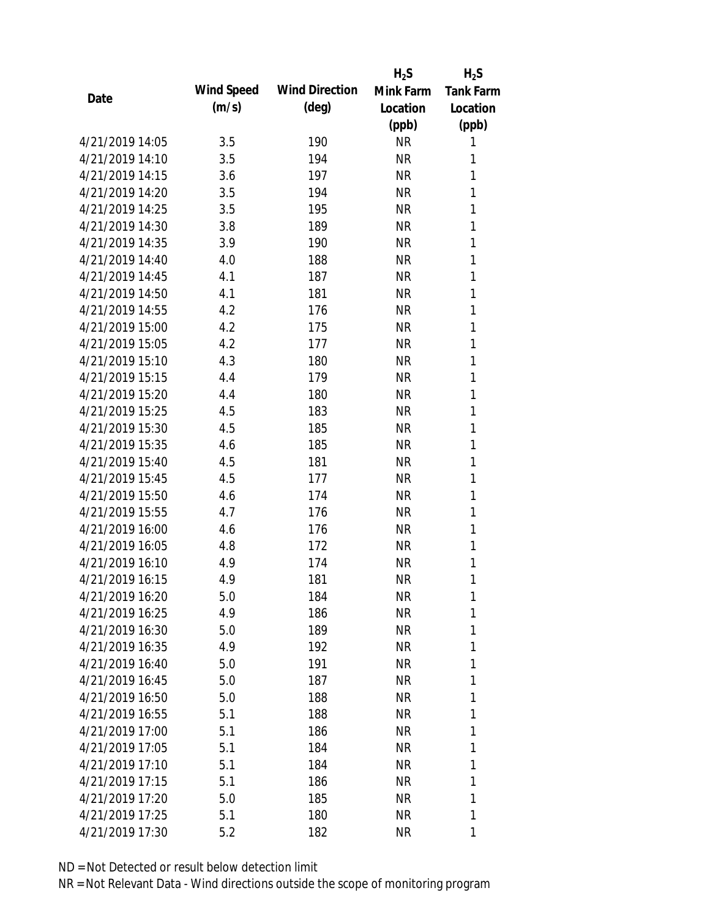| Date | Wind Speed (m/s) | Wind Direction (deg) | $H_2S$ Mink Farm Location (ppb) | $H_2S$ Tank Farm Location (ppb) |
|---|---|---|---|---|
| 4/21/2019 14:05 | 3.5 | 190 | NR | 1 |
| 4/21/2019 14:10 | 3.5 | 194 | NR | 1 |
| 4/21/2019 14:15 | 3.6 | 197 | NR | 1 |
| 4/21/2019 14:20 | 3.5 | 194 | NR | 1 |
| 4/21/2019 14:25 | 3.5 | 195 | NR | 1 |
| 4/21/2019 14:30 | 3.8 | 189 | NR | 1 |
| 4/21/2019 14:35 | 3.9 | 190 | NR | 1 |
| 4/21/2019 14:40 | 4.0 | 188 | NR | 1 |
| 4/21/2019 14:45 | 4.1 | 187 | NR | 1 |
| 4/21/2019 14:50 | 4.1 | 181 | NR | 1 |
| 4/21/2019 14:55 | 4.2 | 176 | NR | 1 |
| 4/21/2019 15:00 | 4.2 | 175 | NR | 1 |
| 4/21/2019 15:05 | 4.2 | 177 | NR | 1 |
| 4/21/2019 15:10 | 4.3 | 180 | NR | 1 |
| 4/21/2019 15:15 | 4.4 | 179 | NR | 1 |
| 4/21/2019 15:20 | 4.4 | 180 | NR | 1 |
| 4/21/2019 15:25 | 4.5 | 183 | NR | 1 |
| 4/21/2019 15:30 | 4.5 | 185 | NR | 1 |
| 4/21/2019 15:35 | 4.6 | 185 | NR | 1 |
| 4/21/2019 15:40 | 4.5 | 181 | NR | 1 |
| 4/21/2019 15:45 | 4.5 | 177 | NR | 1 |
| 4/21/2019 15:50 | 4.6 | 174 | NR | 1 |
| 4/21/2019 15:55 | 4.7 | 176 | NR | 1 |
| 4/21/2019 16:00 | 4.6 | 176 | NR | 1 |
| 4/21/2019 16:05 | 4.8 | 172 | NR | 1 |
| 4/21/2019 16:10 | 4.9 | 174 | NR | 1 |
| 4/21/2019 16:15 | 4.9 | 181 | NR | 1 |
| 4/21/2019 16:20 | 5.0 | 184 | NR | 1 |
| 4/21/2019 16:25 | 4.9 | 186 | NR | 1 |
| 4/21/2019 16:30 | 5.0 | 189 | NR | 1 |
| 4/21/2019 16:35 | 4.9 | 192 | NR | 1 |
| 4/21/2019 16:40 | 5.0 | 191 | NR | 1 |
| 4/21/2019 16:45 | 5.0 | 187 | NR | 1 |
| 4/21/2019 16:50 | 5.0 | 188 | NR | 1 |
| 4/21/2019 16:55 | 5.1 | 188 | NR | 1 |
| 4/21/2019 17:00 | 5.1 | 186 | NR | 1 |
| 4/21/2019 17:05 | 5.1 | 184 | NR | 1 |
| 4/21/2019 17:10 | 5.1 | 184 | NR | 1 |
| 4/21/2019 17:15 | 5.1 | 186 | NR | 1 |
| 4/21/2019 17:20 | 5.0 | 185 | NR | 1 |
| 4/21/2019 17:25 | 5.1 | 180 | NR | 1 |
| 4/21/2019 17:30 | 5.2 | 182 | NR | 1 |

ND = Not Detected or result below detection limit

NR = Not Relevant Data - Wind directions outside the scope of monitoring program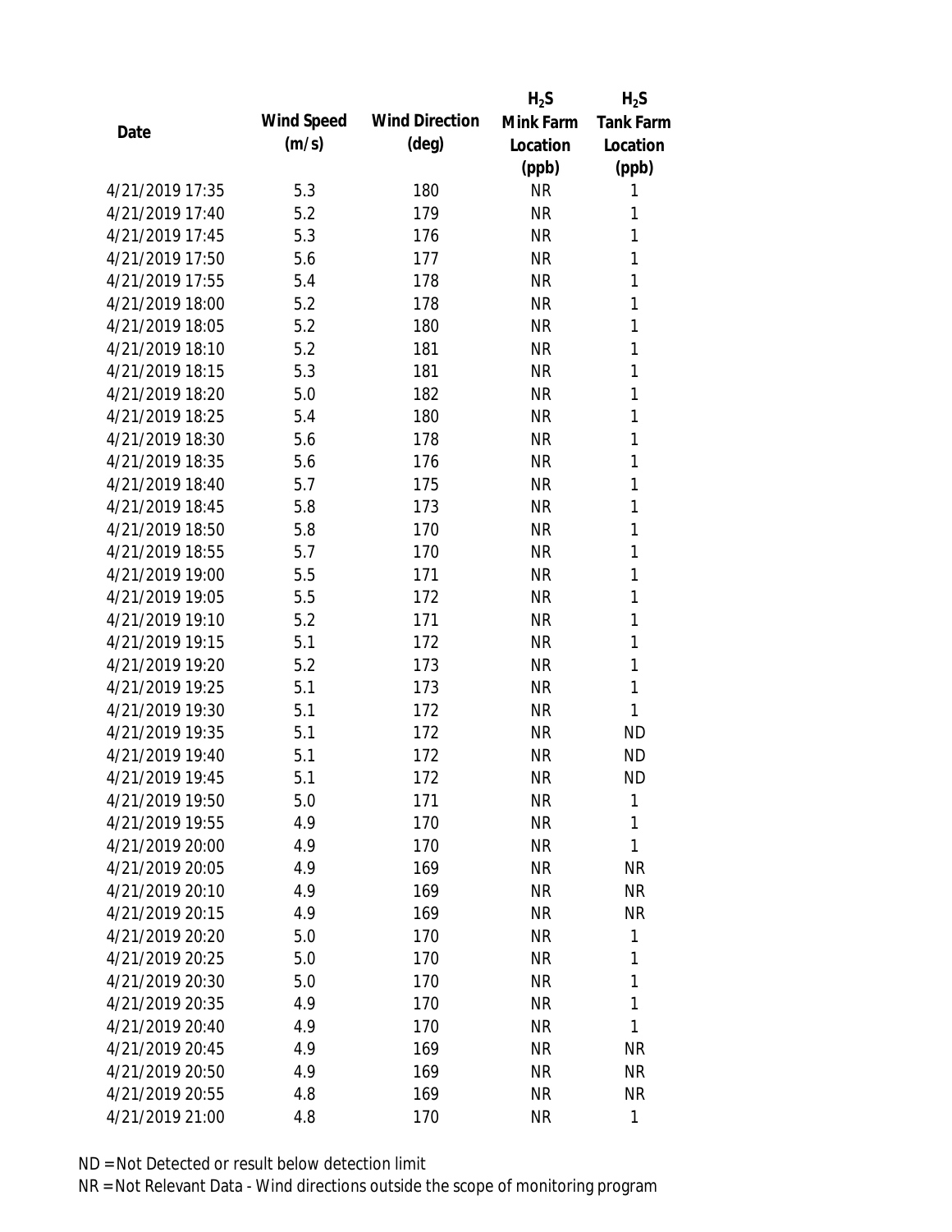| Date | Wind Speed (m/s) | Wind Direction (deg) | $H_2S$ Mink Farm Location (ppb) | $H_2S$ Tank Farm Location (ppb) |
|---|---|---|---|---|
| 4/21/2019 17:35 | 5.3 | 180 | NR | 1 |
| 4/21/2019 17:40 | 5.2 | 179 | NR | 1 |
| 4/21/2019 17:45 | 5.3 | 176 | NR | 1 |
| 4/21/2019 17:50 | 5.6 | 177 | NR | 1 |
| 4/21/2019 17:55 | 5.4 | 178 | NR | 1 |
| 4/21/2019 18:00 | 5.2 | 178 | NR | 1 |
| 4/21/2019 18:05 | 5.2 | 180 | NR | 1 |
| 4/21/2019 18:10 | 5.2 | 181 | NR | 1 |
| 4/21/2019 18:15 | 5.3 | 181 | NR | 1 |
| 4/21/2019 18:20 | 5.0 | 182 | NR | 1 |
| 4/21/2019 18:25 | 5.4 | 180 | NR | 1 |
| 4/21/2019 18:30 | 5.6 | 178 | NR | 1 |
| 4/21/2019 18:35 | 5.6 | 176 | NR | 1 |
| 4/21/2019 18:40 | 5.7 | 175 | NR | 1 |
| 4/21/2019 18:45 | 5.8 | 173 | NR | 1 |
| 4/21/2019 18:50 | 5.8 | 170 | NR | 1 |
| 4/21/2019 18:55 | 5.7 | 170 | NR | 1 |
| 4/21/2019 19:00 | 5.5 | 171 | NR | 1 |
| 4/21/2019 19:05 | 5.5 | 172 | NR | 1 |
| 4/21/2019 19:10 | 5.2 | 171 | NR | 1 |
| 4/21/2019 19:15 | 5.1 | 172 | NR | 1 |
| 4/21/2019 19:20 | 5.2 | 173 | NR | 1 |
| 4/21/2019 19:25 | 5.1 | 173 | NR | 1 |
| 4/21/2019 19:30 | 5.1 | 172 | NR | 1 |
| 4/21/2019 19:35 | 5.1 | 172 | NR | ND |
| 4/21/2019 19:40 | 5.1 | 172 | NR | ND |
| 4/21/2019 19:45 | 5.1 | 172 | NR | ND |
| 4/21/2019 19:50 | 5.0 | 171 | NR | 1 |
| 4/21/2019 19:55 | 4.9 | 170 | NR | 1 |
| 4/21/2019 20:00 | 4.9 | 170 | NR | 1 |
| 4/21/2019 20:05 | 4.9 | 169 | NR | NR |
| 4/21/2019 20:10 | 4.9 | 169 | NR | NR |
| 4/21/2019 20:15 | 4.9 | 169 | NR | NR |
| 4/21/2019 20:20 | 5.0 | 170 | NR | 1 |
| 4/21/2019 20:25 | 5.0 | 170 | NR | 1 |
| 4/21/2019 20:30 | 5.0 | 170 | NR | 1 |
| 4/21/2019 20:35 | 4.9 | 170 | NR | 1 |
| 4/21/2019 20:40 | 4.9 | 170 | NR | 1 |
| 4/21/2019 20:45 | 4.9 | 169 | NR | NR |
| 4/21/2019 20:50 | 4.9 | 169 | NR | NR |
| 4/21/2019 20:55 | 4.8 | 169 | NR | NR |
| 4/21/2019 21:00 | 4.8 | 170 | NR | 1 |

ND = Not Detected or result below detection limit

NR = Not Relevant Data - Wind directions outside the scope of monitoring program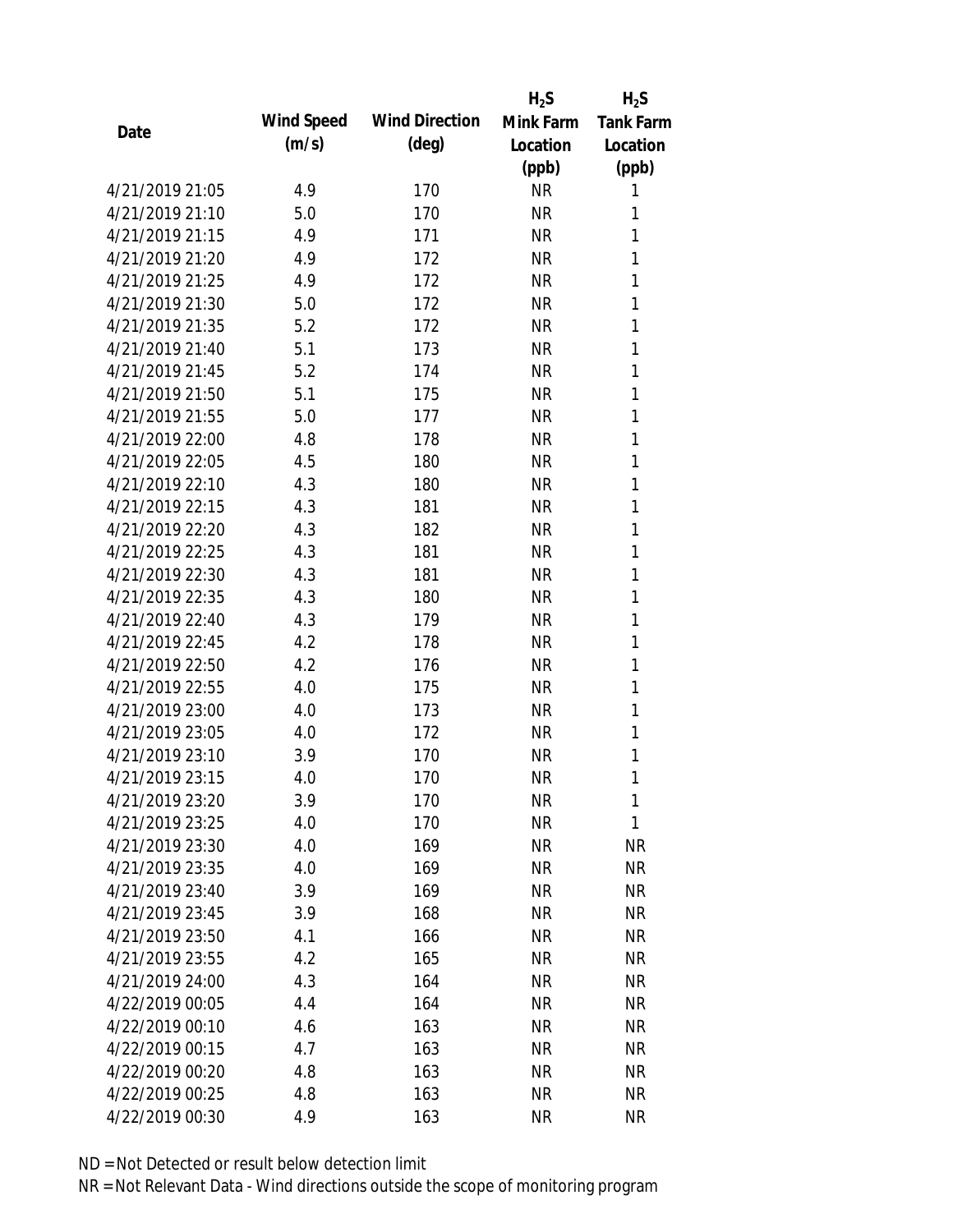| Date | Wind Speed (m/s) | Wind Direction (deg) | $H_2S$ Mink Farm Location (ppb) | $H_2S$ Tank Farm Location (ppb) |
|---|---|---|---|---|
| 4/21/2019 21:05 | 4.9 | 170 | NR | 1 |
| 4/21/2019 21:10 | 5.0 | 170 | NR | 1 |
| 4/21/2019 21:15 | 4.9 | 171 | NR | 1 |
| 4/21/2019 21:20 | 4.9 | 172 | NR | 1 |
| 4/21/2019 21:25 | 4.9 | 172 | NR | 1 |
| 4/21/2019 21:30 | 5.0 | 172 | NR | 1 |
| 4/21/2019 21:35 | 5.2 | 172 | NR | 1 |
| 4/21/2019 21:40 | 5.1 | 173 | NR | 1 |
| 4/21/2019 21:45 | 5.2 | 174 | NR | 1 |
| 4/21/2019 21:50 | 5.1 | 175 | NR | 1 |
| 4/21/2019 21:55 | 5.0 | 177 | NR | 1 |
| 4/21/2019 22:00 | 4.8 | 178 | NR | 1 |
| 4/21/2019 22:05 | 4.5 | 180 | NR | 1 |
| 4/21/2019 22:10 | 4.3 | 180 | NR | 1 |
| 4/21/2019 22:15 | 4.3 | 181 | NR | 1 |
| 4/21/2019 22:20 | 4.3 | 182 | NR | 1 |
| 4/21/2019 22:25 | 4.3 | 181 | NR | 1 |
| 4/21/2019 22:30 | 4.3 | 181 | NR | 1 |
| 4/21/2019 22:35 | 4.3 | 180 | NR | 1 |
| 4/21/2019 22:40 | 4.3 | 179 | NR | 1 |
| 4/21/2019 22:45 | 4.2 | 178 | NR | 1 |
| 4/21/2019 22:50 | 4.2 | 176 | NR | 1 |
| 4/21/2019 22:55 | 4.0 | 175 | NR | 1 |
| 4/21/2019 23:00 | 4.0 | 173 | NR | 1 |
| 4/21/2019 23:05 | 4.0 | 172 | NR | 1 |
| 4/21/2019 23:10 | 3.9 | 170 | NR | 1 |
| 4/21/2019 23:15 | 4.0 | 170 | NR | 1 |
| 4/21/2019 23:20 | 3.9 | 170 | NR | 1 |
| 4/21/2019 23:25 | 4.0 | 170 | NR | 1 |
| 4/21/2019 23:30 | 4.0 | 169 | NR | NR |
| 4/21/2019 23:35 | 4.0 | 169 | NR | NR |
| 4/21/2019 23:40 | 3.9 | 169 | NR | NR |
| 4/21/2019 23:45 | 3.9 | 168 | NR | NR |
| 4/21/2019 23:50 | 4.1 | 166 | NR | NR |
| 4/21/2019 23:55 | 4.2 | 165 | NR | NR |
| 4/21/2019 24:00 | 4.3 | 164 | NR | NR |
| 4/22/2019 00:05 | 4.4 | 164 | NR | NR |
| 4/22/2019 00:10 | 4.6 | 163 | NR | NR |
| 4/22/2019 00:15 | 4.7 | 163 | NR | NR |
| 4/22/2019 00:20 | 4.8 | 163 | NR | NR |
| 4/22/2019 00:25 | 4.8 | 163 | NR | NR |
| 4/22/2019 00:30 | 4.9 | 163 | NR | NR |

ND = Not Detected or result below detection limit
NR = Not Relevant Data - Wind directions outside the scope of monitoring program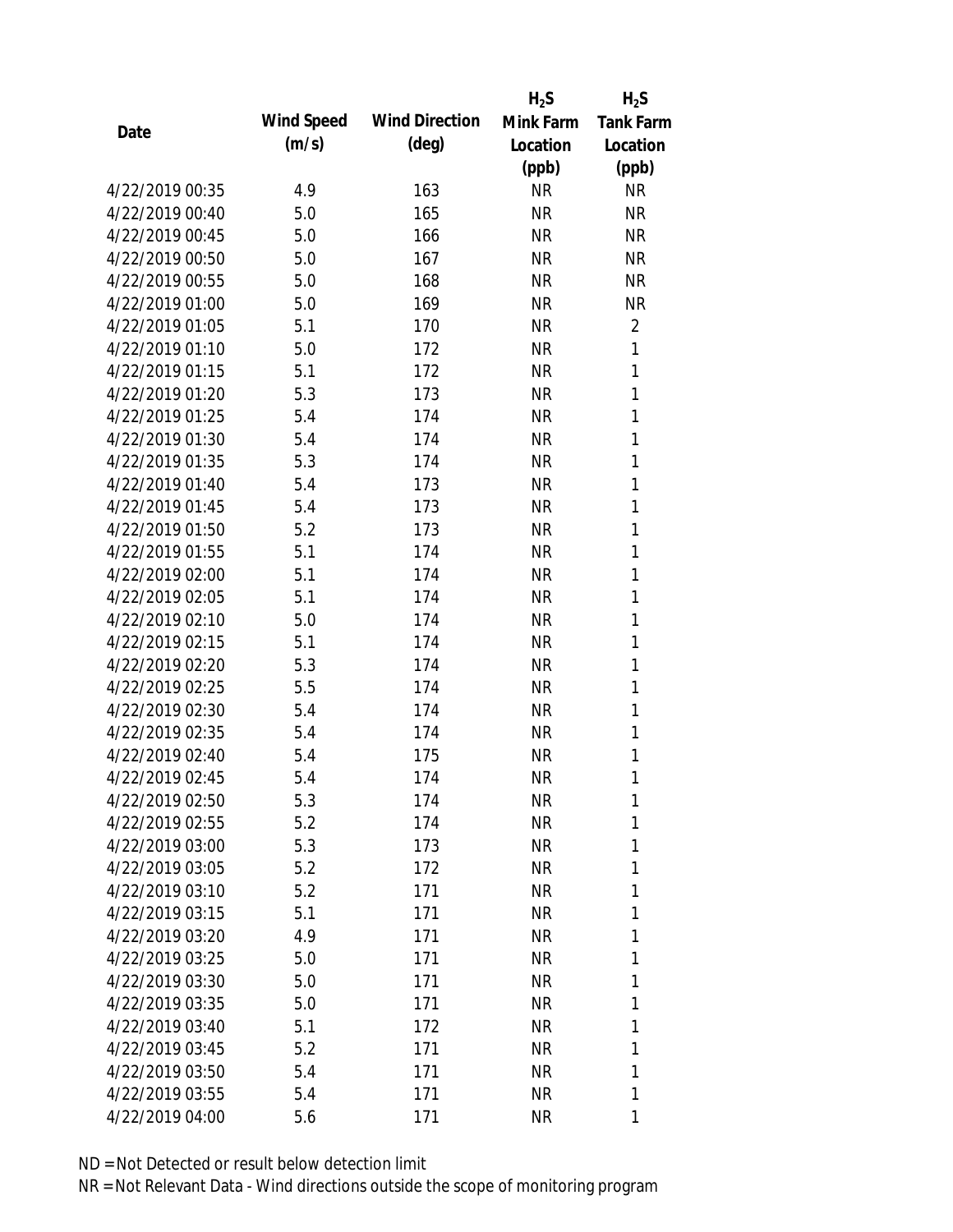| Date | Wind Speed (m/s) | Wind Direction (deg) | $H_2S$ Mink Farm Location (ppb) | $H_2S$ Tank Farm Location (ppb) |
|---|---|---|---|---|
| 4/22/2019 00:35 | 4.9 | 163 | NR | NR |
| 4/22/2019 00:40 | 5.0 | 165 | NR | NR |
| 4/22/2019 00:45 | 5.0 | 166 | NR | NR |
| 4/22/2019 00:50 | 5.0 | 167 | NR | NR |
| 4/22/2019 00:55 | 5.0 | 168 | NR | NR |
| 4/22/2019 01:00 | 5.0 | 169 | NR | NR |
| 4/22/2019 01:05 | 5.1 | 170 | NR | 2 |
| 4/22/2019 01:10 | 5.0 | 172 | NR | 1 |
| 4/22/2019 01:15 | 5.1 | 172 | NR | 1 |
| 4/22/2019 01:20 | 5.3 | 173 | NR | 1 |
| 4/22/2019 01:25 | 5.4 | 174 | NR | 1 |
| 4/22/2019 01:30 | 5.4 | 174 | NR | 1 |
| 4/22/2019 01:35 | 5.3 | 174 | NR | 1 |
| 4/22/2019 01:40 | 5.4 | 173 | NR | 1 |
| 4/22/2019 01:45 | 5.4 | 173 | NR | 1 |
| 4/22/2019 01:50 | 5.2 | 173 | NR | 1 |
| 4/22/2019 01:55 | 5.1 | 174 | NR | 1 |
| 4/22/2019 02:00 | 5.1 | 174 | NR | 1 |
| 4/22/2019 02:05 | 5.1 | 174 | NR | 1 |
| 4/22/2019 02:10 | 5.0 | 174 | NR | 1 |
| 4/22/2019 02:15 | 5.1 | 174 | NR | 1 |
| 4/22/2019 02:20 | 5.3 | 174 | NR | 1 |
| 4/22/2019 02:25 | 5.5 | 174 | NR | 1 |
| 4/22/2019 02:30 | 5.4 | 174 | NR | 1 |
| 4/22/2019 02:35 | 5.4 | 174 | NR | 1 |
| 4/22/2019 02:40 | 5.4 | 175 | NR | 1 |
| 4/22/2019 02:45 | 5.4 | 174 | NR | 1 |
| 4/22/2019 02:50 | 5.3 | 174 | NR | 1 |
| 4/22/2019 02:55 | 5.2 | 174 | NR | 1 |
| 4/22/2019 03:00 | 5.3 | 173 | NR | 1 |
| 4/22/2019 03:05 | 5.2 | 172 | NR | 1 |
| 4/22/2019 03:10 | 5.2 | 171 | NR | 1 |
| 4/22/2019 03:15 | 5.1 | 171 | NR | 1 |
| 4/22/2019 03:20 | 4.9 | 171 | NR | 1 |
| 4/22/2019 03:25 | 5.0 | 171 | NR | 1 |
| 4/22/2019 03:30 | 5.0 | 171 | NR | 1 |
| 4/22/2019 03:35 | 5.0 | 171 | NR | 1 |
| 4/22/2019 03:40 | 5.1 | 172 | NR | 1 |
| 4/22/2019 03:45 | 5.2 | 171 | NR | 1 |
| 4/22/2019 03:50 | 5.4 | 171 | NR | 1 |
| 4/22/2019 03:55 | 5.4 | 171 | NR | 1 |
| 4/22/2019 04:00 | 5.6 | 171 | NR | 1 |

ND = Not Detected or result below detection limit

NR = Not Relevant Data - Wind directions outside the scope of monitoring program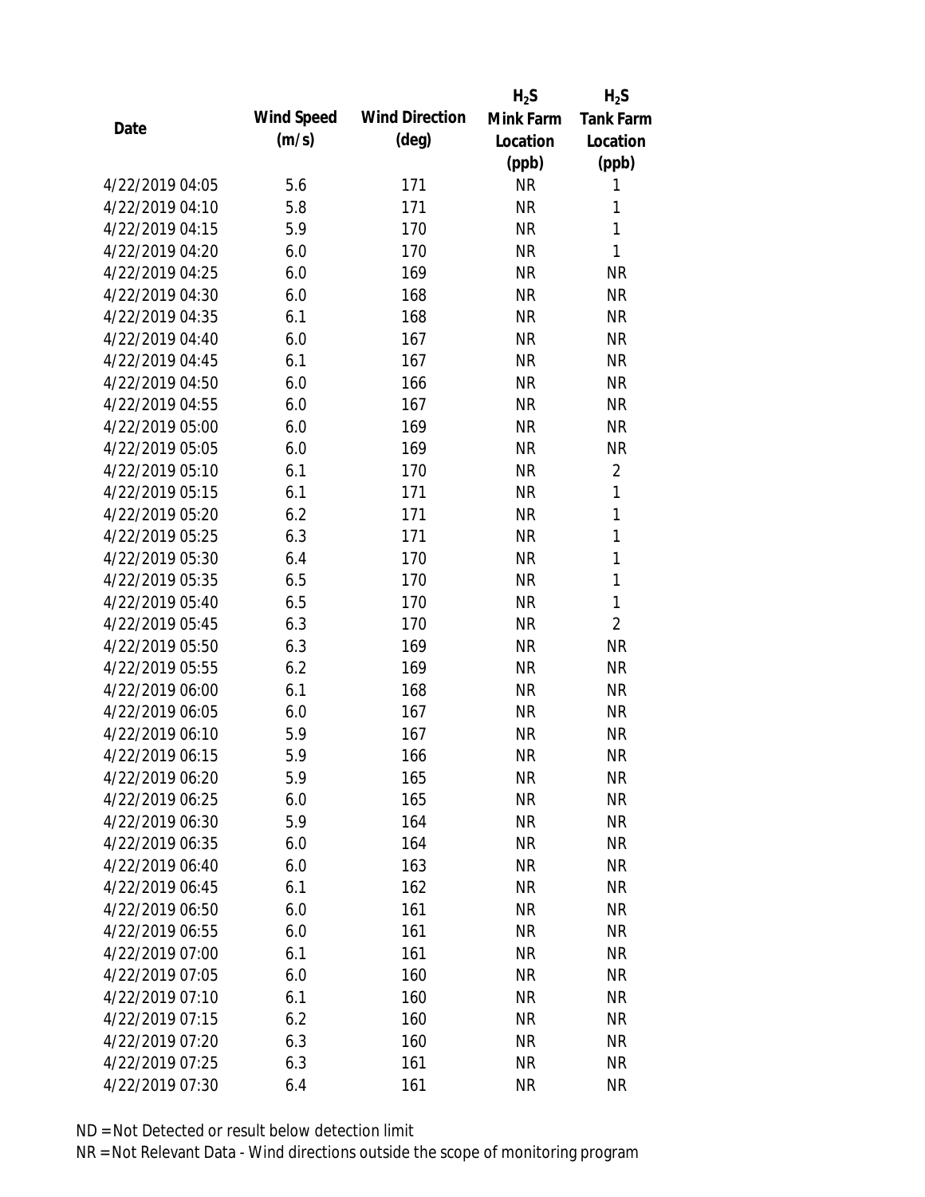| Date | Wind Speed (m/s) | Wind Direction (deg) | $H_2S$ Mink Farm Location (ppb) | $H_2S$ Tank Farm Location (ppb) |
|---|---|---|---|---|
| 4/22/2019 04:05 | 5.6 | 171 | NR | 1 |
| 4/22/2019 04:10 | 5.8 | 171 | NR | 1 |
| 4/22/2019 04:15 | 5.9 | 170 | NR | 1 |
| 4/22/2019 04:20 | 6.0 | 170 | NR | 1 |
| 4/22/2019 04:25 | 6.0 | 169 | NR | NR |
| 4/22/2019 04:30 | 6.0 | 168 | NR | NR |
| 4/22/2019 04:35 | 6.1 | 168 | NR | NR |
| 4/22/2019 04:40 | 6.0 | 167 | NR | NR |
| 4/22/2019 04:45 | 6.1 | 167 | NR | NR |
| 4/22/2019 04:50 | 6.0 | 166 | NR | NR |
| 4/22/2019 04:55 | 6.0 | 167 | NR | NR |
| 4/22/2019 05:00 | 6.0 | 169 | NR | NR |
| 4/22/2019 05:05 | 6.0 | 169 | NR | NR |
| 4/22/2019 05:10 | 6.1 | 170 | NR | 2 |
| 4/22/2019 05:15 | 6.1 | 171 | NR | 1 |
| 4/22/2019 05:20 | 6.2 | 171 | NR | 1 |
| 4/22/2019 05:25 | 6.3 | 171 | NR | 1 |
| 4/22/2019 05:30 | 6.4 | 170 | NR | 1 |
| 4/22/2019 05:35 | 6.5 | 170 | NR | 1 |
| 4/22/2019 05:40 | 6.5 | 170 | NR | 1 |
| 4/22/2019 05:45 | 6.3 | 170 | NR | 2 |
| 4/22/2019 05:50 | 6.3 | 169 | NR | NR |
| 4/22/2019 05:55 | 6.2 | 169 | NR | NR |
| 4/22/2019 06:00 | 6.1 | 168 | NR | NR |
| 4/22/2019 06:05 | 6.0 | 167 | NR | NR |
| 4/22/2019 06:10 | 5.9 | 167 | NR | NR |
| 4/22/2019 06:15 | 5.9 | 166 | NR | NR |
| 4/22/2019 06:20 | 5.9 | 165 | NR | NR |
| 4/22/2019 06:25 | 6.0 | 165 | NR | NR |
| 4/22/2019 06:30 | 5.9 | 164 | NR | NR |
| 4/22/2019 06:35 | 6.0 | 164 | NR | NR |
| 4/22/2019 06:40 | 6.0 | 163 | NR | NR |
| 4/22/2019 06:45 | 6.1 | 162 | NR | NR |
| 4/22/2019 06:50 | 6.0 | 161 | NR | NR |
| 4/22/2019 06:55 | 6.0 | 161 | NR | NR |
| 4/22/2019 07:00 | 6.1 | 161 | NR | NR |
| 4/22/2019 07:05 | 6.0 | 160 | NR | NR |
| 4/22/2019 07:10 | 6.1 | 160 | NR | NR |
| 4/22/2019 07:15 | 6.2 | 160 | NR | NR |
| 4/22/2019 07:20 | 6.3 | 160 | NR | NR |
| 4/22/2019 07:25 | 6.3 | 161 | NR | NR |
| 4/22/2019 07:30 | 6.4 | 161 | NR | NR |

ND = Not Detected or result below detection limit

NR = Not Relevant Data - Wind directions outside the scope of monitoring program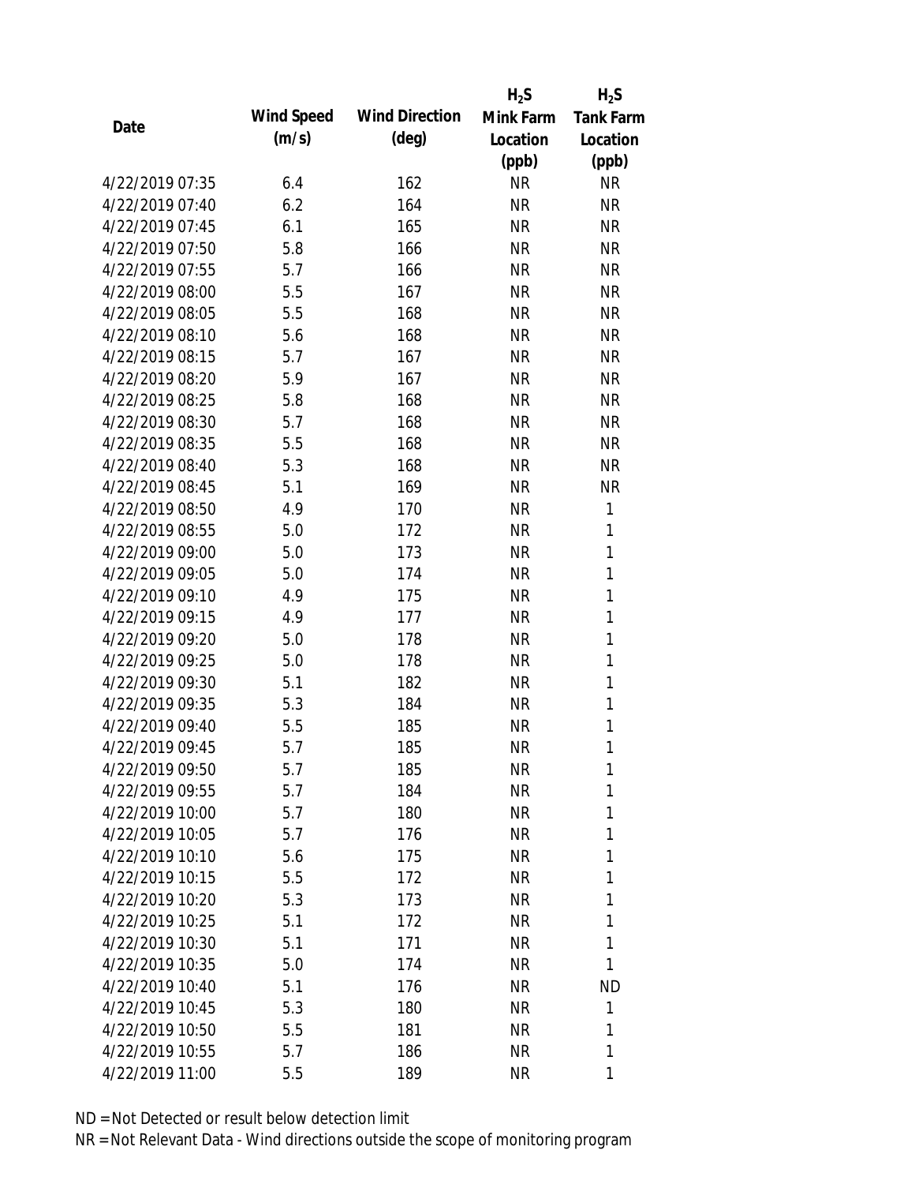| Date | Wind Speed (m/s) | Wind Direction (deg) | $H_2S$ Mink Farm Location (ppb) | $H_2S$ Tank Farm Location (ppb) |
|---|---|---|---|---|
| 4/22/2019 07:35 | 6.4 | 162 | NR | NR |
| 4/22/2019 07:40 | 6.2 | 164 | NR | NR |
| 4/22/2019 07:45 | 6.1 | 165 | NR | NR |
| 4/22/2019 07:50 | 5.8 | 166 | NR | NR |
| 4/22/2019 07:55 | 5.7 | 166 | NR | NR |
| 4/22/2019 08:00 | 5.5 | 167 | NR | NR |
| 4/22/2019 08:05 | 5.5 | 168 | NR | NR |
| 4/22/2019 08:10 | 5.6 | 168 | NR | NR |
| 4/22/2019 08:15 | 5.7 | 167 | NR | NR |
| 4/22/2019 08:20 | 5.9 | 167 | NR | NR |
| 4/22/2019 08:25 | 5.8 | 168 | NR | NR |
| 4/22/2019 08:30 | 5.7 | 168 | NR | NR |
| 4/22/2019 08:35 | 5.5 | 168 | NR | NR |
| 4/22/2019 08:40 | 5.3 | 168 | NR | NR |
| 4/22/2019 08:45 | 5.1 | 169 | NR | NR |
| 4/22/2019 08:50 | 4.9 | 170 | NR | 1 |
| 4/22/2019 08:55 | 5.0 | 172 | NR | 1 |
| 4/22/2019 09:00 | 5.0 | 173 | NR | 1 |
| 4/22/2019 09:05 | 5.0 | 174 | NR | 1 |
| 4/22/2019 09:10 | 4.9 | 175 | NR | 1 |
| 4/22/2019 09:15 | 4.9 | 177 | NR | 1 |
| 4/22/2019 09:20 | 5.0 | 178 | NR | 1 |
| 4/22/2019 09:25 | 5.0 | 178 | NR | 1 |
| 4/22/2019 09:30 | 5.1 | 182 | NR | 1 |
| 4/22/2019 09:35 | 5.3 | 184 | NR | 1 |
| 4/22/2019 09:40 | 5.5 | 185 | NR | 1 |
| 4/22/2019 09:45 | 5.7 | 185 | NR | 1 |
| 4/22/2019 09:50 | 5.7 | 185 | NR | 1 |
| 4/22/2019 09:55 | 5.7 | 184 | NR | 1 |
| 4/22/2019 10:00 | 5.7 | 180 | NR | 1 |
| 4/22/2019 10:05 | 5.7 | 176 | NR | 1 |
| 4/22/2019 10:10 | 5.6 | 175 | NR | 1 |
| 4/22/2019 10:15 | 5.5 | 172 | NR | 1 |
| 4/22/2019 10:20 | 5.3 | 173 | NR | 1 |
| 4/22/2019 10:25 | 5.1 | 172 | NR | 1 |
| 4/22/2019 10:30 | 5.1 | 171 | NR | 1 |
| 4/22/2019 10:35 | 5.0 | 174 | NR | 1 |
| 4/22/2019 10:40 | 5.1 | 176 | NR | ND |
| 4/22/2019 10:45 | 5.3 | 180 | NR | 1 |
| 4/22/2019 10:50 | 5.5 | 181 | NR | 1 |
| 4/22/2019 10:55 | 5.7 | 186 | NR | 1 |
| 4/22/2019 11:00 | 5.5 | 189 | NR | 1 |

ND = Not Detected or result below detection limit

NR = Not Relevant Data - Wind directions outside the scope of monitoring program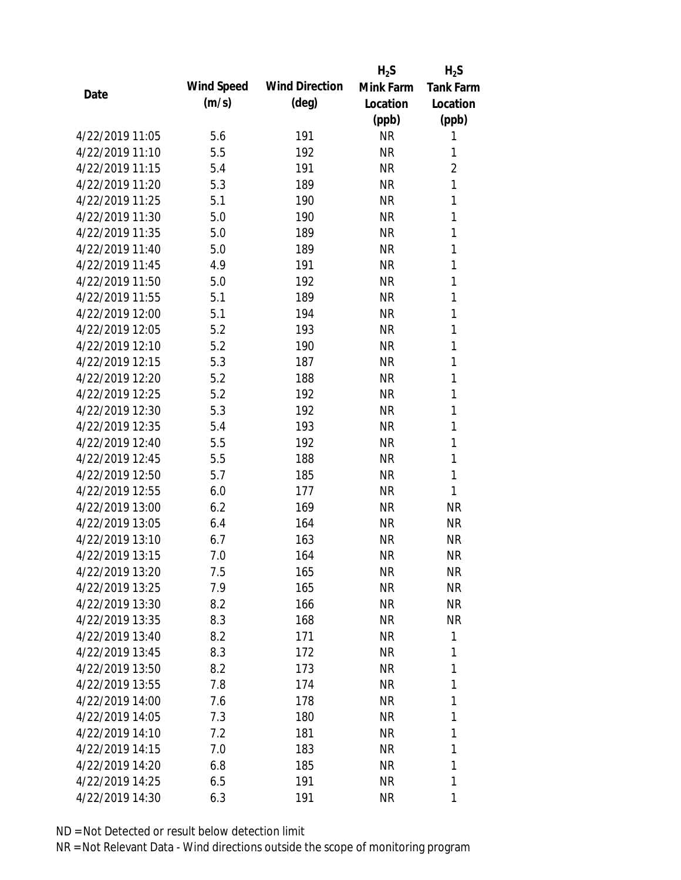| Date | Wind Speed (m/s) | Wind Direction (deg) | $H_2S$ Mink Farm Location (ppb) | $H_2S$ Tank Farm Location (ppb) |
|---|---|---|---|---|
| 4/22/2019 11:05 | 5.6 | 191 | NR | 1 |
| 4/22/2019 11:10 | 5.5 | 192 | NR | 1 |
| 4/22/2019 11:15 | 5.4 | 191 | NR | 2 |
| 4/22/2019 11:20 | 5.3 | 189 | NR | 1 |
| 4/22/2019 11:25 | 5.1 | 190 | NR | 1 |
| 4/22/2019 11:30 | 5.0 | 190 | NR | 1 |
| 4/22/2019 11:35 | 5.0 | 189 | NR | 1 |
| 4/22/2019 11:40 | 5.0 | 189 | NR | 1 |
| 4/22/2019 11:45 | 4.9 | 191 | NR | 1 |
| 4/22/2019 11:50 | 5.0 | 192 | NR | 1 |
| 4/22/2019 11:55 | 5.1 | 189 | NR | 1 |
| 4/22/2019 12:00 | 5.1 | 194 | NR | 1 |
| 4/22/2019 12:05 | 5.2 | 193 | NR | 1 |
| 4/22/2019 12:10 | 5.2 | 190 | NR | 1 |
| 4/22/2019 12:15 | 5.3 | 187 | NR | 1 |
| 4/22/2019 12:20 | 5.2 | 188 | NR | 1 |
| 4/22/2019 12:25 | 5.2 | 192 | NR | 1 |
| 4/22/2019 12:30 | 5.3 | 192 | NR | 1 |
| 4/22/2019 12:35 | 5.4 | 193 | NR | 1 |
| 4/22/2019 12:40 | 5.5 | 192 | NR | 1 |
| 4/22/2019 12:45 | 5.5 | 188 | NR | 1 |
| 4/22/2019 12:50 | 5.7 | 185 | NR | 1 |
| 4/22/2019 12:55 | 6.0 | 177 | NR | 1 |
| 4/22/2019 13:00 | 6.2 | 169 | NR | NR |
| 4/22/2019 13:05 | 6.4 | 164 | NR | NR |
| 4/22/2019 13:10 | 6.7 | 163 | NR | NR |
| 4/22/2019 13:15 | 7.0 | 164 | NR | NR |
| 4/22/2019 13:20 | 7.5 | 165 | NR | NR |
| 4/22/2019 13:25 | 7.9 | 165 | NR | NR |
| 4/22/2019 13:30 | 8.2 | 166 | NR | NR |
| 4/22/2019 13:35 | 8.3 | 168 | NR | NR |
| 4/22/2019 13:40 | 8.2 | 171 | NR | 1 |
| 4/22/2019 13:45 | 8.3 | 172 | NR | 1 |
| 4/22/2019 13:50 | 8.2 | 173 | NR | 1 |
| 4/22/2019 13:55 | 7.8 | 174 | NR | 1 |
| 4/22/2019 14:00 | 7.6 | 178 | NR | 1 |
| 4/22/2019 14:05 | 7.3 | 180 | NR | 1 |
| 4/22/2019 14:10 | 7.2 | 181 | NR | 1 |
| 4/22/2019 14:15 | 7.0 | 183 | NR | 1 |
| 4/22/2019 14:20 | 6.8 | 185 | NR | 1 |
| 4/22/2019 14:25 | 6.5 | 191 | NR | 1 |
| 4/22/2019 14:30 | 6.3 | 191 | NR | 1 |

ND = Not Detected or result below detection limit

NR = Not Relevant Data - Wind directions outside the scope of monitoring program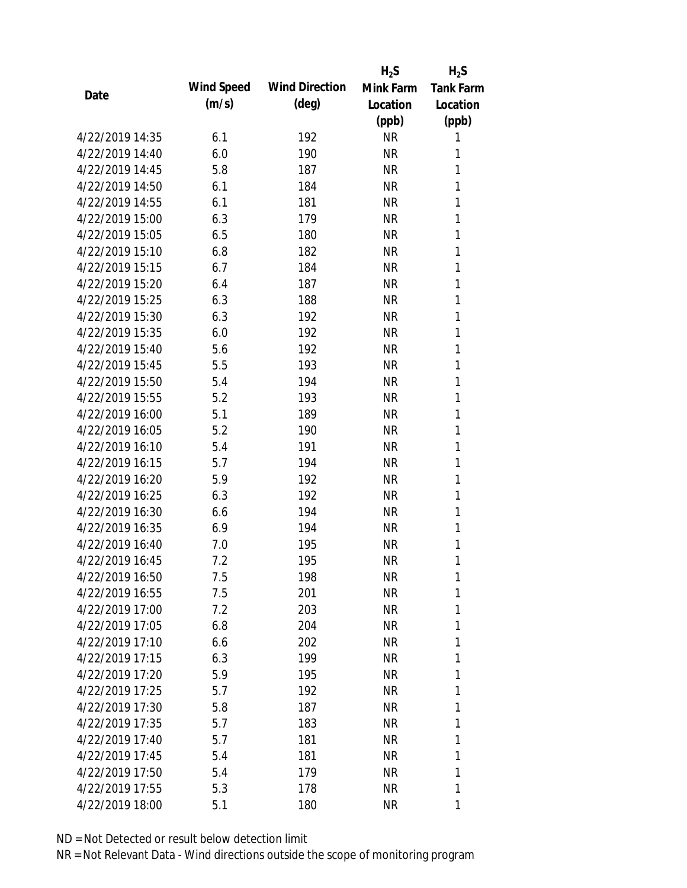| Date | Wind Speed (m/s) | Wind Direction (deg) | $H_2S$ Mink Farm Location (ppb) | $H_2S$ Tank Farm Location (ppb) |
|---|---|---|---|---|
| 4/22/2019 14:35 | 6.1 | 192 | NR | 1 |
| 4/22/2019 14:40 | 6.0 | 190 | NR | 1 |
| 4/22/2019 14:45 | 5.8 | 187 | NR | 1 |
| 4/22/2019 14:50 | 6.1 | 184 | NR | 1 |
| 4/22/2019 14:55 | 6.1 | 181 | NR | 1 |
| 4/22/2019 15:00 | 6.3 | 179 | NR | 1 |
| 4/22/2019 15:05 | 6.5 | 180 | NR | 1 |
| 4/22/2019 15:10 | 6.8 | 182 | NR | 1 |
| 4/22/2019 15:15 | 6.7 | 184 | NR | 1 |
| 4/22/2019 15:20 | 6.4 | 187 | NR | 1 |
| 4/22/2019 15:25 | 6.3 | 188 | NR | 1 |
| 4/22/2019 15:30 | 6.3 | 192 | NR | 1 |
| 4/22/2019 15:35 | 6.0 | 192 | NR | 1 |
| 4/22/2019 15:40 | 5.6 | 192 | NR | 1 |
| 4/22/2019 15:45 | 5.5 | 193 | NR | 1 |
| 4/22/2019 15:50 | 5.4 | 194 | NR | 1 |
| 4/22/2019 15:55 | 5.2 | 193 | NR | 1 |
| 4/22/2019 16:00 | 5.1 | 189 | NR | 1 |
| 4/22/2019 16:05 | 5.2 | 190 | NR | 1 |
| 4/22/2019 16:10 | 5.4 | 191 | NR | 1 |
| 4/22/2019 16:15 | 5.7 | 194 | NR | 1 |
| 4/22/2019 16:20 | 5.9 | 192 | NR | 1 |
| 4/22/2019 16:25 | 6.3 | 192 | NR | 1 |
| 4/22/2019 16:30 | 6.6 | 194 | NR | 1 |
| 4/22/2019 16:35 | 6.9 | 194 | NR | 1 |
| 4/22/2019 16:40 | 7.0 | 195 | NR | 1 |
| 4/22/2019 16:45 | 7.2 | 195 | NR | 1 |
| 4/22/2019 16:50 | 7.5 | 198 | NR | 1 |
| 4/22/2019 16:55 | 7.5 | 201 | NR | 1 |
| 4/22/2019 17:00 | 7.2 | 203 | NR | 1 |
| 4/22/2019 17:05 | 6.8 | 204 | NR | 1 |
| 4/22/2019 17:10 | 6.6 | 202 | NR | 1 |
| 4/22/2019 17:15 | 6.3 | 199 | NR | 1 |
| 4/22/2019 17:20 | 5.9 | 195 | NR | 1 |
| 4/22/2019 17:25 | 5.7 | 192 | NR | 1 |
| 4/22/2019 17:30 | 5.8 | 187 | NR | 1 |
| 4/22/2019 17:35 | 5.7 | 183 | NR | 1 |
| 4/22/2019 17:40 | 5.7 | 181 | NR | 1 |
| 4/22/2019 17:45 | 5.4 | 181 | NR | 1 |
| 4/22/2019 17:50 | 5.4 | 179 | NR | 1 |
| 4/22/2019 17:55 | 5.3 | 178 | NR | 1 |
| 4/22/2019 18:00 | 5.1 | 180 | NR | 1 |

ND = Not Detected or result below detection limit

NR = Not Relevant Data - Wind directions outside the scope of monitoring program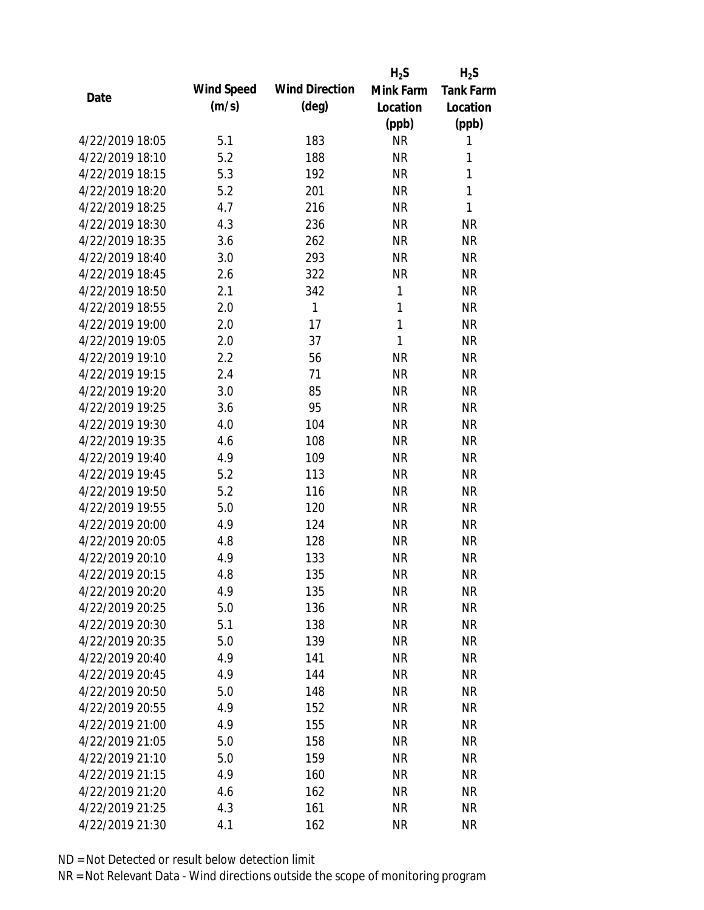| Date | Wind Speed (m/s) | Wind Direction (deg) | $H_2S$ Mink Farm Location (ppb) | $H_2S$ Tank Farm Location (ppb) |
|---|---|---|---|---|
| 4/22/2019 18:05 | 5.1 | 183 | NR | 1 |
| 4/22/2019 18:10 | 5.2 | 188 | NR | 1 |
| 4/22/2019 18:15 | 5.3 | 192 | NR | 1 |
| 4/22/2019 18:20 | 5.2 | 201 | NR | 1 |
| 4/22/2019 18:25 | 4.7 | 216 | NR | 1 |
| 4/22/2019 18:30 | 4.3 | 236 | NR | NR |
| 4/22/2019 18:35 | 3.6 | 262 | NR | NR |
| 4/22/2019 18:40 | 3.0 | 293 | NR | NR |
| 4/22/2019 18:45 | 2.6 | 322 | NR | NR |
| 4/22/2019 18:50 | 2.1 | 342 | 1 | NR |
| 4/22/2019 18:55 | 2.0 | 1 | 1 | NR |
| 4/22/2019 19:00 | 2.0 | 17 | 1 | NR |
| 4/22/2019 19:05 | 2.0 | 37 | 1 | NR |
| 4/22/2019 19:10 | 2.2 | 56 | NR | NR |
| 4/22/2019 19:15 | 2.4 | 71 | NR | NR |
| 4/22/2019 19:20 | 3.0 | 85 | NR | NR |
| 4/22/2019 19:25 | 3.6 | 95 | NR | NR |
| 4/22/2019 19:30 | 4.0 | 104 | NR | NR |
| 4/22/2019 19:35 | 4.6 | 108 | NR | NR |
| 4/22/2019 19:40 | 4.9 | 109 | NR | NR |
| 4/22/2019 19:45 | 5.2 | 113 | NR | NR |
| 4/22/2019 19:50 | 5.2 | 116 | NR | NR |
| 4/22/2019 19:55 | 5.0 | 120 | NR | NR |
| 4/22/2019 20:00 | 4.9 | 124 | NR | NR |
| 4/22/2019 20:05 | 4.8 | 128 | NR | NR |
| 4/22/2019 20:10 | 4.9 | 133 | NR | NR |
| 4/22/2019 20:15 | 4.8 | 135 | NR | NR |
| 4/22/2019 20:20 | 4.9 | 135 | NR | NR |
| 4/22/2019 20:25 | 5.0 | 136 | NR | NR |
| 4/22/2019 20:30 | 5.1 | 138 | NR | NR |
| 4/22/2019 20:35 | 5.0 | 139 | NR | NR |
| 4/22/2019 20:40 | 4.9 | 141 | NR | NR |
| 4/22/2019 20:45 | 4.9 | 144 | NR | NR |
| 4/22/2019 20:50 | 5.0 | 148 | NR | NR |
| 4/22/2019 20:55 | 4.9 | 152 | NR | NR |
| 4/22/2019 21:00 | 4.9 | 155 | NR | NR |
| 4/22/2019 21:05 | 5.0 | 158 | NR | NR |
| 4/22/2019 21:10 | 5.0 | 159 | NR | NR |
| 4/22/2019 21:15 | 4.9 | 160 | NR | NR |
| 4/22/2019 21:20 | 4.6 | 162 | NR | NR |
| 4/22/2019 21:25 | 4.3 | 161 | NR | NR |
| 4/22/2019 21:30 | 4.1 | 162 | NR | NR |

ND = Not Detected or result below detection limit

NR = Not Relevant Data - Wind directions outside the scope of monitoring program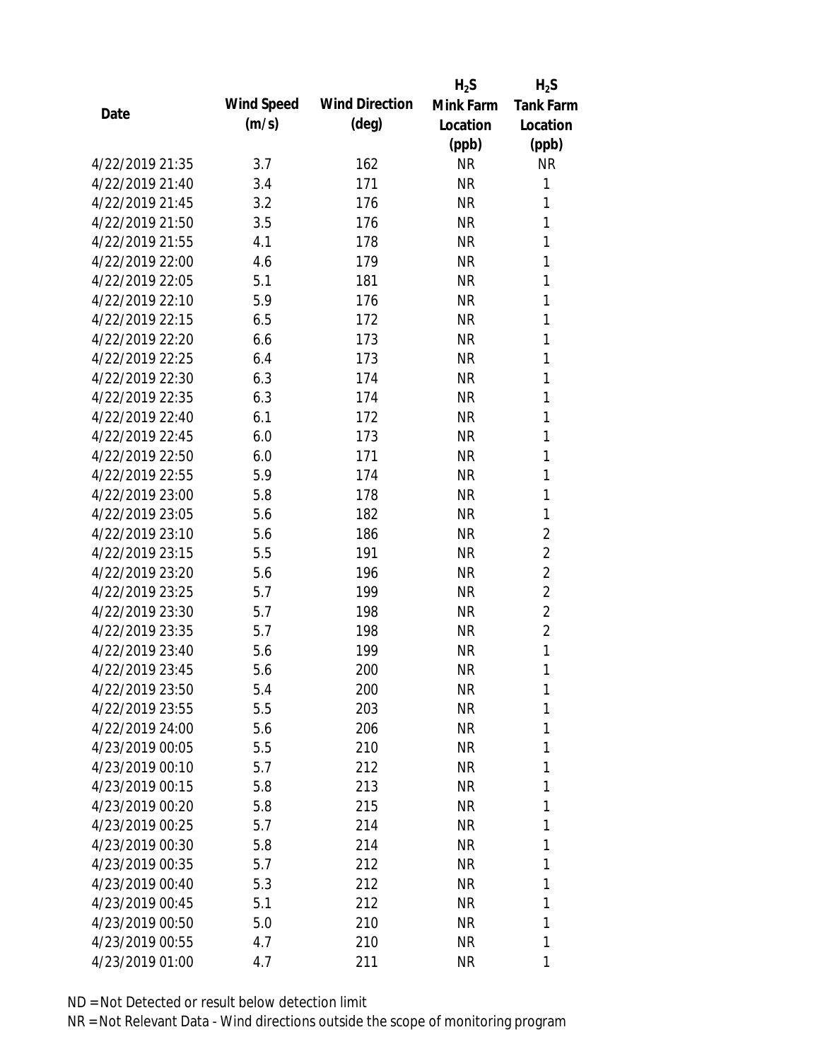| Date | Wind Speed (m/s) | Wind Direction (deg) | $H_2S$ Mink Farm Location (ppb) | $H_2S$ Tank Farm Location (ppb) |
|---|---|---|---|---|
| 4/22/2019 21:35 | 3.7 | 162 | NR | NR |
| 4/22/2019 21:40 | 3.4 | 171 | NR | 1 |
| 4/22/2019 21:45 | 3.2 | 176 | NR | 1 |
| 4/22/2019 21:50 | 3.5 | 176 | NR | 1 |
| 4/22/2019 21:55 | 4.1 | 178 | NR | 1 |
| 4/22/2019 22:00 | 4.6 | 179 | NR | 1 |
| 4/22/2019 22:05 | 5.1 | 181 | NR | 1 |
| 4/22/2019 22:10 | 5.9 | 176 | NR | 1 |
| 4/22/2019 22:15 | 6.5 | 172 | NR | 1 |
| 4/22/2019 22:20 | 6.6 | 173 | NR | 1 |
| 4/22/2019 22:25 | 6.4 | 173 | NR | 1 |
| 4/22/2019 22:30 | 6.3 | 174 | NR | 1 |
| 4/22/2019 22:35 | 6.3 | 174 | NR | 1 |
| 4/22/2019 22:40 | 6.1 | 172 | NR | 1 |
| 4/22/2019 22:45 | 6.0 | 173 | NR | 1 |
| 4/22/2019 22:50 | 6.0 | 171 | NR | 1 |
| 4/22/2019 22:55 | 5.9 | 174 | NR | 1 |
| 4/22/2019 23:00 | 5.8 | 178 | NR | 1 |
| 4/22/2019 23:05 | 5.6 | 182 | NR | 1 |
| 4/22/2019 23:10 | 5.6 | 186 | NR | 2 |
| 4/22/2019 23:15 | 5.5 | 191 | NR | 2 |
| 4/22/2019 23:20 | 5.6 | 196 | NR | 2 |
| 4/22/2019 23:25 | 5.7 | 199 | NR | 2 |
| 4/22/2019 23:30 | 5.7 | 198 | NR | 2 |
| 4/22/2019 23:35 | 5.7 | 198 | NR | 2 |
| 4/22/2019 23:40 | 5.6 | 199 | NR | 1 |
| 4/22/2019 23:45 | 5.6 | 200 | NR | 1 |
| 4/22/2019 23:50 | 5.4 | 200 | NR | 1 |
| 4/22/2019 23:55 | 5.5 | 203 | NR | 1 |
| 4/22/2019 24:00 | 5.6 | 206 | NR | 1 |
| 4/23/2019 00:05 | 5.5 | 210 | NR | 1 |
| 4/23/2019 00:10 | 5.7 | 212 | NR | 1 |
| 4/23/2019 00:15 | 5.8 | 213 | NR | 1 |
| 4/23/2019 00:20 | 5.8 | 215 | NR | 1 |
| 4/23/2019 00:25 | 5.7 | 214 | NR | 1 |
| 4/23/2019 00:30 | 5.8 | 214 | NR | 1 |
| 4/23/2019 00:35 | 5.7 | 212 | NR | 1 |
| 4/23/2019 00:40 | 5.3 | 212 | NR | 1 |
| 4/23/2019 00:45 | 5.1 | 212 | NR | 1 |
| 4/23/2019 00:50 | 5.0 | 210 | NR | 1 |
| 4/23/2019 00:55 | 4.7 | 210 | NR | 1 |
| 4/23/2019 01:00 | 4.7 | 211 | NR | 1 |

ND = Not Detected or result below detection limit

NR = Not Relevant Data - Wind directions outside the scope of monitoring program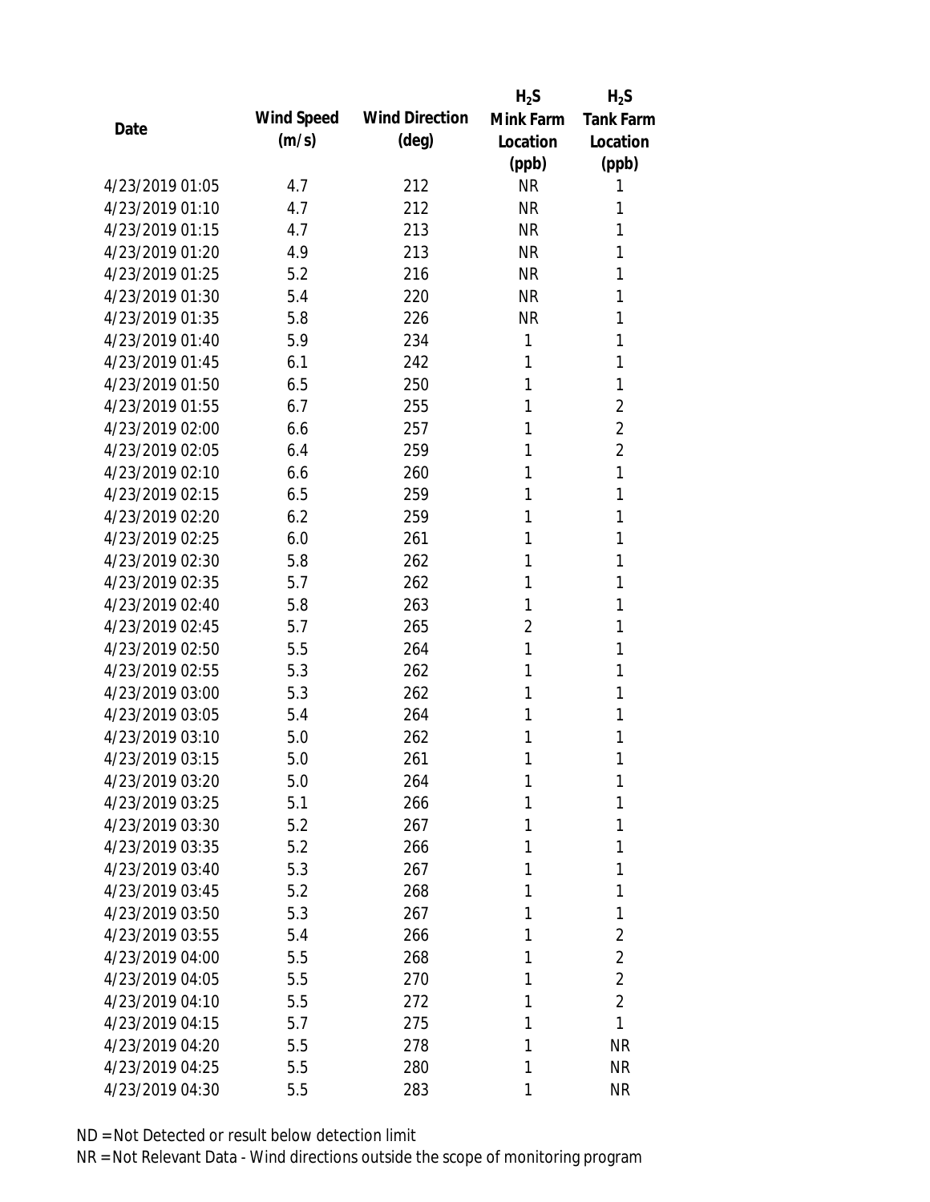| Date | Wind Speed (m/s) | Wind Direction (deg) | $H_2S$ Mink Farm Location (ppb) | $H_2S$ Tank Farm Location (ppb) |
|---|---|---|---|---|
| 4/23/2019 01:05 | 4.7 | 212 | NR | 1 |
| 4/23/2019 01:10 | 4.7 | 212 | NR | 1 |
| 4/23/2019 01:15 | 4.7 | 213 | NR | 1 |
| 4/23/2019 01:20 | 4.9 | 213 | NR | 1 |
| 4/23/2019 01:25 | 5.2 | 216 | NR | 1 |
| 4/23/2019 01:30 | 5.4 | 220 | NR | 1 |
| 4/23/2019 01:35 | 5.8 | 226 | NR | 1 |
| 4/23/2019 01:40 | 5.9 | 234 | 1 | 1 |
| 4/23/2019 01:45 | 6.1 | 242 | 1 | 1 |
| 4/23/2019 01:50 | 6.5 | 250 | 1 | 1 |
| 4/23/2019 01:55 | 6.7 | 255 | 1 | 2 |
| 4/23/2019 02:00 | 6.6 | 257 | 1 | 2 |
| 4/23/2019 02:05 | 6.4 | 259 | 1 | 2 |
| 4/23/2019 02:10 | 6.6 | 260 | 1 | 1 |
| 4/23/2019 02:15 | 6.5 | 259 | 1 | 1 |
| 4/23/2019 02:20 | 6.2 | 259 | 1 | 1 |
| 4/23/2019 02:25 | 6.0 | 261 | 1 | 1 |
| 4/23/2019 02:30 | 5.8 | 262 | 1 | 1 |
| 4/23/2019 02:35 | 5.7 | 262 | 1 | 1 |
| 4/23/2019 02:40 | 5.8 | 263 | 1 | 1 |
| 4/23/2019 02:45 | 5.7 | 265 | 2 | 1 |
| 4/23/2019 02:50 | 5.5 | 264 | 1 | 1 |
| 4/23/2019 02:55 | 5.3 | 262 | 1 | 1 |
| 4/23/2019 03:00 | 5.3 | 262 | 1 | 1 |
| 4/23/2019 03:05 | 5.4 | 264 | 1 | 1 |
| 4/23/2019 03:10 | 5.0 | 262 | 1 | 1 |
| 4/23/2019 03:15 | 5.0 | 261 | 1 | 1 |
| 4/23/2019 03:20 | 5.0 | 264 | 1 | 1 |
| 4/23/2019 03:25 | 5.1 | 266 | 1 | 1 |
| 4/23/2019 03:30 | 5.2 | 267 | 1 | 1 |
| 4/23/2019 03:35 | 5.2 | 266 | 1 | 1 |
| 4/23/2019 03:40 | 5.3 | 267 | 1 | 1 |
| 4/23/2019 03:45 | 5.2 | 268 | 1 | 1 |
| 4/23/2019 03:50 | 5.3 | 267 | 1 | 1 |
| 4/23/2019 03:55 | 5.4 | 266 | 1 | 2 |
| 4/23/2019 04:00 | 5.5 | 268 | 1 | 2 |
| 4/23/2019 04:05 | 5.5 | 270 | 1 | 2 |
| 4/23/2019 04:10 | 5.5 | 272 | 1 | 2 |
| 4/23/2019 04:15 | 5.7 | 275 | 1 | 1 |
| 4/23/2019 04:20 | 5.5 | 278 | 1 | NR |
| 4/23/2019 04:25 | 5.5 | 280 | 1 | NR |
| 4/23/2019 04:30 | 5.5 | 283 | 1 | NR |

ND = Not Detected or result below detection limit

NR = Not Relevant Data - Wind directions outside the scope of monitoring program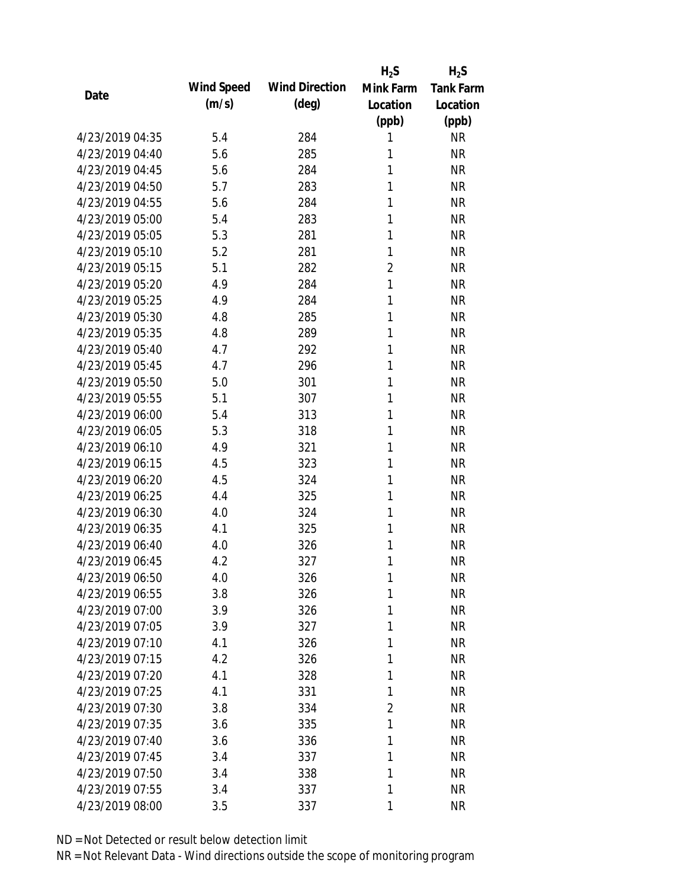| Date | Wind Speed (m/s) | Wind Direction (deg) | $H_2S$ Mink Farm Location (ppb) | $H_2S$ Tank Farm Location (ppb) |
|---|---|---|---|---|
| 4/23/2019 04:35 | 5.4 | 284 | 1 | NR |
| 4/23/2019 04:40 | 5.6 | 285 | 1 | NR |
| 4/23/2019 04:45 | 5.6 | 284 | 1 | NR |
| 4/23/2019 04:50 | 5.7 | 283 | 1 | NR |
| 4/23/2019 04:55 | 5.6 | 284 | 1 | NR |
| 4/23/2019 05:00 | 5.4 | 283 | 1 | NR |
| 4/23/2019 05:05 | 5.3 | 281 | 1 | NR |
| 4/23/2019 05:10 | 5.2 | 281 | 1 | NR |
| 4/23/2019 05:15 | 5.1 | 282 | 2 | NR |
| 4/23/2019 05:20 | 4.9 | 284 | 1 | NR |
| 4/23/2019 05:25 | 4.9 | 284 | 1 | NR |
| 4/23/2019 05:30 | 4.8 | 285 | 1 | NR |
| 4/23/2019 05:35 | 4.8 | 289 | 1 | NR |
| 4/23/2019 05:40 | 4.7 | 292 | 1 | NR |
| 4/23/2019 05:45 | 4.7 | 296 | 1 | NR |
| 4/23/2019 05:50 | 5.0 | 301 | 1 | NR |
| 4/23/2019 05:55 | 5.1 | 307 | 1 | NR |
| 4/23/2019 06:00 | 5.4 | 313 | 1 | NR |
| 4/23/2019 06:05 | 5.3 | 318 | 1 | NR |
| 4/23/2019 06:10 | 4.9 | 321 | 1 | NR |
| 4/23/2019 06:15 | 4.5 | 323 | 1 | NR |
| 4/23/2019 06:20 | 4.5 | 324 | 1 | NR |
| 4/23/2019 06:25 | 4.4 | 325 | 1 | NR |
| 4/23/2019 06:30 | 4.0 | 324 | 1 | NR |
| 4/23/2019 06:35 | 4.1 | 325 | 1 | NR |
| 4/23/2019 06:40 | 4.0 | 326 | 1 | NR |
| 4/23/2019 06:45 | 4.2 | 327 | 1 | NR |
| 4/23/2019 06:50 | 4.0 | 326 | 1 | NR |
| 4/23/2019 06:55 | 3.8 | 326 | 1 | NR |
| 4/23/2019 07:00 | 3.9 | 326 | 1 | NR |
| 4/23/2019 07:05 | 3.9 | 327 | 1 | NR |
| 4/23/2019 07:10 | 4.1 | 326 | 1 | NR |
| 4/23/2019 07:15 | 4.2 | 326 | 1 | NR |
| 4/23/2019 07:20 | 4.1 | 328 | 1 | NR |
| 4/23/2019 07:25 | 4.1 | 331 | 1 | NR |
| 4/23/2019 07:30 | 3.8 | 334 | 2 | NR |
| 4/23/2019 07:35 | 3.6 | 335 | 1 | NR |
| 4/23/2019 07:40 | 3.6 | 336 | 1 | NR |
| 4/23/2019 07:45 | 3.4 | 337 | 1 | NR |
| 4/23/2019 07:50 | 3.4 | 338 | 1 | NR |
| 4/23/2019 07:55 | 3.4 | 337 | 1 | NR |
| 4/23/2019 08:00 | 3.5 | 337 | 1 | NR |

ND = Not Detected or result below detection limit

NR = Not Relevant Data - Wind directions outside the scope of monitoring program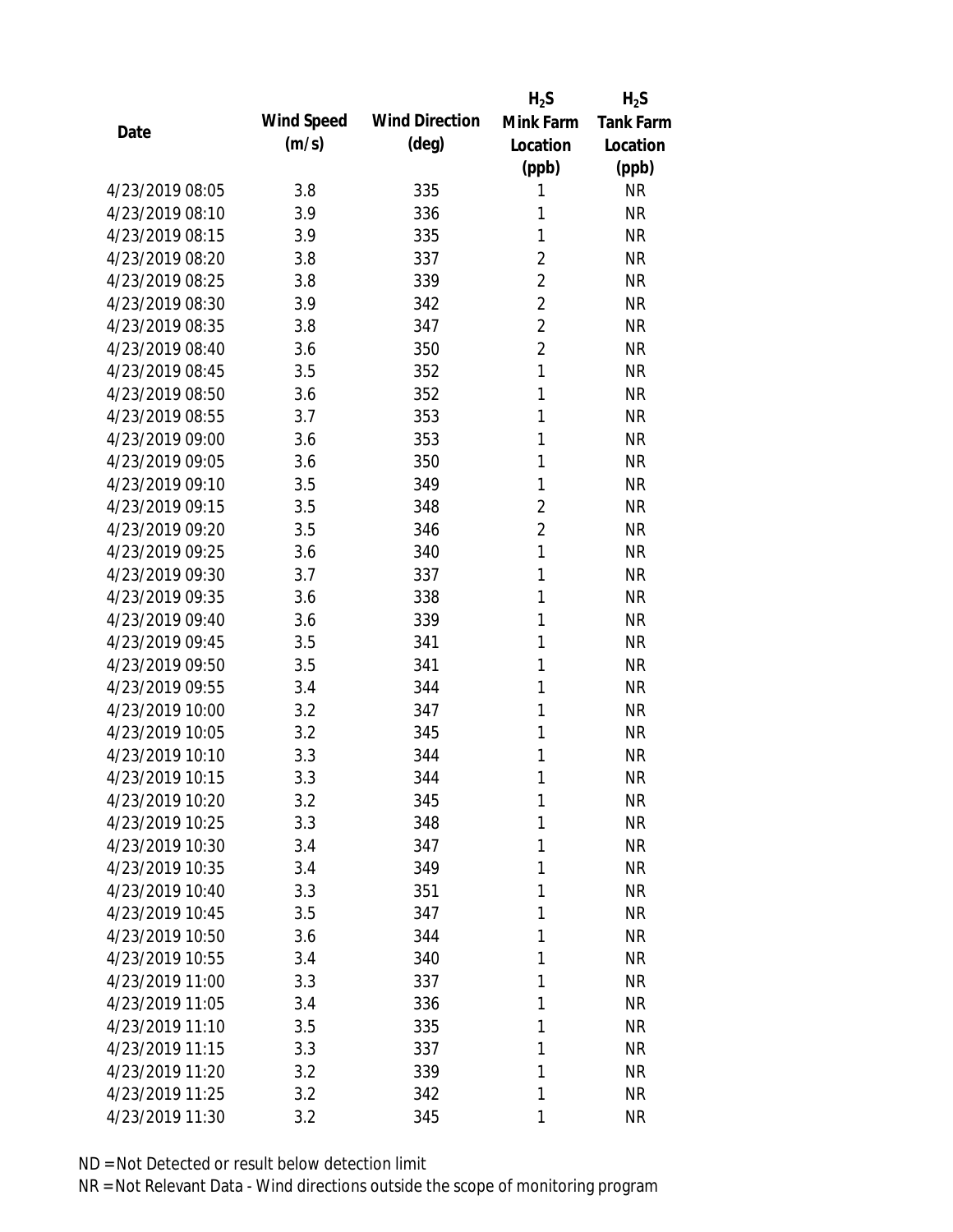| Date | Wind Speed (m/s) | Wind Direction (deg) | $H_2S$ Mink Farm Location (ppb) | $H_2S$ Tank Farm Location (ppb) |
|---|---|---|---|---|
| 4/23/2019 08:05 | 3.8 | 335 | 1 | NR |
| 4/23/2019 08:10 | 3.9 | 336 | 1 | NR |
| 4/23/2019 08:15 | 3.9 | 335 | 1 | NR |
| 4/23/2019 08:20 | 3.8 | 337 | 2 | NR |
| 4/23/2019 08:25 | 3.8 | 339 | 2 | NR |
| 4/23/2019 08:30 | 3.9 | 342 | 2 | NR |
| 4/23/2019 08:35 | 3.8 | 347 | 2 | NR |
| 4/23/2019 08:40 | 3.6 | 350 | 2 | NR |
| 4/23/2019 08:45 | 3.5 | 352 | 1 | NR |
| 4/23/2019 08:50 | 3.6 | 352 | 1 | NR |
| 4/23/2019 08:55 | 3.7 | 353 | 1 | NR |
| 4/23/2019 09:00 | 3.6 | 353 | 1 | NR |
| 4/23/2019 09:05 | 3.6 | 350 | 1 | NR |
| 4/23/2019 09:10 | 3.5 | 349 | 1 | NR |
| 4/23/2019 09:15 | 3.5 | 348 | 2 | NR |
| 4/23/2019 09:20 | 3.5 | 346 | 2 | NR |
| 4/23/2019 09:25 | 3.6 | 340 | 1 | NR |
| 4/23/2019 09:30 | 3.7 | 337 | 1 | NR |
| 4/23/2019 09:35 | 3.6 | 338 | 1 | NR |
| 4/23/2019 09:40 | 3.6 | 339 | 1 | NR |
| 4/23/2019 09:45 | 3.5 | 341 | 1 | NR |
| 4/23/2019 09:50 | 3.5 | 341 | 1 | NR |
| 4/23/2019 09:55 | 3.4 | 344 | 1 | NR |
| 4/23/2019 10:00 | 3.2 | 347 | 1 | NR |
| 4/23/2019 10:05 | 3.2 | 345 | 1 | NR |
| 4/23/2019 10:10 | 3.3 | 344 | 1 | NR |
| 4/23/2019 10:15 | 3.3 | 344 | 1 | NR |
| 4/23/2019 10:20 | 3.2 | 345 | 1 | NR |
| 4/23/2019 10:25 | 3.3 | 348 | 1 | NR |
| 4/23/2019 10:30 | 3.4 | 347 | 1 | NR |
| 4/23/2019 10:35 | 3.4 | 349 | 1 | NR |
| 4/23/2019 10:40 | 3.3 | 351 | 1 | NR |
| 4/23/2019 10:45 | 3.5 | 347 | 1 | NR |
| 4/23/2019 10:50 | 3.6 | 344 | 1 | NR |
| 4/23/2019 10:55 | 3.4 | 340 | 1 | NR |
| 4/23/2019 11:00 | 3.3 | 337 | 1 | NR |
| 4/23/2019 11:05 | 3.4 | 336 | 1 | NR |
| 4/23/2019 11:10 | 3.5 | 335 | 1 | NR |
| 4/23/2019 11:15 | 3.3 | 337 | 1 | NR |
| 4/23/2019 11:20 | 3.2 | 339 | 1 | NR |
| 4/23/2019 11:25 | 3.2 | 342 | 1 | NR |
| 4/23/2019 11:30 | 3.2 | 345 | 1 | NR |

ND = Not Detected or result below detection limit

NR = Not Relevant Data - Wind directions outside the scope of monitoring program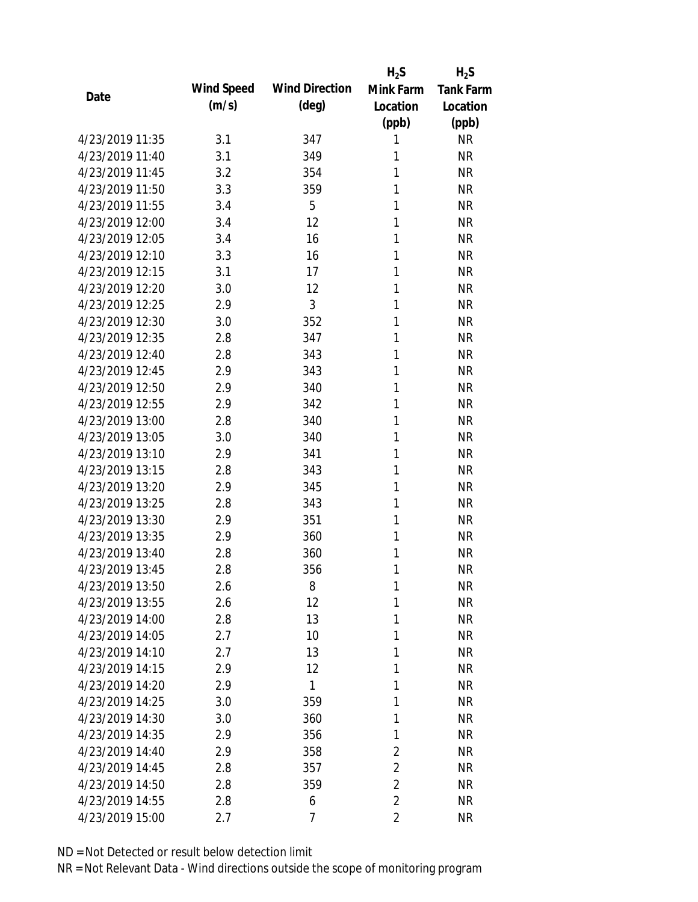| Date | Wind Speed (m/s) | Wind Direction (deg) | $H_2S$ Mink Farm Location (ppb) | $H_2S$ Tank Farm Location (ppb) |
|---|---|---|---|---|
| 4/23/2019 11:35 | 3.1 | 347 | 1 | NR |
| 4/23/2019 11:40 | 3.1 | 349 | 1 | NR |
| 4/23/2019 11:45 | 3.2 | 354 | 1 | NR |
| 4/23/2019 11:50 | 3.3 | 359 | 1 | NR |
| 4/23/2019 11:55 | 3.4 | 5 | 1 | NR |
| 4/23/2019 12:00 | 3.4 | 12 | 1 | NR |
| 4/23/2019 12:05 | 3.4 | 16 | 1 | NR |
| 4/23/2019 12:10 | 3.3 | 16 | 1 | NR |
| 4/23/2019 12:15 | 3.1 | 17 | 1 | NR |
| 4/23/2019 12:20 | 3.0 | 12 | 1 | NR |
| 4/23/2019 12:25 | 2.9 | 3 | 1 | NR |
| 4/23/2019 12:30 | 3.0 | 352 | 1 | NR |
| 4/23/2019 12:35 | 2.8 | 347 | 1 | NR |
| 4/23/2019 12:40 | 2.8 | 343 | 1 | NR |
| 4/23/2019 12:45 | 2.9 | 343 | 1 | NR |
| 4/23/2019 12:50 | 2.9 | 340 | 1 | NR |
| 4/23/2019 12:55 | 2.9 | 342 | 1 | NR |
| 4/23/2019 13:00 | 2.8 | 340 | 1 | NR |
| 4/23/2019 13:05 | 3.0 | 340 | 1 | NR |
| 4/23/2019 13:10 | 2.9 | 341 | 1 | NR |
| 4/23/2019 13:15 | 2.8 | 343 | 1 | NR |
| 4/23/2019 13:20 | 2.9 | 345 | 1 | NR |
| 4/23/2019 13:25 | 2.8 | 343 | 1 | NR |
| 4/23/2019 13:30 | 2.9 | 351 | 1 | NR |
| 4/23/2019 13:35 | 2.9 | 360 | 1 | NR |
| 4/23/2019 13:40 | 2.8 | 360 | 1 | NR |
| 4/23/2019 13:45 | 2.8 | 356 | 1 | NR |
| 4/23/2019 13:50 | 2.6 | 8 | 1 | NR |
| 4/23/2019 13:55 | 2.6 | 12 | 1 | NR |
| 4/23/2019 14:00 | 2.8 | 13 | 1 | NR |
| 4/23/2019 14:05 | 2.7 | 10 | 1 | NR |
| 4/23/2019 14:10 | 2.7 | 13 | 1 | NR |
| 4/23/2019 14:15 | 2.9 | 12 | 1 | NR |
| 4/23/2019 14:20 | 2.9 | 1 | 1 | NR |
| 4/23/2019 14:25 | 3.0 | 359 | 1 | NR |
| 4/23/2019 14:30 | 3.0 | 360 | 1 | NR |
| 4/23/2019 14:35 | 2.9 | 356 | 1 | NR |
| 4/23/2019 14:40 | 2.9 | 358 | 2 | NR |
| 4/23/2019 14:45 | 2.8 | 357 | 2 | NR |
| 4/23/2019 14:50 | 2.8 | 359 | 2 | NR |
| 4/23/2019 14:55 | 2.8 | 6 | 2 | NR |
| 4/23/2019 15:00 | 2.7 | 7 | 2 | NR |

ND = Not Detected or result below detection limit

NR = Not Relevant Data - Wind directions outside the scope of monitoring program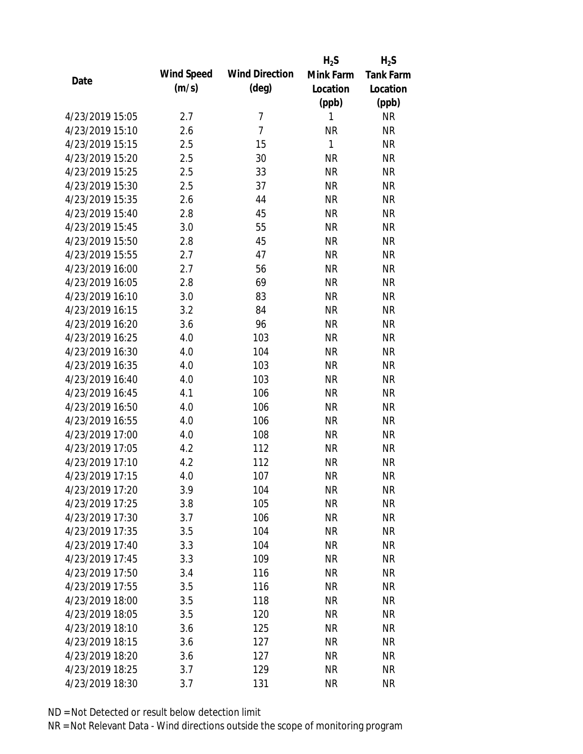| Date | Wind Speed (m/s) | Wind Direction (deg) | $H_2S$ Mink Farm Location (ppb) | $H_2S$ Tank Farm Location (ppb) |
|---|---|---|---|---|
| 4/23/2019 15:05 | 2.7 | 7 | 1 | NR |
| 4/23/2019 15:10 | 2.6 | 7 | NR | NR |
| 4/23/2019 15:15 | 2.5 | 15 | 1 | NR |
| 4/23/2019 15:20 | 2.5 | 30 | NR | NR |
| 4/23/2019 15:25 | 2.5 | 33 | NR | NR |
| 4/23/2019 15:30 | 2.5 | 37 | NR | NR |
| 4/23/2019 15:35 | 2.6 | 44 | NR | NR |
| 4/23/2019 15:40 | 2.8 | 45 | NR | NR |
| 4/23/2019 15:45 | 3.0 | 55 | NR | NR |
| 4/23/2019 15:50 | 2.8 | 45 | NR | NR |
| 4/23/2019 15:55 | 2.7 | 47 | NR | NR |
| 4/23/2019 16:00 | 2.7 | 56 | NR | NR |
| 4/23/2019 16:05 | 2.8 | 69 | NR | NR |
| 4/23/2019 16:10 | 3.0 | 83 | NR | NR |
| 4/23/2019 16:15 | 3.2 | 84 | NR | NR |
| 4/23/2019 16:20 | 3.6 | 96 | NR | NR |
| 4/23/2019 16:25 | 4.0 | 103 | NR | NR |
| 4/23/2019 16:30 | 4.0 | 104 | NR | NR |
| 4/23/2019 16:35 | 4.0 | 103 | NR | NR |
| 4/23/2019 16:40 | 4.0 | 103 | NR | NR |
| 4/23/2019 16:45 | 4.1 | 106 | NR | NR |
| 4/23/2019 16:50 | 4.0 | 106 | NR | NR |
| 4/23/2019 16:55 | 4.0 | 106 | NR | NR |
| 4/23/2019 17:00 | 4.0 | 108 | NR | NR |
| 4/23/2019 17:05 | 4.2 | 112 | NR | NR |
| 4/23/2019 17:10 | 4.2 | 112 | NR | NR |
| 4/23/2019 17:15 | 4.0 | 107 | NR | NR |
| 4/23/2019 17:20 | 3.9 | 104 | NR | NR |
| 4/23/2019 17:25 | 3.8 | 105 | NR | NR |
| 4/23/2019 17:30 | 3.7 | 106 | NR | NR |
| 4/23/2019 17:35 | 3.5 | 104 | NR | NR |
| 4/23/2019 17:40 | 3.3 | 104 | NR | NR |
| 4/23/2019 17:45 | 3.3 | 109 | NR | NR |
| 4/23/2019 17:50 | 3.4 | 116 | NR | NR |
| 4/23/2019 17:55 | 3.5 | 116 | NR | NR |
| 4/23/2019 18:00 | 3.5 | 118 | NR | NR |
| 4/23/2019 18:05 | 3.5 | 120 | NR | NR |
| 4/23/2019 18:10 | 3.6 | 125 | NR | NR |
| 4/23/2019 18:15 | 3.6 | 127 | NR | NR |
| 4/23/2019 18:20 | 3.6 | 127 | NR | NR |
| 4/23/2019 18:25 | 3.7 | 129 | NR | NR |
| 4/23/2019 18:30 | 3.7 | 131 | NR | NR |

ND = Not Detected or result below detection limit

NR = Not Relevant Data - Wind directions outside the scope of monitoring program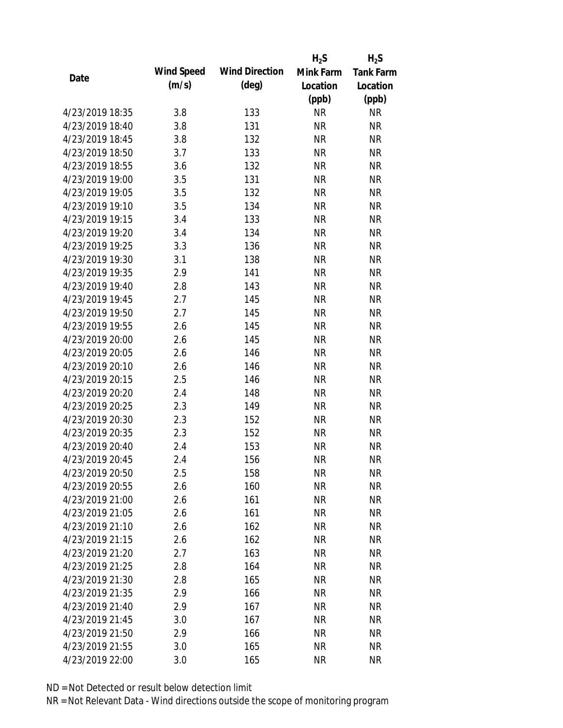| Date | Wind Speed (m/s) | Wind Direction (deg) | $H_2S$ Mink Farm Location (ppb) | $H_2S$ Tank Farm Location (ppb) |
|---|---|---|---|---|
| 4/23/2019 18:35 | 3.8 | 133 | NR | NR |
| 4/23/2019 18:40 | 3.8 | 131 | NR | NR |
| 4/23/2019 18:45 | 3.8 | 132 | NR | NR |
| 4/23/2019 18:50 | 3.7 | 133 | NR | NR |
| 4/23/2019 18:55 | 3.6 | 132 | NR | NR |
| 4/23/2019 19:00 | 3.5 | 131 | NR | NR |
| 4/23/2019 19:05 | 3.5 | 132 | NR | NR |
| 4/23/2019 19:10 | 3.5 | 134 | NR | NR |
| 4/23/2019 19:15 | 3.4 | 133 | NR | NR |
| 4/23/2019 19:20 | 3.4 | 134 | NR | NR |
| 4/23/2019 19:25 | 3.3 | 136 | NR | NR |
| 4/23/2019 19:30 | 3.1 | 138 | NR | NR |
| 4/23/2019 19:35 | 2.9 | 141 | NR | NR |
| 4/23/2019 19:40 | 2.8 | 143 | NR | NR |
| 4/23/2019 19:45 | 2.7 | 145 | NR | NR |
| 4/23/2019 19:50 | 2.7 | 145 | NR | NR |
| 4/23/2019 19:55 | 2.6 | 145 | NR | NR |
| 4/23/2019 20:00 | 2.6 | 145 | NR | NR |
| 4/23/2019 20:05 | 2.6 | 146 | NR | NR |
| 4/23/2019 20:10 | 2.6 | 146 | NR | NR |
| 4/23/2019 20:15 | 2.5 | 146 | NR | NR |
| 4/23/2019 20:20 | 2.4 | 148 | NR | NR |
| 4/23/2019 20:25 | 2.3 | 149 | NR | NR |
| 4/23/2019 20:30 | 2.3 | 152 | NR | NR |
| 4/23/2019 20:35 | 2.3 | 152 | NR | NR |
| 4/23/2019 20:40 | 2.4 | 153 | NR | NR |
| 4/23/2019 20:45 | 2.4 | 156 | NR | NR |
| 4/23/2019 20:50 | 2.5 | 158 | NR | NR |
| 4/23/2019 20:55 | 2.6 | 160 | NR | NR |
| 4/23/2019 21:00 | 2.6 | 161 | NR | NR |
| 4/23/2019 21:05 | 2.6 | 161 | NR | NR |
| 4/23/2019 21:10 | 2.6 | 162 | NR | NR |
| 4/23/2019 21:15 | 2.6 | 162 | NR | NR |
| 4/23/2019 21:20 | 2.7 | 163 | NR | NR |
| 4/23/2019 21:25 | 2.8 | 164 | NR | NR |
| 4/23/2019 21:30 | 2.8 | 165 | NR | NR |
| 4/23/2019 21:35 | 2.9 | 166 | NR | NR |
| 4/23/2019 21:40 | 2.9 | 167 | NR | NR |
| 4/23/2019 21:45 | 3.0 | 167 | NR | NR |
| 4/23/2019 21:50 | 2.9 | 166 | NR | NR |
| 4/23/2019 21:55 | 3.0 | 165 | NR | NR |
| 4/23/2019 22:00 | 3.0 | 165 | NR | NR |

ND = Not Detected or result below detection limit

NR = Not Relevant Data - Wind directions outside the scope of monitoring program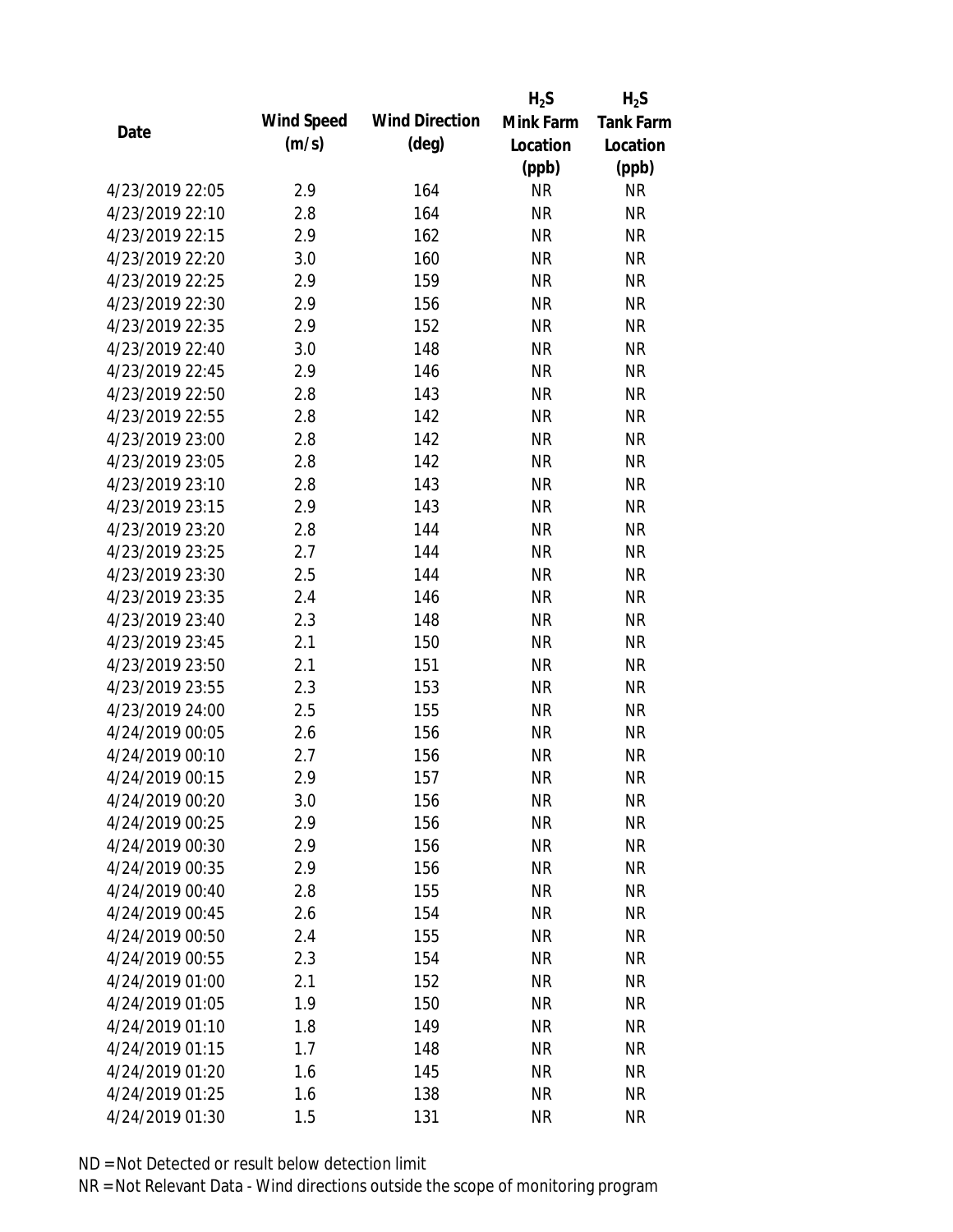| Date | Wind Speed (m/s) | Wind Direction (deg) | $H_2S$ Mink Farm Location (ppb) | $H_2S$ Tank Farm Location (ppb) |
|---|---|---|---|---|
| 4/23/2019 22:05 | 2.9 | 164 | NR | NR |
| 4/23/2019 22:10 | 2.8 | 164 | NR | NR |
| 4/23/2019 22:15 | 2.9 | 162 | NR | NR |
| 4/23/2019 22:20 | 3.0 | 160 | NR | NR |
| 4/23/2019 22:25 | 2.9 | 159 | NR | NR |
| 4/23/2019 22:30 | 2.9 | 156 | NR | NR |
| 4/23/2019 22:35 | 2.9 | 152 | NR | NR |
| 4/23/2019 22:40 | 3.0 | 148 | NR | NR |
| 4/23/2019 22:45 | 2.9 | 146 | NR | NR |
| 4/23/2019 22:50 | 2.8 | 143 | NR | NR |
| 4/23/2019 22:55 | 2.8 | 142 | NR | NR |
| 4/23/2019 23:00 | 2.8 | 142 | NR | NR |
| 4/23/2019 23:05 | 2.8 | 142 | NR | NR |
| 4/23/2019 23:10 | 2.8 | 143 | NR | NR |
| 4/23/2019 23:15 | 2.9 | 143 | NR | NR |
| 4/23/2019 23:20 | 2.8 | 144 | NR | NR |
| 4/23/2019 23:25 | 2.7 | 144 | NR | NR |
| 4/23/2019 23:30 | 2.5 | 144 | NR | NR |
| 4/23/2019 23:35 | 2.4 | 146 | NR | NR |
| 4/23/2019 23:40 | 2.3 | 148 | NR | NR |
| 4/23/2019 23:45 | 2.1 | 150 | NR | NR |
| 4/23/2019 23:50 | 2.1 | 151 | NR | NR |
| 4/23/2019 23:55 | 2.3 | 153 | NR | NR |
| 4/23/2019 24:00 | 2.5 | 155 | NR | NR |
| 4/24/2019 00:05 | 2.6 | 156 | NR | NR |
| 4/24/2019 00:10 | 2.7 | 156 | NR | NR |
| 4/24/2019 00:15 | 2.9 | 157 | NR | NR |
| 4/24/2019 00:20 | 3.0 | 156 | NR | NR |
| 4/24/2019 00:25 | 2.9 | 156 | NR | NR |
| 4/24/2019 00:30 | 2.9 | 156 | NR | NR |
| 4/24/2019 00:35 | 2.9 | 156 | NR | NR |
| 4/24/2019 00:40 | 2.8 | 155 | NR | NR |
| 4/24/2019 00:45 | 2.6 | 154 | NR | NR |
| 4/24/2019 00:50 | 2.4 | 155 | NR | NR |
| 4/24/2019 00:55 | 2.3 | 154 | NR | NR |
| 4/24/2019 01:00 | 2.1 | 152 | NR | NR |
| 4/24/2019 01:05 | 1.9 | 150 | NR | NR |
| 4/24/2019 01:10 | 1.8 | 149 | NR | NR |
| 4/24/2019 01:15 | 1.7 | 148 | NR | NR |
| 4/24/2019 01:20 | 1.6 | 145 | NR | NR |
| 4/24/2019 01:25 | 1.6 | 138 | NR | NR |
| 4/24/2019 01:30 | 1.5 | 131 | NR | NR |

ND = Not Detected or result below detection limit

NR = Not Relevant Data - Wind directions outside the scope of monitoring program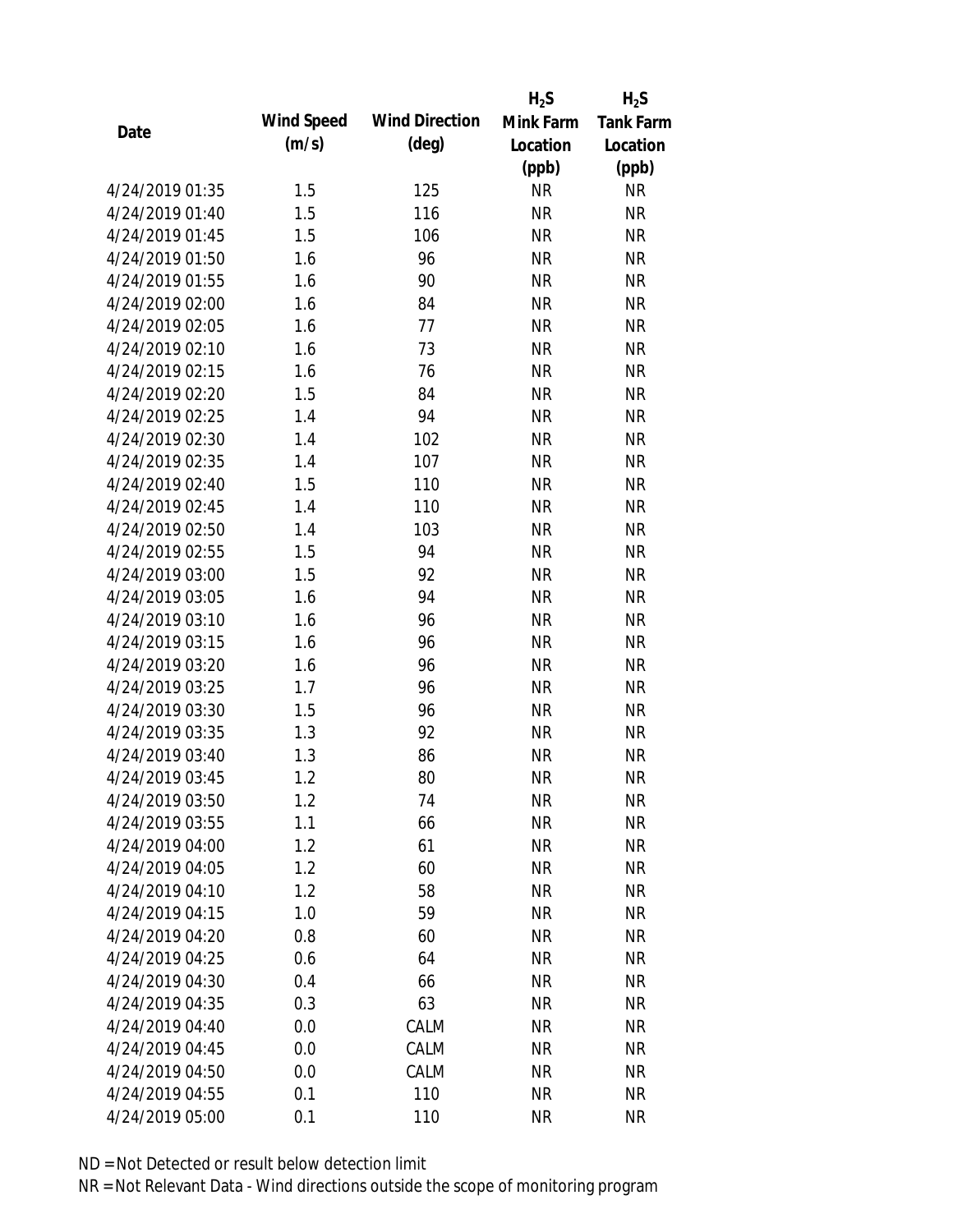| Date | Wind Speed (m/s) | Wind Direction (deg) | $H_2S$ Mink Farm Location (ppb) | $H_2S$ Tank Farm Location (ppb) |
|---|---|---|---|---|
| 4/24/2019 01:35 | 1.5 | 125 | NR | NR |
| 4/24/2019 01:40 | 1.5 | 116 | NR | NR |
| 4/24/2019 01:45 | 1.5 | 106 | NR | NR |
| 4/24/2019 01:50 | 1.6 | 96 | NR | NR |
| 4/24/2019 01:55 | 1.6 | 90 | NR | NR |
| 4/24/2019 02:00 | 1.6 | 84 | NR | NR |
| 4/24/2019 02:05 | 1.6 | 77 | NR | NR |
| 4/24/2019 02:10 | 1.6 | 73 | NR | NR |
| 4/24/2019 02:15 | 1.6 | 76 | NR | NR |
| 4/24/2019 02:20 | 1.5 | 84 | NR | NR |
| 4/24/2019 02:25 | 1.4 | 94 | NR | NR |
| 4/24/2019 02:30 | 1.4 | 102 | NR | NR |
| 4/24/2019 02:35 | 1.4 | 107 | NR | NR |
| 4/24/2019 02:40 | 1.5 | 110 | NR | NR |
| 4/24/2019 02:45 | 1.4 | 110 | NR | NR |
| 4/24/2019 02:50 | 1.4 | 103 | NR | NR |
| 4/24/2019 02:55 | 1.5 | 94 | NR | NR |
| 4/24/2019 03:00 | 1.5 | 92 | NR | NR |
| 4/24/2019 03:05 | 1.6 | 94 | NR | NR |
| 4/24/2019 03:10 | 1.6 | 96 | NR | NR |
| 4/24/2019 03:15 | 1.6 | 96 | NR | NR |
| 4/24/2019 03:20 | 1.6 | 96 | NR | NR |
| 4/24/2019 03:25 | 1.7 | 96 | NR | NR |
| 4/24/2019 03:30 | 1.5 | 96 | NR | NR |
| 4/24/2019 03:35 | 1.3 | 92 | NR | NR |
| 4/24/2019 03:40 | 1.3 | 86 | NR | NR |
| 4/24/2019 03:45 | 1.2 | 80 | NR | NR |
| 4/24/2019 03:50 | 1.2 | 74 | NR | NR |
| 4/24/2019 03:55 | 1.1 | 66 | NR | NR |
| 4/24/2019 04:00 | 1.2 | 61 | NR | NR |
| 4/24/2019 04:05 | 1.2 | 60 | NR | NR |
| 4/24/2019 04:10 | 1.2 | 58 | NR | NR |
| 4/24/2019 04:15 | 1.0 | 59 | NR | NR |
| 4/24/2019 04:20 | 0.8 | 60 | NR | NR |
| 4/24/2019 04:25 | 0.6 | 64 | NR | NR |
| 4/24/2019 04:30 | 0.4 | 66 | NR | NR |
| 4/24/2019 04:35 | 0.3 | 63 | NR | NR |
| 4/24/2019 04:40 | 0.0 | CALM | NR | NR |
| 4/24/2019 04:45 | 0.0 | CALM | NR | NR |
| 4/24/2019 04:50 | 0.0 | CALM | NR | NR |
| 4/24/2019 04:55 | 0.1 | 110 | NR | NR |
| 4/24/2019 05:00 | 0.1 | 110 | NR | NR |

ND = Not Detected or result below detection limit

NR = Not Relevant Data - Wind directions outside the scope of monitoring program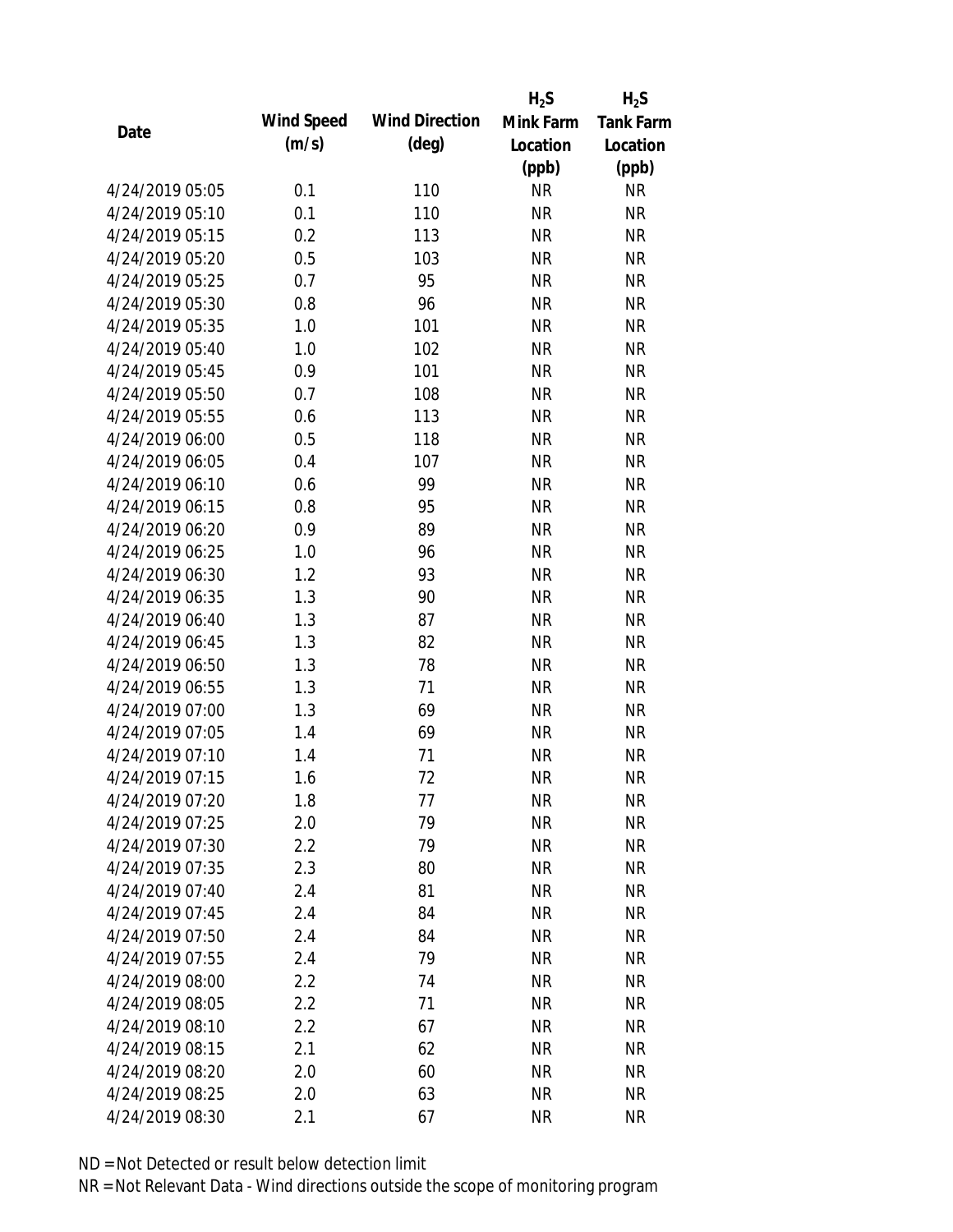| Date | Wind Speed (m/s) | Wind Direction (deg) | $H_2S$ Mink Farm Location (ppb) | $H_2S$ Tank Farm Location (ppb) |
|---|---|---|---|---|
| 4/24/2019 05:05 | 0.1 | 110 | NR | NR |
| 4/24/2019 05:10 | 0.1 | 110 | NR | NR |
| 4/24/2019 05:15 | 0.2 | 113 | NR | NR |
| 4/24/2019 05:20 | 0.5 | 103 | NR | NR |
| 4/24/2019 05:25 | 0.7 | 95 | NR | NR |
| 4/24/2019 05:30 | 0.8 | 96 | NR | NR |
| 4/24/2019 05:35 | 1.0 | 101 | NR | NR |
| 4/24/2019 05:40 | 1.0 | 102 | NR | NR |
| 4/24/2019 05:45 | 0.9 | 101 | NR | NR |
| 4/24/2019 05:50 | 0.7 | 108 | NR | NR |
| 4/24/2019 05:55 | 0.6 | 113 | NR | NR |
| 4/24/2019 06:00 | 0.5 | 118 | NR | NR |
| 4/24/2019 06:05 | 0.4 | 107 | NR | NR |
| 4/24/2019 06:10 | 0.6 | 99 | NR | NR |
| 4/24/2019 06:15 | 0.8 | 95 | NR | NR |
| 4/24/2019 06:20 | 0.9 | 89 | NR | NR |
| 4/24/2019 06:25 | 1.0 | 96 | NR | NR |
| 4/24/2019 06:30 | 1.2 | 93 | NR | NR |
| 4/24/2019 06:35 | 1.3 | 90 | NR | NR |
| 4/24/2019 06:40 | 1.3 | 87 | NR | NR |
| 4/24/2019 06:45 | 1.3 | 82 | NR | NR |
| 4/24/2019 06:50 | 1.3 | 78 | NR | NR |
| 4/24/2019 06:55 | 1.3 | 71 | NR | NR |
| 4/24/2019 07:00 | 1.3 | 69 | NR | NR |
| 4/24/2019 07:05 | 1.4 | 69 | NR | NR |
| 4/24/2019 07:10 | 1.4 | 71 | NR | NR |
| 4/24/2019 07:15 | 1.6 | 72 | NR | NR |
| 4/24/2019 07:20 | 1.8 | 77 | NR | NR |
| 4/24/2019 07:25 | 2.0 | 79 | NR | NR |
| 4/24/2019 07:30 | 2.2 | 79 | NR | NR |
| 4/24/2019 07:35 | 2.3 | 80 | NR | NR |
| 4/24/2019 07:40 | 2.4 | 81 | NR | NR |
| 4/24/2019 07:45 | 2.4 | 84 | NR | NR |
| 4/24/2019 07:50 | 2.4 | 84 | NR | NR |
| 4/24/2019 07:55 | 2.4 | 79 | NR | NR |
| 4/24/2019 08:00 | 2.2 | 74 | NR | NR |
| 4/24/2019 08:05 | 2.2 | 71 | NR | NR |
| 4/24/2019 08:10 | 2.2 | 67 | NR | NR |
| 4/24/2019 08:15 | 2.1 | 62 | NR | NR |
| 4/24/2019 08:20 | 2.0 | 60 | NR | NR |
| 4/24/2019 08:25 | 2.0 | 63 | NR | NR |
| 4/24/2019 08:30 | 2.1 | 67 | NR | NR |

ND = Not Detected or result below detection limit

NR = Not Relevant Data - Wind directions outside the scope of monitoring program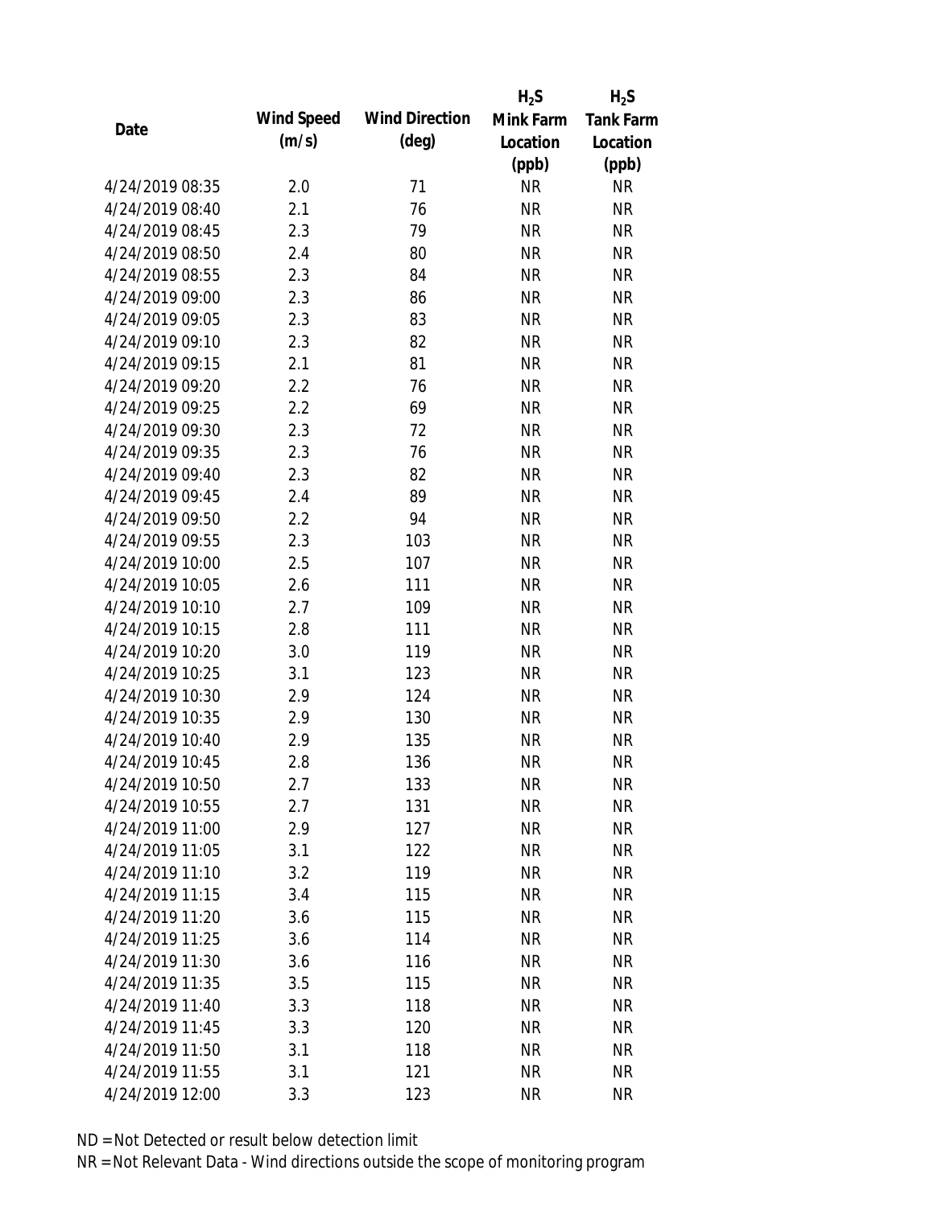| Date | Wind Speed (m/s) | Wind Direction (deg) | $H_2S$ Mink Farm Location (ppb) | $H_2S$ Tank Farm Location (ppb) |
|---|---|---|---|---|
| 4/24/2019 08:35 | 2.0 | 71 | NR | NR |
| 4/24/2019 08:40 | 2.1 | 76 | NR | NR |
| 4/24/2019 08:45 | 2.3 | 79 | NR | NR |
| 4/24/2019 08:50 | 2.4 | 80 | NR | NR |
| 4/24/2019 08:55 | 2.3 | 84 | NR | NR |
| 4/24/2019 09:00 | 2.3 | 86 | NR | NR |
| 4/24/2019 09:05 | 2.3 | 83 | NR | NR |
| 4/24/2019 09:10 | 2.3 | 82 | NR | NR |
| 4/24/2019 09:15 | 2.1 | 81 | NR | NR |
| 4/24/2019 09:20 | 2.2 | 76 | NR | NR |
| 4/24/2019 09:25 | 2.2 | 69 | NR | NR |
| 4/24/2019 09:30 | 2.3 | 72 | NR | NR |
| 4/24/2019 09:35 | 2.3 | 76 | NR | NR |
| 4/24/2019 09:40 | 2.3 | 82 | NR | NR |
| 4/24/2019 09:45 | 2.4 | 89 | NR | NR |
| 4/24/2019 09:50 | 2.2 | 94 | NR | NR |
| 4/24/2019 09:55 | 2.3 | 103 | NR | NR |
| 4/24/2019 10:00 | 2.5 | 107 | NR | NR |
| 4/24/2019 10:05 | 2.6 | 111 | NR | NR |
| 4/24/2019 10:10 | 2.7 | 109 | NR | NR |
| 4/24/2019 10:15 | 2.8 | 111 | NR | NR |
| 4/24/2019 10:20 | 3.0 | 119 | NR | NR |
| 4/24/2019 10:25 | 3.1 | 123 | NR | NR |
| 4/24/2019 10:30 | 2.9 | 124 | NR | NR |
| 4/24/2019 10:35 | 2.9 | 130 | NR | NR |
| 4/24/2019 10:40 | 2.9 | 135 | NR | NR |
| 4/24/2019 10:45 | 2.8 | 136 | NR | NR |
| 4/24/2019 10:50 | 2.7 | 133 | NR | NR |
| 4/24/2019 10:55 | 2.7 | 131 | NR | NR |
| 4/24/2019 11:00 | 2.9 | 127 | NR | NR |
| 4/24/2019 11:05 | 3.1 | 122 | NR | NR |
| 4/24/2019 11:10 | 3.2 | 119 | NR | NR |
| 4/24/2019 11:15 | 3.4 | 115 | NR | NR |
| 4/24/2019 11:20 | 3.6 | 115 | NR | NR |
| 4/24/2019 11:25 | 3.6 | 114 | NR | NR |
| 4/24/2019 11:30 | 3.6 | 116 | NR | NR |
| 4/24/2019 11:35 | 3.5 | 115 | NR | NR |
| 4/24/2019 11:40 | 3.3 | 118 | NR | NR |
| 4/24/2019 11:45 | 3.3 | 120 | NR | NR |
| 4/24/2019 11:50 | 3.1 | 118 | NR | NR |
| 4/24/2019 11:55 | 3.1 | 121 | NR | NR |
| 4/24/2019 12:00 | 3.3 | 123 | NR | NR |

ND = Not Detected or result below detection limit

NR = Not Relevant Data - Wind directions outside the scope of monitoring program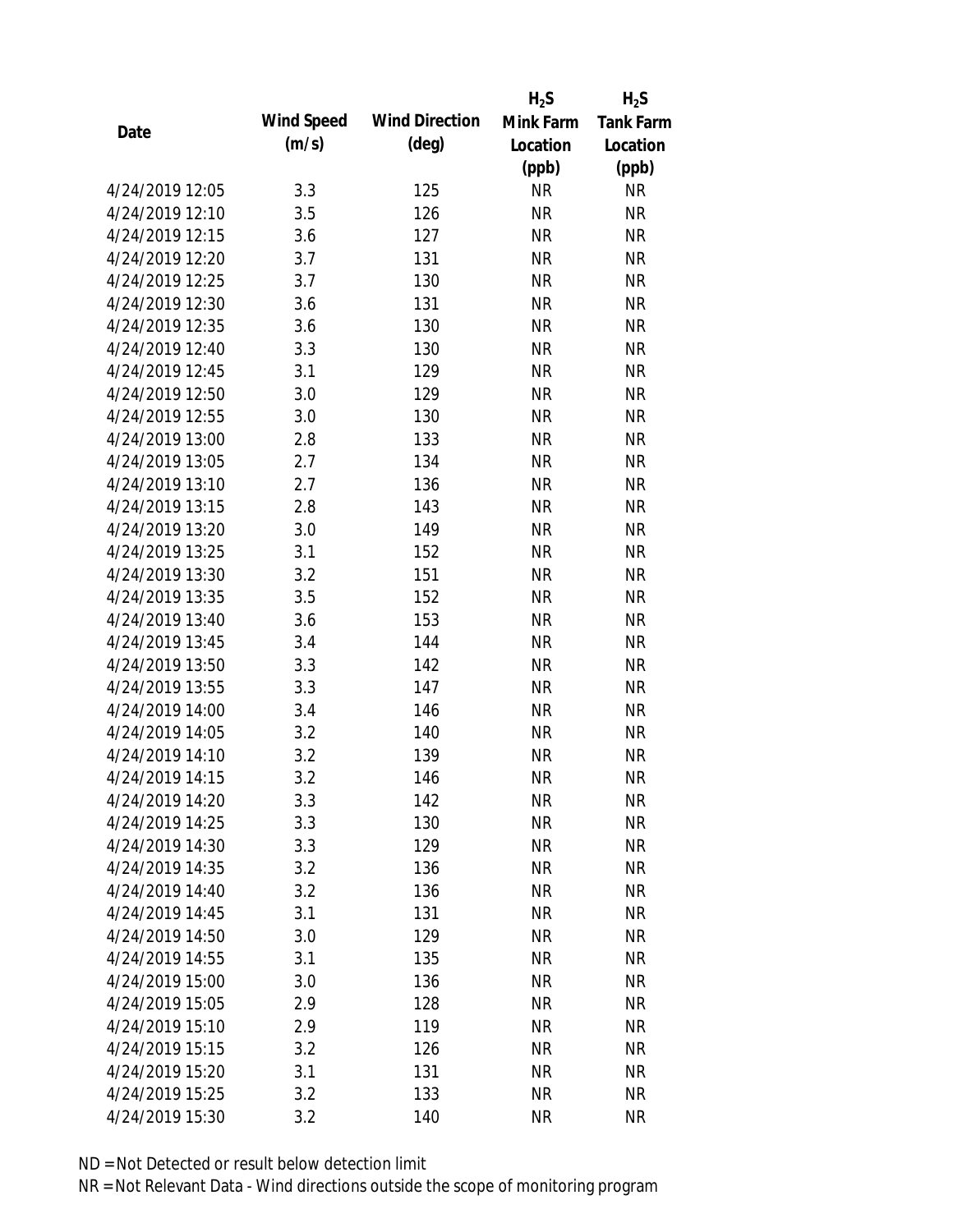| Date | Wind Speed (m/s) | Wind Direction (deg) | $H_2S$ Mink Farm Location (ppb) | $H_2S$ Tank Farm Location (ppb) |
|---|---|---|---|---|
| 4/24/2019 12:05 | 3.3 | 125 | NR | NR |
| 4/24/2019 12:10 | 3.5 | 126 | NR | NR |
| 4/24/2019 12:15 | 3.6 | 127 | NR | NR |
| 4/24/2019 12:20 | 3.7 | 131 | NR | NR |
| 4/24/2019 12:25 | 3.7 | 130 | NR | NR |
| 4/24/2019 12:30 | 3.6 | 131 | NR | NR |
| 4/24/2019 12:35 | 3.6 | 130 | NR | NR |
| 4/24/2019 12:40 | 3.3 | 130 | NR | NR |
| 4/24/2019 12:45 | 3.1 | 129 | NR | NR |
| 4/24/2019 12:50 | 3.0 | 129 | NR | NR |
| 4/24/2019 12:55 | 3.0 | 130 | NR | NR |
| 4/24/2019 13:00 | 2.8 | 133 | NR | NR |
| 4/24/2019 13:05 | 2.7 | 134 | NR | NR |
| 4/24/2019 13:10 | 2.7 | 136 | NR | NR |
| 4/24/2019 13:15 | 2.8 | 143 | NR | NR |
| 4/24/2019 13:20 | 3.0 | 149 | NR | NR |
| 4/24/2019 13:25 | 3.1 | 152 | NR | NR |
| 4/24/2019 13:30 | 3.2 | 151 | NR | NR |
| 4/24/2019 13:35 | 3.5 | 152 | NR | NR |
| 4/24/2019 13:40 | 3.6 | 153 | NR | NR |
| 4/24/2019 13:45 | 3.4 | 144 | NR | NR |
| 4/24/2019 13:50 | 3.3 | 142 | NR | NR |
| 4/24/2019 13:55 | 3.3 | 147 | NR | NR |
| 4/24/2019 14:00 | 3.4 | 146 | NR | NR |
| 4/24/2019 14:05 | 3.2 | 140 | NR | NR |
| 4/24/2019 14:10 | 3.2 | 139 | NR | NR |
| 4/24/2019 14:15 | 3.2 | 146 | NR | NR |
| 4/24/2019 14:20 | 3.3 | 142 | NR | NR |
| 4/24/2019 14:25 | 3.3 | 130 | NR | NR |
| 4/24/2019 14:30 | 3.3 | 129 | NR | NR |
| 4/24/2019 14:35 | 3.2 | 136 | NR | NR |
| 4/24/2019 14:40 | 3.2 | 136 | NR | NR |
| 4/24/2019 14:45 | 3.1 | 131 | NR | NR |
| 4/24/2019 14:50 | 3.0 | 129 | NR | NR |
| 4/24/2019 14:55 | 3.1 | 135 | NR | NR |
| 4/24/2019 15:00 | 3.0 | 136 | NR | NR |
| 4/24/2019 15:05 | 2.9 | 128 | NR | NR |
| 4/24/2019 15:10 | 2.9 | 119 | NR | NR |
| 4/24/2019 15:15 | 3.2 | 126 | NR | NR |
| 4/24/2019 15:20 | 3.1 | 131 | NR | NR |
| 4/24/2019 15:25 | 3.2 | 133 | NR | NR |
| 4/24/2019 15:30 | 3.2 | 140 | NR | NR |

ND = Not Detected or result below detection limit

NR = Not Relevant Data - Wind directions outside the scope of monitoring program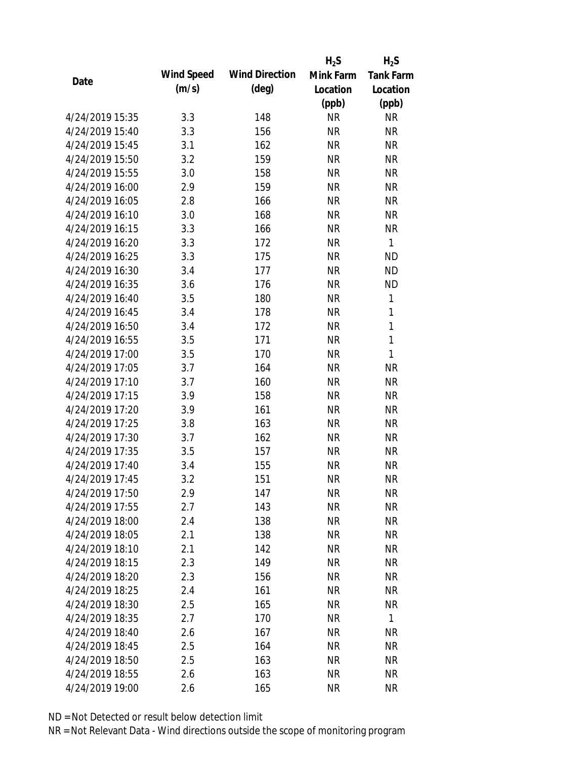| Date | Wind Speed (m/s) | Wind Direction (deg) | $H_2S$ Mink Farm Location (ppb) | $H_2S$ Tank Farm Location (ppb) |
|---|---|---|---|---|
| 4/24/2019 15:35 | 3.3 | 148 | NR | NR |
| 4/24/2019 15:40 | 3.3 | 156 | NR | NR |
| 4/24/2019 15:45 | 3.1 | 162 | NR | NR |
| 4/24/2019 15:50 | 3.2 | 159 | NR | NR |
| 4/24/2019 15:55 | 3.0 | 158 | NR | NR |
| 4/24/2019 16:00 | 2.9 | 159 | NR | NR |
| 4/24/2019 16:05 | 2.8 | 166 | NR | NR |
| 4/24/2019 16:10 | 3.0 | 168 | NR | NR |
| 4/24/2019 16:15 | 3.3 | 166 | NR | NR |
| 4/24/2019 16:20 | 3.3 | 172 | NR | 1 |
| 4/24/2019 16:25 | 3.3 | 175 | NR | ND |
| 4/24/2019 16:30 | 3.4 | 177 | NR | ND |
| 4/24/2019 16:35 | 3.6 | 176 | NR | ND |
| 4/24/2019 16:40 | 3.5 | 180 | NR | 1 |
| 4/24/2019 16:45 | 3.4 | 178 | NR | 1 |
| 4/24/2019 16:50 | 3.4 | 172 | NR | 1 |
| 4/24/2019 16:55 | 3.5 | 171 | NR | 1 |
| 4/24/2019 17:00 | 3.5 | 170 | NR | 1 |
| 4/24/2019 17:05 | 3.7 | 164 | NR | NR |
| 4/24/2019 17:10 | 3.7 | 160 | NR | NR |
| 4/24/2019 17:15 | 3.9 | 158 | NR | NR |
| 4/24/2019 17:20 | 3.9 | 161 | NR | NR |
| 4/24/2019 17:25 | 3.8 | 163 | NR | NR |
| 4/24/2019 17:30 | 3.7 | 162 | NR | NR |
| 4/24/2019 17:35 | 3.5 | 157 | NR | NR |
| 4/24/2019 17:40 | 3.4 | 155 | NR | NR |
| 4/24/2019 17:45 | 3.2 | 151 | NR | NR |
| 4/24/2019 17:50 | 2.9 | 147 | NR | NR |
| 4/24/2019 17:55 | 2.7 | 143 | NR | NR |
| 4/24/2019 18:00 | 2.4 | 138 | NR | NR |
| 4/24/2019 18:05 | 2.1 | 138 | NR | NR |
| 4/24/2019 18:10 | 2.1 | 142 | NR | NR |
| 4/24/2019 18:15 | 2.3 | 149 | NR | NR |
| 4/24/2019 18:20 | 2.3 | 156 | NR | NR |
| 4/24/2019 18:25 | 2.4 | 161 | NR | NR |
| 4/24/2019 18:30 | 2.5 | 165 | NR | NR |
| 4/24/2019 18:35 | 2.7 | 170 | NR | 1 |
| 4/24/2019 18:40 | 2.6 | 167 | NR | NR |
| 4/24/2019 18:45 | 2.5 | 164 | NR | NR |
| 4/24/2019 18:50 | 2.5 | 163 | NR | NR |
| 4/24/2019 18:55 | 2.6 | 163 | NR | NR |
| 4/24/2019 19:00 | 2.6 | 165 | NR | NR |

ND = Not Detected or result below detection limit

NR = Not Relevant Data - Wind directions outside the scope of monitoring program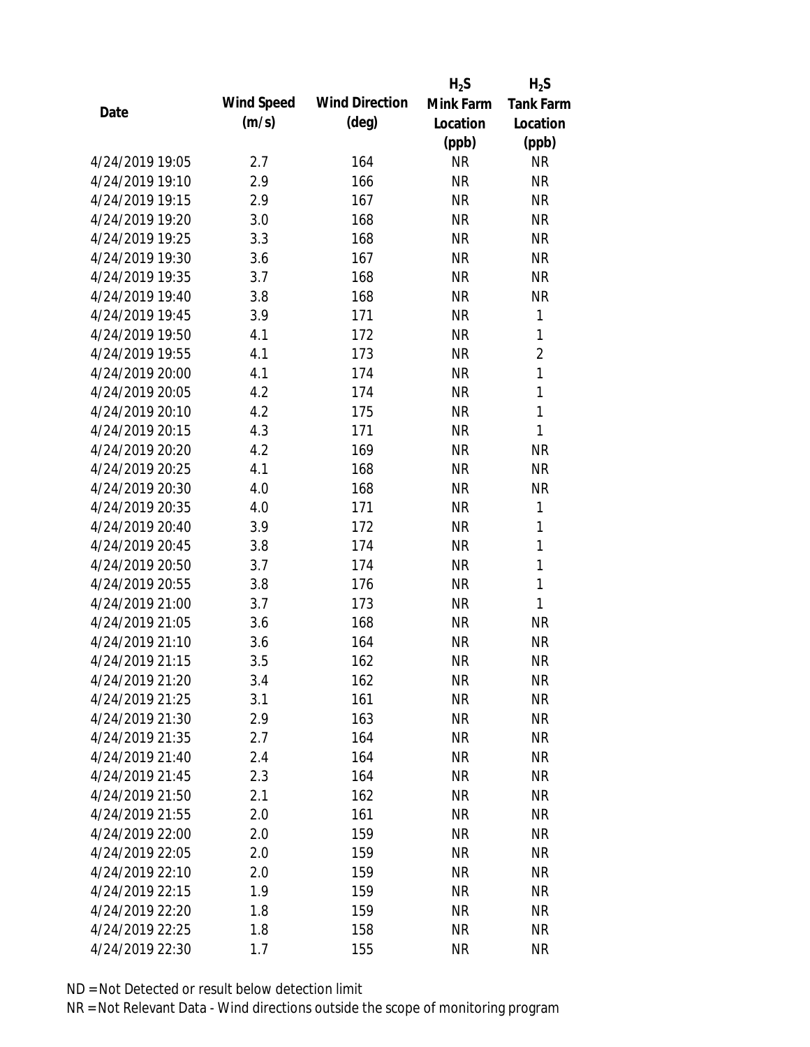| Date | Wind Speed (m/s) | Wind Direction (deg) | $H_2S$ Mink Farm Location (ppb) | $H_2S$ Tank Farm Location (ppb) |
|---|---|---|---|---|
| 4/24/2019 19:05 | 2.7 | 164 | NR | NR |
| 4/24/2019 19:10 | 2.9 | 166 | NR | NR |
| 4/24/2019 19:15 | 2.9 | 167 | NR | NR |
| 4/24/2019 19:20 | 3.0 | 168 | NR | NR |
| 4/24/2019 19:25 | 3.3 | 168 | NR | NR |
| 4/24/2019 19:30 | 3.6 | 167 | NR | NR |
| 4/24/2019 19:35 | 3.7 | 168 | NR | NR |
| 4/24/2019 19:40 | 3.8 | 168 | NR | NR |
| 4/24/2019 19:45 | 3.9 | 171 | NR | 1 |
| 4/24/2019 19:50 | 4.1 | 172 | NR | 1 |
| 4/24/2019 19:55 | 4.1 | 173 | NR | 2 |
| 4/24/2019 20:00 | 4.1 | 174 | NR | 1 |
| 4/24/2019 20:05 | 4.2 | 174 | NR | 1 |
| 4/24/2019 20:10 | 4.2 | 175 | NR | 1 |
| 4/24/2019 20:15 | 4.3 | 171 | NR | 1 |
| 4/24/2019 20:20 | 4.2 | 169 | NR | NR |
| 4/24/2019 20:25 | 4.1 | 168 | NR | NR |
| 4/24/2019 20:30 | 4.0 | 168 | NR | NR |
| 4/24/2019 20:35 | 4.0 | 171 | NR | 1 |
| 4/24/2019 20:40 | 3.9 | 172 | NR | 1 |
| 4/24/2019 20:45 | 3.8 | 174 | NR | 1 |
| 4/24/2019 20:50 | 3.7 | 174 | NR | 1 |
| 4/24/2019 20:55 | 3.8 | 176 | NR | 1 |
| 4/24/2019 21:00 | 3.7 | 173 | NR | 1 |
| 4/24/2019 21:05 | 3.6 | 168 | NR | NR |
| 4/24/2019 21:10 | 3.6 | 164 | NR | NR |
| 4/24/2019 21:15 | 3.5 | 162 | NR | NR |
| 4/24/2019 21:20 | 3.4 | 162 | NR | NR |
| 4/24/2019 21:25 | 3.1 | 161 | NR | NR |
| 4/24/2019 21:30 | 2.9 | 163 | NR | NR |
| 4/24/2019 21:35 | 2.7 | 164 | NR | NR |
| 4/24/2019 21:40 | 2.4 | 164 | NR | NR |
| 4/24/2019 21:45 | 2.3 | 164 | NR | NR |
| 4/24/2019 21:50 | 2.1 | 162 | NR | NR |
| 4/24/2019 21:55 | 2.0 | 161 | NR | NR |
| 4/24/2019 22:00 | 2.0 | 159 | NR | NR |
| 4/24/2019 22:05 | 2.0 | 159 | NR | NR |
| 4/24/2019 22:10 | 2.0 | 159 | NR | NR |
| 4/24/2019 22:15 | 1.9 | 159 | NR | NR |
| 4/24/2019 22:20 | 1.8 | 159 | NR | NR |
| 4/24/2019 22:25 | 1.8 | 158 | NR | NR |
| 4/24/2019 22:30 | 1.7 | 155 | NR | NR |

ND = Not Detected or result below detection limit

NR = Not Relevant Data - Wind directions outside the scope of monitoring program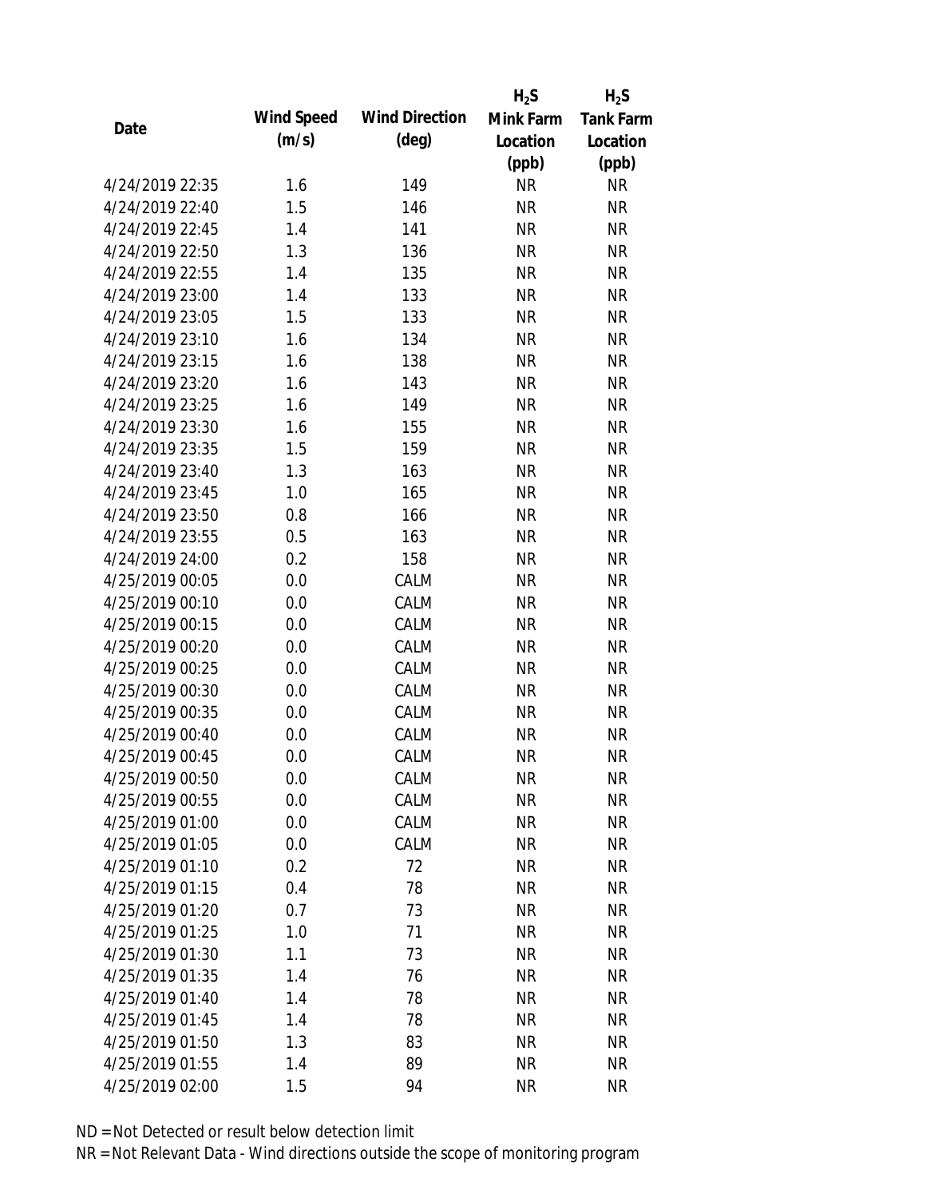| Date | Wind Speed (m/s) | Wind Direction (deg) | $H_2S$ Mink Farm Location (ppb) | $H_2S$ Tank Farm Location (ppb) |
|---|---|---|---|---|
| 4/24/2019 22:35 | 1.6 | 149 | NR | NR |
| 4/24/2019 22:40 | 1.5 | 146 | NR | NR |
| 4/24/2019 22:45 | 1.4 | 141 | NR | NR |
| 4/24/2019 22:50 | 1.3 | 136 | NR | NR |
| 4/24/2019 22:55 | 1.4 | 135 | NR | NR |
| 4/24/2019 23:00 | 1.4 | 133 | NR | NR |
| 4/24/2019 23:05 | 1.5 | 133 | NR | NR |
| 4/24/2019 23:10 | 1.6 | 134 | NR | NR |
| 4/24/2019 23:15 | 1.6 | 138 | NR | NR |
| 4/24/2019 23:20 | 1.6 | 143 | NR | NR |
| 4/24/2019 23:25 | 1.6 | 149 | NR | NR |
| 4/24/2019 23:30 | 1.6 | 155 | NR | NR |
| 4/24/2019 23:35 | 1.5 | 159 | NR | NR |
| 4/24/2019 23:40 | 1.3 | 163 | NR | NR |
| 4/24/2019 23:45 | 1.0 | 165 | NR | NR |
| 4/24/2019 23:50 | 0.8 | 166 | NR | NR |
| 4/24/2019 23:55 | 0.5 | 163 | NR | NR |
| 4/24/2019 24:00 | 0.2 | 158 | NR | NR |
| 4/25/2019 00:05 | 0.0 | CALM | NR | NR |
| 4/25/2019 00:10 | 0.0 | CALM | NR | NR |
| 4/25/2019 00:15 | 0.0 | CALM | NR | NR |
| 4/25/2019 00:20 | 0.0 | CALM | NR | NR |
| 4/25/2019 00:25 | 0.0 | CALM | NR | NR |
| 4/25/2019 00:30 | 0.0 | CALM | NR | NR |
| 4/25/2019 00:35 | 0.0 | CALM | NR | NR |
| 4/25/2019 00:40 | 0.0 | CALM | NR | NR |
| 4/25/2019 00:45 | 0.0 | CALM | NR | NR |
| 4/25/2019 00:50 | 0.0 | CALM | NR | NR |
| 4/25/2019 00:55 | 0.0 | CALM | NR | NR |
| 4/25/2019 01:00 | 0.0 | CALM | NR | NR |
| 4/25/2019 01:05 | 0.0 | CALM | NR | NR |
| 4/25/2019 01:10 | 0.2 | 72 | NR | NR |
| 4/25/2019 01:15 | 0.4 | 78 | NR | NR |
| 4/25/2019 01:20 | 0.7 | 73 | NR | NR |
| 4/25/2019 01:25 | 1.0 | 71 | NR | NR |
| 4/25/2019 01:30 | 1.1 | 73 | NR | NR |
| 4/25/2019 01:35 | 1.4 | 76 | NR | NR |
| 4/25/2019 01:40 | 1.4 | 78 | NR | NR |
| 4/25/2019 01:45 | 1.4 | 78 | NR | NR |
| 4/25/2019 01:50 | 1.3 | 83 | NR | NR |
| 4/25/2019 01:55 | 1.4 | 89 | NR | NR |
| 4/25/2019 02:00 | 1.5 | 94 | NR | NR |

ND = Not Detected or result below detection limit

NR = Not Relevant Data - Wind directions outside the scope of monitoring program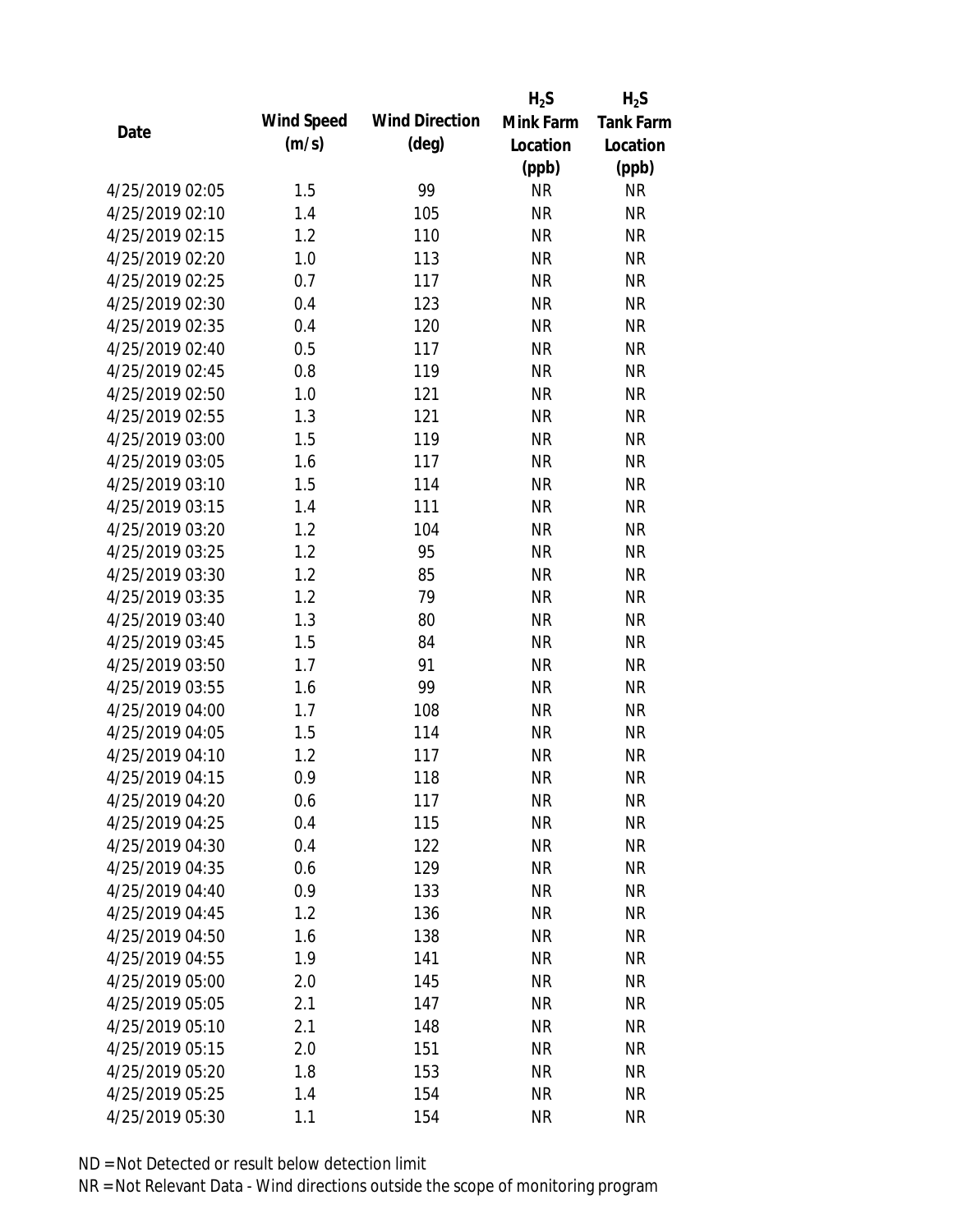| Date | Wind Speed (m/s) | Wind Direction (deg) | $H_2S$ Mink Farm Location (ppb) | $H_2S$ Tank Farm Location (ppb) |
|---|---|---|---|---|
| 4/25/2019 02:05 | 1.5 | 99 | NR | NR |
| 4/25/2019 02:10 | 1.4 | 105 | NR | NR |
| 4/25/2019 02:15 | 1.2 | 110 | NR | NR |
| 4/25/2019 02:20 | 1.0 | 113 | NR | NR |
| 4/25/2019 02:25 | 0.7 | 117 | NR | NR |
| 4/25/2019 02:30 | 0.4 | 123 | NR | NR |
| 4/25/2019 02:35 | 0.4 | 120 | NR | NR |
| 4/25/2019 02:40 | 0.5 | 117 | NR | NR |
| 4/25/2019 02:45 | 0.8 | 119 | NR | NR |
| 4/25/2019 02:50 | 1.0 | 121 | NR | NR |
| 4/25/2019 02:55 | 1.3 | 121 | NR | NR |
| 4/25/2019 03:00 | 1.5 | 119 | NR | NR |
| 4/25/2019 03:05 | 1.6 | 117 | NR | NR |
| 4/25/2019 03:10 | 1.5 | 114 | NR | NR |
| 4/25/2019 03:15 | 1.4 | 111 | NR | NR |
| 4/25/2019 03:20 | 1.2 | 104 | NR | NR |
| 4/25/2019 03:25 | 1.2 | 95 | NR | NR |
| 4/25/2019 03:30 | 1.2 | 85 | NR | NR |
| 4/25/2019 03:35 | 1.2 | 79 | NR | NR |
| 4/25/2019 03:40 | 1.3 | 80 | NR | NR |
| 4/25/2019 03:45 | 1.5 | 84 | NR | NR |
| 4/25/2019 03:50 | 1.7 | 91 | NR | NR |
| 4/25/2019 03:55 | 1.6 | 99 | NR | NR |
| 4/25/2019 04:00 | 1.7 | 108 | NR | NR |
| 4/25/2019 04:05 | 1.5 | 114 | NR | NR |
| 4/25/2019 04:10 | 1.2 | 117 | NR | NR |
| 4/25/2019 04:15 | 0.9 | 118 | NR | NR |
| 4/25/2019 04:20 | 0.6 | 117 | NR | NR |
| 4/25/2019 04:25 | 0.4 | 115 | NR | NR |
| 4/25/2019 04:30 | 0.4 | 122 | NR | NR |
| 4/25/2019 04:35 | 0.6 | 129 | NR | NR |
| 4/25/2019 04:40 | 0.9 | 133 | NR | NR |
| 4/25/2019 04:45 | 1.2 | 136 | NR | NR |
| 4/25/2019 04:50 | 1.6 | 138 | NR | NR |
| 4/25/2019 04:55 | 1.9 | 141 | NR | NR |
| 4/25/2019 05:00 | 2.0 | 145 | NR | NR |
| 4/25/2019 05:05 | 2.1 | 147 | NR | NR |
| 4/25/2019 05:10 | 2.1 | 148 | NR | NR |
| 4/25/2019 05:15 | 2.0 | 151 | NR | NR |
| 4/25/2019 05:20 | 1.8 | 153 | NR | NR |
| 4/25/2019 05:25 | 1.4 | 154 | NR | NR |
| 4/25/2019 05:30 | 1.1 | 154 | NR | NR |

ND = Not Detected or result below detection limit

NR = Not Relevant Data - Wind directions outside the scope of monitoring program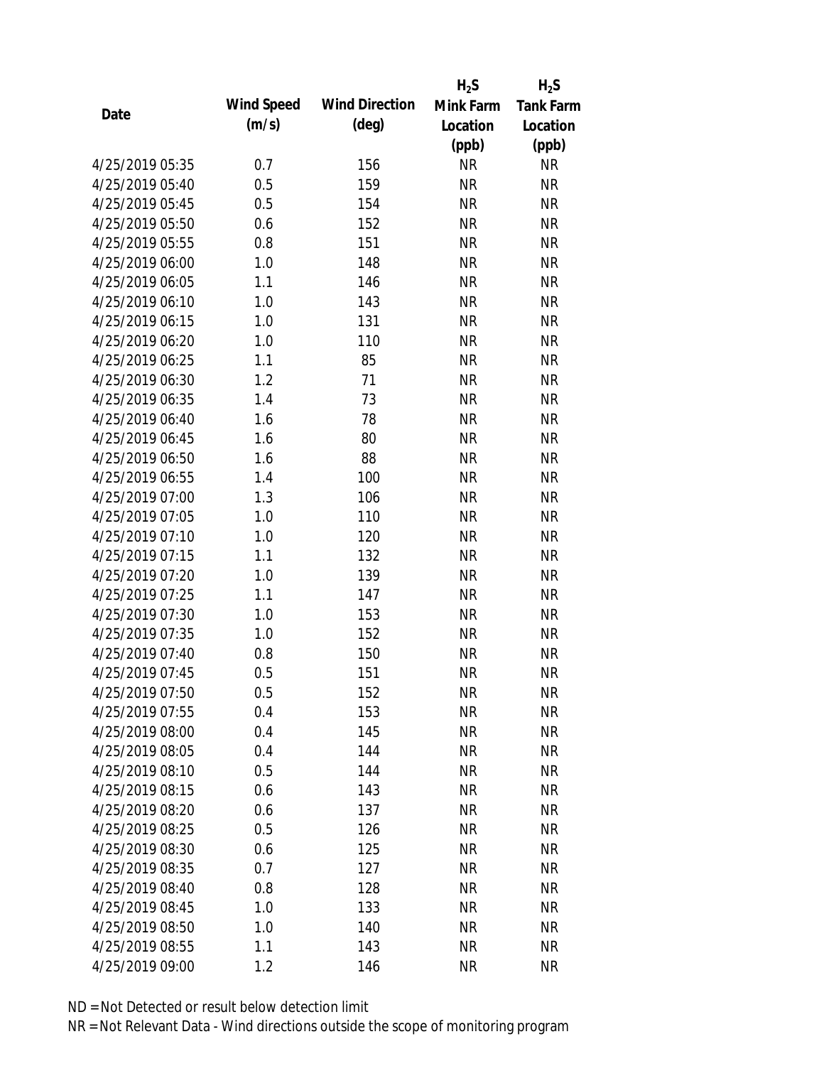| Date | Wind Speed (m/s) | Wind Direction (deg) | $H_2S$ Mink Farm Location (ppb) | $H_2S$ Tank Farm Location (ppb) |
|---|---|---|---|---|
| 4/25/2019 05:35 | 0.7 | 156 | NR | NR |
| 4/25/2019 05:40 | 0.5 | 159 | NR | NR |
| 4/25/2019 05:45 | 0.5 | 154 | NR | NR |
| 4/25/2019 05:50 | 0.6 | 152 | NR | NR |
| 4/25/2019 05:55 | 0.8 | 151 | NR | NR |
| 4/25/2019 06:00 | 1.0 | 148 | NR | NR |
| 4/25/2019 06:05 | 1.1 | 146 | NR | NR |
| 4/25/2019 06:10 | 1.0 | 143 | NR | NR |
| 4/25/2019 06:15 | 1.0 | 131 | NR | NR |
| 4/25/2019 06:20 | 1.0 | 110 | NR | NR |
| 4/25/2019 06:25 | 1.1 | 85 | NR | NR |
| 4/25/2019 06:30 | 1.2 | 71 | NR | NR |
| 4/25/2019 06:35 | 1.4 | 73 | NR | NR |
| 4/25/2019 06:40 | 1.6 | 78 | NR | NR |
| 4/25/2019 06:45 | 1.6 | 80 | NR | NR |
| 4/25/2019 06:50 | 1.6 | 88 | NR | NR |
| 4/25/2019 06:55 | 1.4 | 100 | NR | NR |
| 4/25/2019 07:00 | 1.3 | 106 | NR | NR |
| 4/25/2019 07:05 | 1.0 | 110 | NR | NR |
| 4/25/2019 07:10 | 1.0 | 120 | NR | NR |
| 4/25/2019 07:15 | 1.1 | 132 | NR | NR |
| 4/25/2019 07:20 | 1.0 | 139 | NR | NR |
| 4/25/2019 07:25 | 1.1 | 147 | NR | NR |
| 4/25/2019 07:30 | 1.0 | 153 | NR | NR |
| 4/25/2019 07:35 | 1.0 | 152 | NR | NR |
| 4/25/2019 07:40 | 0.8 | 150 | NR | NR |
| 4/25/2019 07:45 | 0.5 | 151 | NR | NR |
| 4/25/2019 07:50 | 0.5 | 152 | NR | NR |
| 4/25/2019 07:55 | 0.4 | 153 | NR | NR |
| 4/25/2019 08:00 | 0.4 | 145 | NR | NR |
| 4/25/2019 08:05 | 0.4 | 144 | NR | NR |
| 4/25/2019 08:10 | 0.5 | 144 | NR | NR |
| 4/25/2019 08:15 | 0.6 | 143 | NR | NR |
| 4/25/2019 08:20 | 0.6 | 137 | NR | NR |
| 4/25/2019 08:25 | 0.5 | 126 | NR | NR |
| 4/25/2019 08:30 | 0.6 | 125 | NR | NR |
| 4/25/2019 08:35 | 0.7 | 127 | NR | NR |
| 4/25/2019 08:40 | 0.8 | 128 | NR | NR |
| 4/25/2019 08:45 | 1.0 | 133 | NR | NR |
| 4/25/2019 08:50 | 1.0 | 140 | NR | NR |
| 4/25/2019 08:55 | 1.1 | 143 | NR | NR |
| 4/25/2019 09:00 | 1.2 | 146 | NR | NR |

ND = Not Detected or result below detection limit

NR = Not Relevant Data - Wind directions outside the scope of monitoring program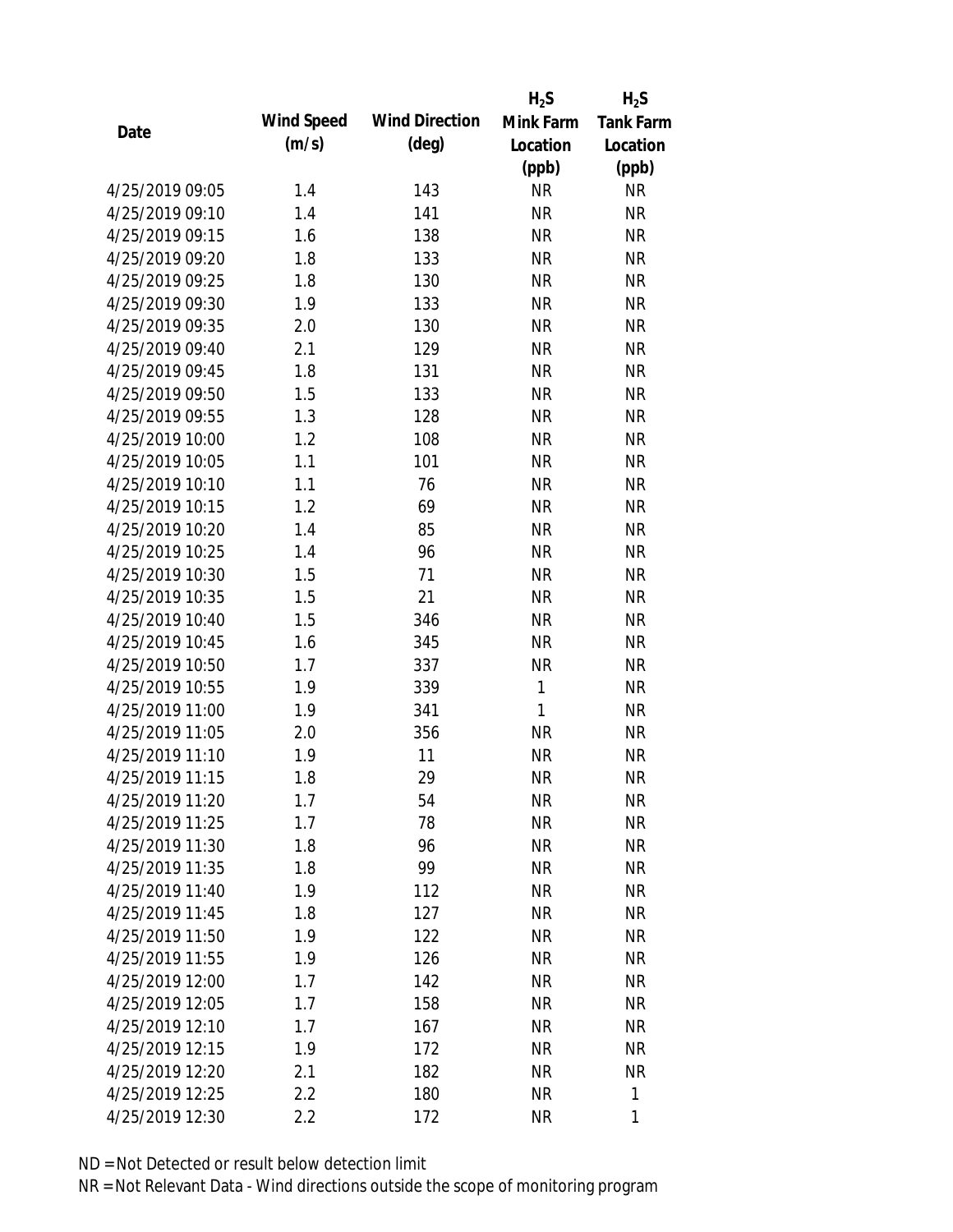| Date | Wind Speed (m/s) | Wind Direction (deg) | $H_2S$ Mink Farm Location (ppb) | $H_2S$ Tank Farm Location (ppb) |
|---|---|---|---|---|
| 4/25/2019 09:05 | 1.4 | 143 | NR | NR |
| 4/25/2019 09:10 | 1.4 | 141 | NR | NR |
| 4/25/2019 09:15 | 1.6 | 138 | NR | NR |
| 4/25/2019 09:20 | 1.8 | 133 | NR | NR |
| 4/25/2019 09:25 | 1.8 | 130 | NR | NR |
| 4/25/2019 09:30 | 1.9 | 133 | NR | NR |
| 4/25/2019 09:35 | 2.0 | 130 | NR | NR |
| 4/25/2019 09:40 | 2.1 | 129 | NR | NR |
| 4/25/2019 09:45 | 1.8 | 131 | NR | NR |
| 4/25/2019 09:50 | 1.5 | 133 | NR | NR |
| 4/25/2019 09:55 | 1.3 | 128 | NR | NR |
| 4/25/2019 10:00 | 1.2 | 108 | NR | NR |
| 4/25/2019 10:05 | 1.1 | 101 | NR | NR |
| 4/25/2019 10:10 | 1.1 | 76 | NR | NR |
| 4/25/2019 10:15 | 1.2 | 69 | NR | NR |
| 4/25/2019 10:20 | 1.4 | 85 | NR | NR |
| 4/25/2019 10:25 | 1.4 | 96 | NR | NR |
| 4/25/2019 10:30 | 1.5 | 71 | NR | NR |
| 4/25/2019 10:35 | 1.5 | 21 | NR | NR |
| 4/25/2019 10:40 | 1.5 | 346 | NR | NR |
| 4/25/2019 10:45 | 1.6 | 345 | NR | NR |
| 4/25/2019 10:50 | 1.7 | 337 | NR | NR |
| 4/25/2019 10:55 | 1.9 | 339 | 1 | NR |
| 4/25/2019 11:00 | 1.9 | 341 | 1 | NR |
| 4/25/2019 11:05 | 2.0 | 356 | NR | NR |
| 4/25/2019 11:10 | 1.9 | 11 | NR | NR |
| 4/25/2019 11:15 | 1.8 | 29 | NR | NR |
| 4/25/2019 11:20 | 1.7 | 54 | NR | NR |
| 4/25/2019 11:25 | 1.7 | 78 | NR | NR |
| 4/25/2019 11:30 | 1.8 | 96 | NR | NR |
| 4/25/2019 11:35 | 1.8 | 99 | NR | NR |
| 4/25/2019 11:40 | 1.9 | 112 | NR | NR |
| 4/25/2019 11:45 | 1.8 | 127 | NR | NR |
| 4/25/2019 11:50 | 1.9 | 122 | NR | NR |
| 4/25/2019 11:55 | 1.9 | 126 | NR | NR |
| 4/25/2019 12:00 | 1.7 | 142 | NR | NR |
| 4/25/2019 12:05 | 1.7 | 158 | NR | NR |
| 4/25/2019 12:10 | 1.7 | 167 | NR | NR |
| 4/25/2019 12:15 | 1.9 | 172 | NR | NR |
| 4/25/2019 12:20 | 2.1 | 182 | NR | NR |
| 4/25/2019 12:25 | 2.2 | 180 | NR | 1 |
| 4/25/2019 12:30 | 2.2 | 172 | NR | 1 |

ND = Not Detected or result below detection limit

NR = Not Relevant Data - Wind directions outside the scope of monitoring program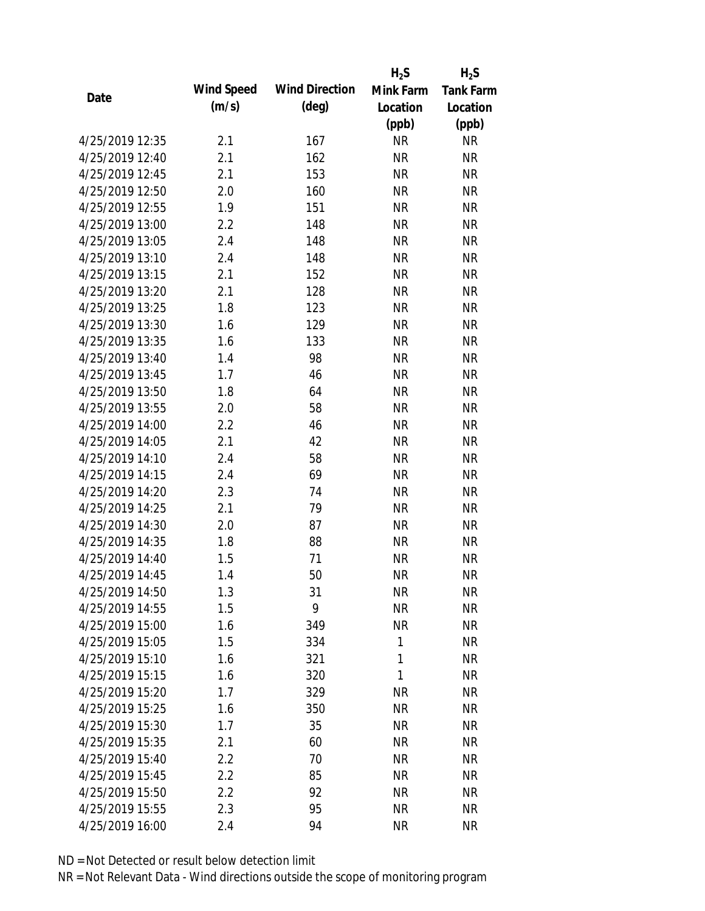| Date | Wind Speed (m/s) | Wind Direction (deg) | $H_2S$ Mink Farm Location (ppb) | $H_2S$ Tank Farm Location (ppb) |
|---|---|---|---|---|
| 4/25/2019 12:35 | 2.1 | 167 | NR | NR |
| 4/25/2019 12:40 | 2.1 | 162 | NR | NR |
| 4/25/2019 12:45 | 2.1 | 153 | NR | NR |
| 4/25/2019 12:50 | 2.0 | 160 | NR | NR |
| 4/25/2019 12:55 | 1.9 | 151 | NR | NR |
| 4/25/2019 13:00 | 2.2 | 148 | NR | NR |
| 4/25/2019 13:05 | 2.4 | 148 | NR | NR |
| 4/25/2019 13:10 | 2.4 | 148 | NR | NR |
| 4/25/2019 13:15 | 2.1 | 152 | NR | NR |
| 4/25/2019 13:20 | 2.1 | 128 | NR | NR |
| 4/25/2019 13:25 | 1.8 | 123 | NR | NR |
| 4/25/2019 13:30 | 1.6 | 129 | NR | NR |
| 4/25/2019 13:35 | 1.6 | 133 | NR | NR |
| 4/25/2019 13:40 | 1.4 | 98 | NR | NR |
| 4/25/2019 13:45 | 1.7 | 46 | NR | NR |
| 4/25/2019 13:50 | 1.8 | 64 | NR | NR |
| 4/25/2019 13:55 | 2.0 | 58 | NR | NR |
| 4/25/2019 14:00 | 2.2 | 46 | NR | NR |
| 4/25/2019 14:05 | 2.1 | 42 | NR | NR |
| 4/25/2019 14:10 | 2.4 | 58 | NR | NR |
| 4/25/2019 14:15 | 2.4 | 69 | NR | NR |
| 4/25/2019 14:20 | 2.3 | 74 | NR | NR |
| 4/25/2019 14:25 | 2.1 | 79 | NR | NR |
| 4/25/2019 14:30 | 2.0 | 87 | NR | NR |
| 4/25/2019 14:35 | 1.8 | 88 | NR | NR |
| 4/25/2019 14:40 | 1.5 | 71 | NR | NR |
| 4/25/2019 14:45 | 1.4 | 50 | NR | NR |
| 4/25/2019 14:50 | 1.3 | 31 | NR | NR |
| 4/25/2019 14:55 | 1.5 | 9 | NR | NR |
| 4/25/2019 15:00 | 1.6 | 349 | NR | NR |
| 4/25/2019 15:05 | 1.5 | 334 | 1 | NR |
| 4/25/2019 15:10 | 1.6 | 321 | 1 | NR |
| 4/25/2019 15:15 | 1.6 | 320 | 1 | NR |
| 4/25/2019 15:20 | 1.7 | 329 | NR | NR |
| 4/25/2019 15:25 | 1.6 | 350 | NR | NR |
| 4/25/2019 15:30 | 1.7 | 35 | NR | NR |
| 4/25/2019 15:35 | 2.1 | 60 | NR | NR |
| 4/25/2019 15:40 | 2.2 | 70 | NR | NR |
| 4/25/2019 15:45 | 2.2 | 85 | NR | NR |
| 4/25/2019 15:50 | 2.2 | 92 | NR | NR |
| 4/25/2019 15:55 | 2.3 | 95 | NR | NR |
| 4/25/2019 16:00 | 2.4 | 94 | NR | NR |

ND = Not Detected or result below detection limit

NR = Not Relevant Data - Wind directions outside the scope of monitoring program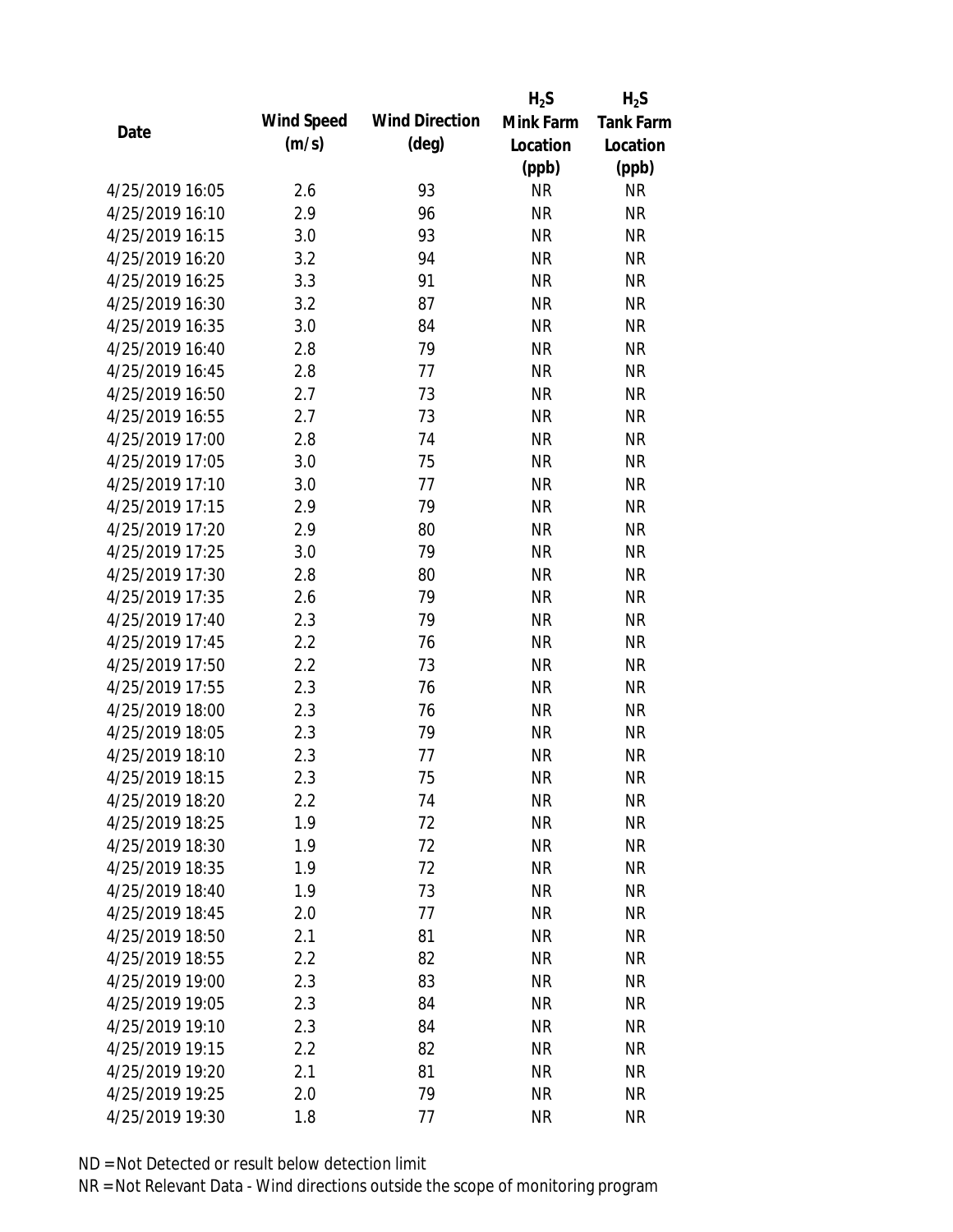| Date | Wind Speed (m/s) | Wind Direction (deg) | $H_2S$ Mink Farm Location (ppb) | $H_2S$ Tank Farm Location (ppb) |
|---|---|---|---|---|
| 4/25/2019 16:05 | 2.6 | 93 | NR | NR |
| 4/25/2019 16:10 | 2.9 | 96 | NR | NR |
| 4/25/2019 16:15 | 3.0 | 93 | NR | NR |
| 4/25/2019 16:20 | 3.2 | 94 | NR | NR |
| 4/25/2019 16:25 | 3.3 | 91 | NR | NR |
| 4/25/2019 16:30 | 3.2 | 87 | NR | NR |
| 4/25/2019 16:35 | 3.0 | 84 | NR | NR |
| 4/25/2019 16:40 | 2.8 | 79 | NR | NR |
| 4/25/2019 16:45 | 2.8 | 77 | NR | NR |
| 4/25/2019 16:50 | 2.7 | 73 | NR | NR |
| 4/25/2019 16:55 | 2.7 | 73 | NR | NR |
| 4/25/2019 17:00 | 2.8 | 74 | NR | NR |
| 4/25/2019 17:05 | 3.0 | 75 | NR | NR |
| 4/25/2019 17:10 | 3.0 | 77 | NR | NR |
| 4/25/2019 17:15 | 2.9 | 79 | NR | NR |
| 4/25/2019 17:20 | 2.9 | 80 | NR | NR |
| 4/25/2019 17:25 | 3.0 | 79 | NR | NR |
| 4/25/2019 17:30 | 2.8 | 80 | NR | NR |
| 4/25/2019 17:35 | 2.6 | 79 | NR | NR |
| 4/25/2019 17:40 | 2.3 | 79 | NR | NR |
| 4/25/2019 17:45 | 2.2 | 76 | NR | NR |
| 4/25/2019 17:50 | 2.2 | 73 | NR | NR |
| 4/25/2019 17:55 | 2.3 | 76 | NR | NR |
| 4/25/2019 18:00 | 2.3 | 76 | NR | NR |
| 4/25/2019 18:05 | 2.3 | 79 | NR | NR |
| 4/25/2019 18:10 | 2.3 | 77 | NR | NR |
| 4/25/2019 18:15 | 2.3 | 75 | NR | NR |
| 4/25/2019 18:20 | 2.2 | 74 | NR | NR |
| 4/25/2019 18:25 | 1.9 | 72 | NR | NR |
| 4/25/2019 18:30 | 1.9 | 72 | NR | NR |
| 4/25/2019 18:35 | 1.9 | 72 | NR | NR |
| 4/25/2019 18:40 | 1.9 | 73 | NR | NR |
| 4/25/2019 18:45 | 2.0 | 77 | NR | NR |
| 4/25/2019 18:50 | 2.1 | 81 | NR | NR |
| 4/25/2019 18:55 | 2.2 | 82 | NR | NR |
| 4/25/2019 19:00 | 2.3 | 83 | NR | NR |
| 4/25/2019 19:05 | 2.3 | 84 | NR | NR |
| 4/25/2019 19:10 | 2.3 | 84 | NR | NR |
| 4/25/2019 19:15 | 2.2 | 82 | NR | NR |
| 4/25/2019 19:20 | 2.1 | 81 | NR | NR |
| 4/25/2019 19:25 | 2.0 | 79 | NR | NR |
| 4/25/2019 19:30 | 1.8 | 77 | NR | NR |

ND = Not Detected or result below detection limit

NR = Not Relevant Data - Wind directions outside the scope of monitoring program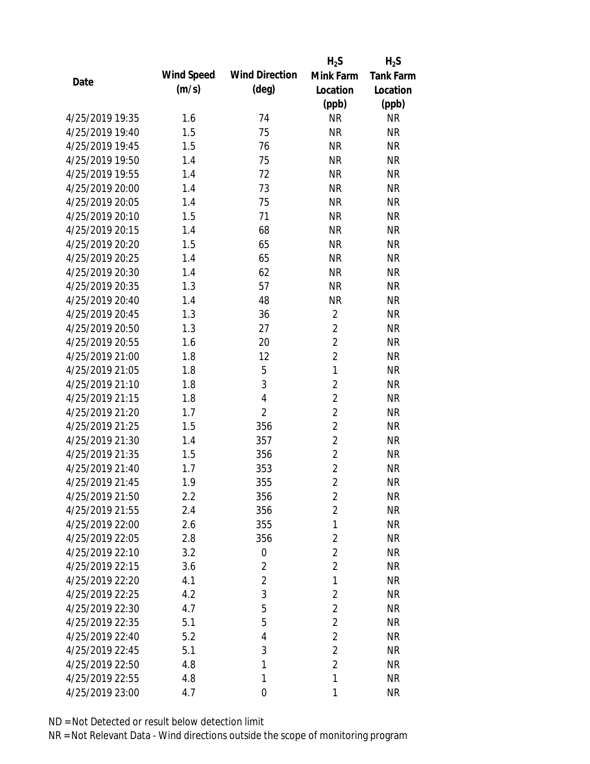| Date | Wind Speed (m/s) | Wind Direction (deg) | $H_2S$ Mink Farm Location (ppb) | $H_2S$ Tank Farm Location (ppb) |
|---|---|---|---|---|
| 4/25/2019 19:35 | 1.6 | 74 | NR | NR |
| 4/25/2019 19:40 | 1.5 | 75 | NR | NR |
| 4/25/2019 19:45 | 1.5 | 76 | NR | NR |
| 4/25/2019 19:50 | 1.4 | 75 | NR | NR |
| 4/25/2019 19:55 | 1.4 | 72 | NR | NR |
| 4/25/2019 20:00 | 1.4 | 73 | NR | NR |
| 4/25/2019 20:05 | 1.4 | 75 | NR | NR |
| 4/25/2019 20:10 | 1.5 | 71 | NR | NR |
| 4/25/2019 20:15 | 1.4 | 68 | NR | NR |
| 4/25/2019 20:20 | 1.5 | 65 | NR | NR |
| 4/25/2019 20:25 | 1.4 | 65 | NR | NR |
| 4/25/2019 20:30 | 1.4 | 62 | NR | NR |
| 4/25/2019 20:35 | 1.3 | 57 | NR | NR |
| 4/25/2019 20:40 | 1.4 | 48 | NR | NR |
| 4/25/2019 20:45 | 1.3 | 36 | 2 | NR |
| 4/25/2019 20:50 | 1.3 | 27 | 2 | NR |
| 4/25/2019 20:55 | 1.6 | 20 | 2 | NR |
| 4/25/2019 21:00 | 1.8 | 12 | 2 | NR |
| 4/25/2019 21:05 | 1.8 | 5 | 1 | NR |
| 4/25/2019 21:10 | 1.8 | 3 | 2 | NR |
| 4/25/2019 21:15 | 1.8 | 4 | 2 | NR |
| 4/25/2019 21:20 | 1.7 | 2 | 2 | NR |
| 4/25/2019 21:25 | 1.5 | 356 | 2 | NR |
| 4/25/2019 21:30 | 1.4 | 357 | 2 | NR |
| 4/25/2019 21:35 | 1.5 | 356 | 2 | NR |
| 4/25/2019 21:40 | 1.7 | 353 | 2 | NR |
| 4/25/2019 21:45 | 1.9 | 355 | 2 | NR |
| 4/25/2019 21:50 | 2.2 | 356 | 2 | NR |
| 4/25/2019 21:55 | 2.4 | 356 | 2 | NR |
| 4/25/2019 22:00 | 2.6 | 355 | 1 | NR |
| 4/25/2019 22:05 | 2.8 | 356 | 2 | NR |
| 4/25/2019 22:10 | 3.2 | 0 | 2 | NR |
| 4/25/2019 22:15 | 3.6 | 2 | 2 | NR |
| 4/25/2019 22:20 | 4.1 | 2 | 1 | NR |
| 4/25/2019 22:25 | 4.2 | 3 | 2 | NR |
| 4/25/2019 22:30 | 4.7 | 5 | 2 | NR |
| 4/25/2019 22:35 | 5.1 | 5 | 2 | NR |
| 4/25/2019 22:40 | 5.2 | 4 | 2 | NR |
| 4/25/2019 22:45 | 5.1 | 3 | 2 | NR |
| 4/25/2019 22:50 | 4.8 | 1 | 2 | NR |
| 4/25/2019 22:55 | 4.8 | 1 | 1 | NR |
| 4/25/2019 23:00 | 4.7 | 0 | 1 | NR |

ND = Not Detected or result below detection limit

NR = Not Relevant Data - Wind directions outside the scope of monitoring program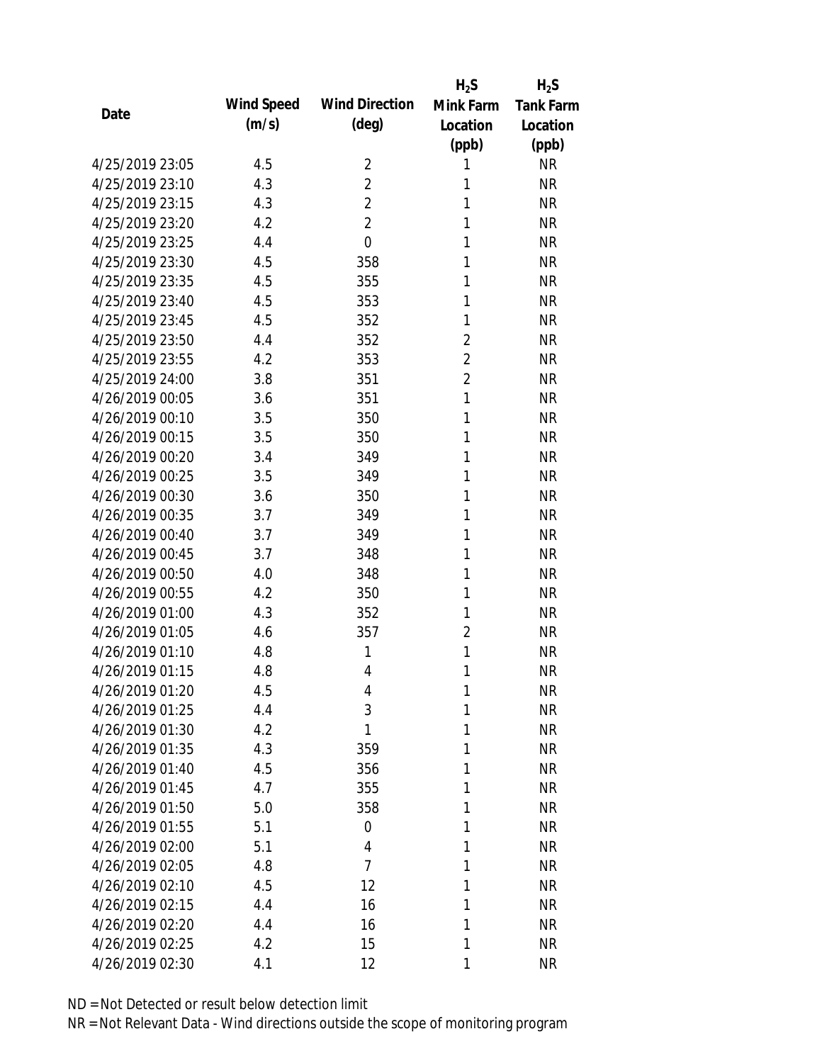| Date | Wind Speed (m/s) | Wind Direction (deg) | $H_2S$ Mink Farm Location (ppb) | $H_2S$ Tank Farm Location (ppb) |
|---|---|---|---|---|
| 4/25/2019 23:05 | 4.5 | 2 | 1 | NR |
| 4/25/2019 23:10 | 4.3 | 2 | 1 | NR |
| 4/25/2019 23:15 | 4.3 | 2 | 1 | NR |
| 4/25/2019 23:20 | 4.2 | 2 | 1 | NR |
| 4/25/2019 23:25 | 4.4 | 0 | 1 | NR |
| 4/25/2019 23:30 | 4.5 | 358 | 1 | NR |
| 4/25/2019 23:35 | 4.5 | 355 | 1 | NR |
| 4/25/2019 23:40 | 4.5 | 353 | 1 | NR |
| 4/25/2019 23:45 | 4.5 | 352 | 1 | NR |
| 4/25/2019 23:50 | 4.4 | 352 | 2 | NR |
| 4/25/2019 23:55 | 4.2 | 353 | 2 | NR |
| 4/25/2019 24:00 | 3.8 | 351 | 2 | NR |
| 4/26/2019 00:05 | 3.6 | 351 | 1 | NR |
| 4/26/2019 00:10 | 3.5 | 350 | 1 | NR |
| 4/26/2019 00:15 | 3.5 | 350 | 1 | NR |
| 4/26/2019 00:20 | 3.4 | 349 | 1 | NR |
| 4/26/2019 00:25 | 3.5 | 349 | 1 | NR |
| 4/26/2019 00:30 | 3.6 | 350 | 1 | NR |
| 4/26/2019 00:35 | 3.7 | 349 | 1 | NR |
| 4/26/2019 00:40 | 3.7 | 349 | 1 | NR |
| 4/26/2019 00:45 | 3.7 | 348 | 1 | NR |
| 4/26/2019 00:50 | 4.0 | 348 | 1 | NR |
| 4/26/2019 00:55 | 4.2 | 350 | 1 | NR |
| 4/26/2019 01:00 | 4.3 | 352 | 1 | NR |
| 4/26/2019 01:05 | 4.6 | 357 | 2 | NR |
| 4/26/2019 01:10 | 4.8 | 1 | 1 | NR |
| 4/26/2019 01:15 | 4.8 | 4 | 1 | NR |
| 4/26/2019 01:20 | 4.5 | 4 | 1 | NR |
| 4/26/2019 01:25 | 4.4 | 3 | 1 | NR |
| 4/26/2019 01:30 | 4.2 | 1 | 1 | NR |
| 4/26/2019 01:35 | 4.3 | 359 | 1 | NR |
| 4/26/2019 01:40 | 4.5 | 356 | 1 | NR |
| 4/26/2019 01:45 | 4.7 | 355 | 1 | NR |
| 4/26/2019 01:50 | 5.0 | 358 | 1 | NR |
| 4/26/2019 01:55 | 5.1 | 0 | 1 | NR |
| 4/26/2019 02:00 | 5.1 | 4 | 1 | NR |
| 4/26/2019 02:05 | 4.8 | 7 | 1 | NR |
| 4/26/2019 02:10 | 4.5 | 12 | 1 | NR |
| 4/26/2019 02:15 | 4.4 | 16 | 1 | NR |
| 4/26/2019 02:20 | 4.4 | 16 | 1 | NR |
| 4/26/2019 02:25 | 4.2 | 15 | 1 | NR |
| 4/26/2019 02:30 | 4.1 | 12 | 1 | NR |

ND = Not Detected or result below detection limit

NR = Not Relevant Data - Wind directions outside the scope of monitoring program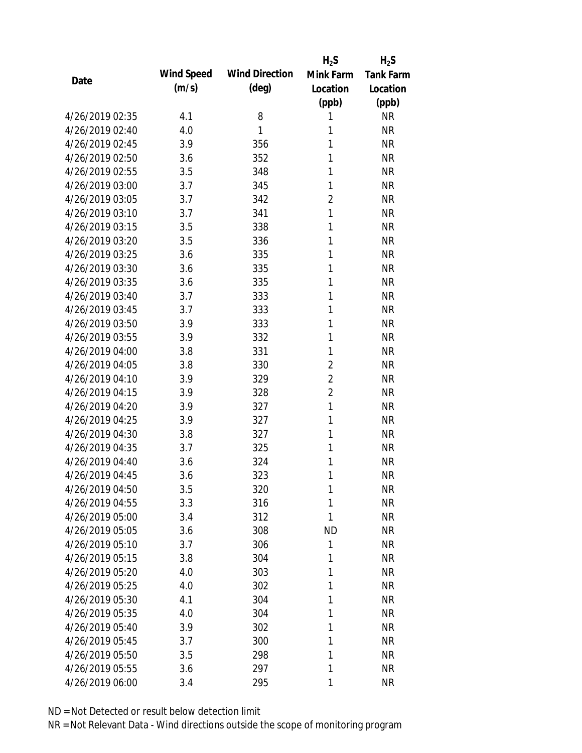| Date | Wind Speed (m/s) | Wind Direction (deg) | $H_2S$ Mink Farm Location (ppb) | $H_2S$ Tank Farm Location (ppb) |
|---|---|---|---|---|
| 4/26/2019 02:35 | 4.1 | 8 | 1 | NR |
| 4/26/2019 02:40 | 4.0 | 1 | 1 | NR |
| 4/26/2019 02:45 | 3.9 | 356 | 1 | NR |
| 4/26/2019 02:50 | 3.6 | 352 | 1 | NR |
| 4/26/2019 02:55 | 3.5 | 348 | 1 | NR |
| 4/26/2019 03:00 | 3.7 | 345 | 1 | NR |
| 4/26/2019 03:05 | 3.7 | 342 | 2 | NR |
| 4/26/2019 03:10 | 3.7 | 341 | 1 | NR |
| 4/26/2019 03:15 | 3.5 | 338 | 1 | NR |
| 4/26/2019 03:20 | 3.5 | 336 | 1 | NR |
| 4/26/2019 03:25 | 3.6 | 335 | 1 | NR |
| 4/26/2019 03:30 | 3.6 | 335 | 1 | NR |
| 4/26/2019 03:35 | 3.6 | 335 | 1 | NR |
| 4/26/2019 03:40 | 3.7 | 333 | 1 | NR |
| 4/26/2019 03:45 | 3.7 | 333 | 1 | NR |
| 4/26/2019 03:50 | 3.9 | 333 | 1 | NR |
| 4/26/2019 03:55 | 3.9 | 332 | 1 | NR |
| 4/26/2019 04:00 | 3.8 | 331 | 1 | NR |
| 4/26/2019 04:05 | 3.8 | 330 | 2 | NR |
| 4/26/2019 04:10 | 3.9 | 329 | 2 | NR |
| 4/26/2019 04:15 | 3.9 | 328 | 2 | NR |
| 4/26/2019 04:20 | 3.9 | 327 | 1 | NR |
| 4/26/2019 04:25 | 3.9 | 327 | 1 | NR |
| 4/26/2019 04:30 | 3.8 | 327 | 1 | NR |
| 4/26/2019 04:35 | 3.7 | 325 | 1 | NR |
| 4/26/2019 04:40 | 3.6 | 324 | 1 | NR |
| 4/26/2019 04:45 | 3.6 | 323 | 1 | NR |
| 4/26/2019 04:50 | 3.5 | 320 | 1 | NR |
| 4/26/2019 04:55 | 3.3 | 316 | 1 | NR |
| 4/26/2019 05:00 | 3.4 | 312 | 1 | NR |
| 4/26/2019 05:05 | 3.6 | 308 | ND | NR |
| 4/26/2019 05:10 | 3.7 | 306 | 1 | NR |
| 4/26/2019 05:15 | 3.8 | 304 | 1 | NR |
| 4/26/2019 05:20 | 4.0 | 303 | 1 | NR |
| 4/26/2019 05:25 | 4.0 | 302 | 1 | NR |
| 4/26/2019 05:30 | 4.1 | 304 | 1 | NR |
| 4/26/2019 05:35 | 4.0 | 304 | 1 | NR |
| 4/26/2019 05:40 | 3.9 | 302 | 1 | NR |
| 4/26/2019 05:45 | 3.7 | 300 | 1 | NR |
| 4/26/2019 05:50 | 3.5 | 298 | 1 | NR |
| 4/26/2019 05:55 | 3.6 | 297 | 1 | NR |
| 4/26/2019 06:00 | 3.4 | 295 | 1 | NR |

ND = Not Detected or result below detection limit

NR = Not Relevant Data - Wind directions outside the scope of monitoring program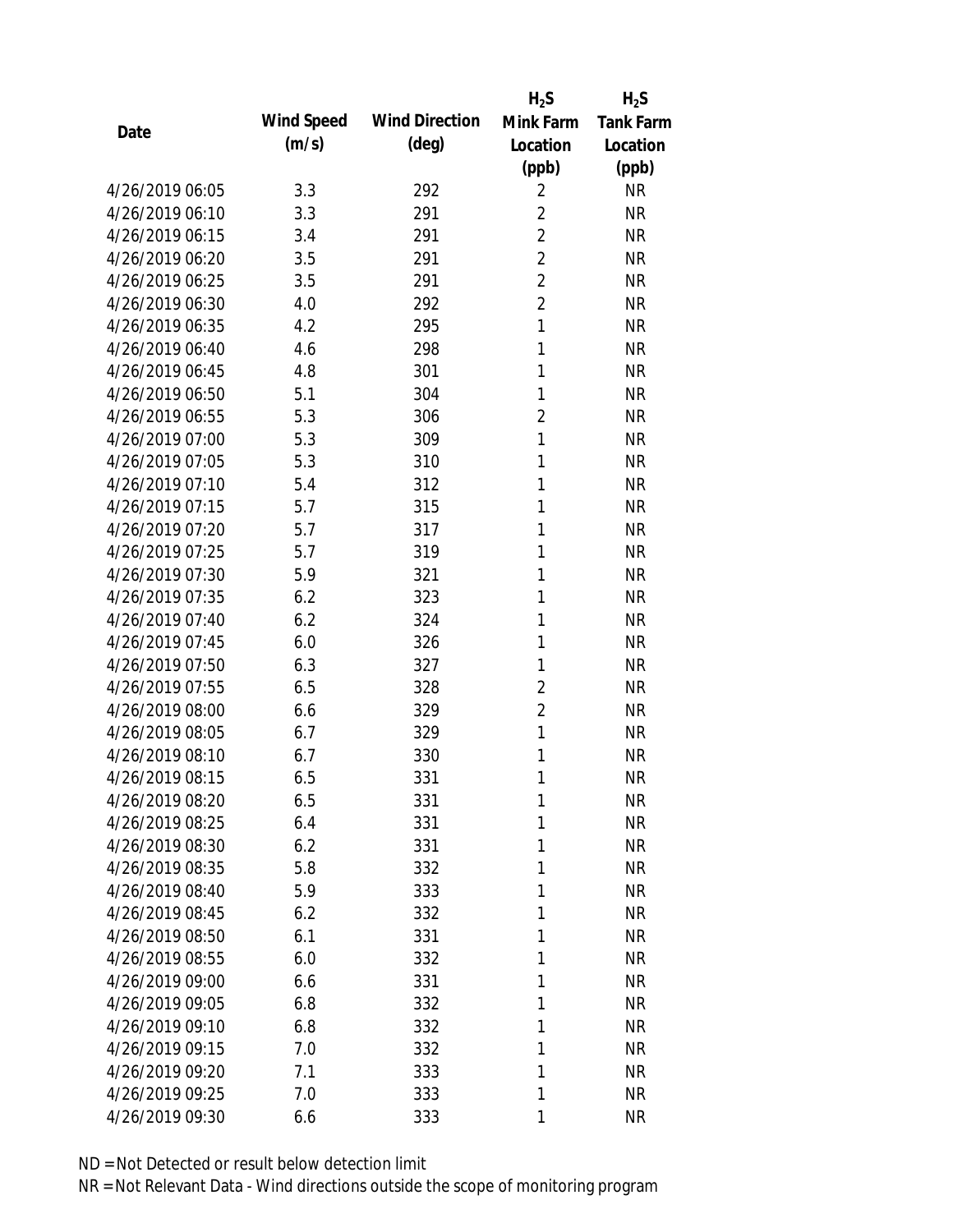| Date | Wind Speed (m/s) | Wind Direction (deg) | $H_2S$ Mink Farm Location (ppb) | $H_2S$ Tank Farm Location (ppb) |
|---|---|---|---|---|
| 4/26/2019 06:05 | 3.3 | 292 | 2 | NR |
| 4/26/2019 06:10 | 3.3 | 291 | 2 | NR |
| 4/26/2019 06:15 | 3.4 | 291 | 2 | NR |
| 4/26/2019 06:20 | 3.5 | 291 | 2 | NR |
| 4/26/2019 06:25 | 3.5 | 291 | 2 | NR |
| 4/26/2019 06:30 | 4.0 | 292 | 2 | NR |
| 4/26/2019 06:35 | 4.2 | 295 | 1 | NR |
| 4/26/2019 06:40 | 4.6 | 298 | 1 | NR |
| 4/26/2019 06:45 | 4.8 | 301 | 1 | NR |
| 4/26/2019 06:50 | 5.1 | 304 | 1 | NR |
| 4/26/2019 06:55 | 5.3 | 306 | 2 | NR |
| 4/26/2019 07:00 | 5.3 | 309 | 1 | NR |
| 4/26/2019 07:05 | 5.3 | 310 | 1 | NR |
| 4/26/2019 07:10 | 5.4 | 312 | 1 | NR |
| 4/26/2019 07:15 | 5.7 | 315 | 1 | NR |
| 4/26/2019 07:20 | 5.7 | 317 | 1 | NR |
| 4/26/2019 07:25 | 5.7 | 319 | 1 | NR |
| 4/26/2019 07:30 | 5.9 | 321 | 1 | NR |
| 4/26/2019 07:35 | 6.2 | 323 | 1 | NR |
| 4/26/2019 07:40 | 6.2 | 324 | 1 | NR |
| 4/26/2019 07:45 | 6.0 | 326 | 1 | NR |
| 4/26/2019 07:50 | 6.3 | 327 | 1 | NR |
| 4/26/2019 07:55 | 6.5 | 328 | 2 | NR |
| 4/26/2019 08:00 | 6.6 | 329 | 2 | NR |
| 4/26/2019 08:05 | 6.7 | 329 | 1 | NR |
| 4/26/2019 08:10 | 6.7 | 330 | 1 | NR |
| 4/26/2019 08:15 | 6.5 | 331 | 1 | NR |
| 4/26/2019 08:20 | 6.5 | 331 | 1 | NR |
| 4/26/2019 08:25 | 6.4 | 331 | 1 | NR |
| 4/26/2019 08:30 | 6.2 | 331 | 1 | NR |
| 4/26/2019 08:35 | 5.8 | 332 | 1 | NR |
| 4/26/2019 08:40 | 5.9 | 333 | 1 | NR |
| 4/26/2019 08:45 | 6.2 | 332 | 1 | NR |
| 4/26/2019 08:50 | 6.1 | 331 | 1 | NR |
| 4/26/2019 08:55 | 6.0 | 332 | 1 | NR |
| 4/26/2019 09:00 | 6.6 | 331 | 1 | NR |
| 4/26/2019 09:05 | 6.8 | 332 | 1 | NR |
| 4/26/2019 09:10 | 6.8 | 332 | 1 | NR |
| 4/26/2019 09:15 | 7.0 | 332 | 1 | NR |
| 4/26/2019 09:20 | 7.1 | 333 | 1 | NR |
| 4/26/2019 09:25 | 7.0 | 333 | 1 | NR |
| 4/26/2019 09:30 | 6.6 | 333 | 1 | NR |

ND = Not Detected or result below detection limit

NR = Not Relevant Data - Wind directions outside the scope of monitoring program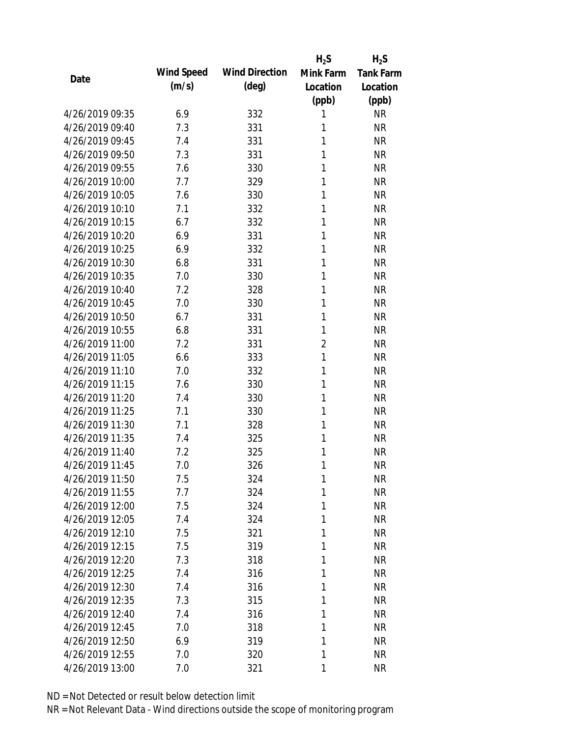| Date | Wind Speed (m/s) | Wind Direction (deg) | $H_2S$ Mink Farm Location (ppb) | $H_2S$ Tank Farm Location (ppb) |
| --- | --- | --- | --- | --- |
| 4/26/2019 09:35 | 6.9 | 332 | 1 | NR |
| 4/26/2019 09:40 | 7.3 | 331 | 1 | NR |
| 4/26/2019 09:45 | 7.4 | 331 | 1 | NR |
| 4/26/2019 09:50 | 7.3 | 331 | 1 | NR |
| 4/26/2019 09:55 | 7.6 | 330 | 1 | NR |
| 4/26/2019 10:00 | 7.7 | 329 | 1 | NR |
| 4/26/2019 10:05 | 7.6 | 330 | 1 | NR |
| 4/26/2019 10:10 | 7.1 | 332 | 1 | NR |
| 4/26/2019 10:15 | 6.7 | 332 | 1 | NR |
| 4/26/2019 10:20 | 6.9 | 331 | 1 | NR |
| 4/26/2019 10:25 | 6.9 | 332 | 1 | NR |
| 4/26/2019 10:30 | 6.8 | 331 | 1 | NR |
| 4/26/2019 10:35 | 7.0 | 330 | 1 | NR |
| 4/26/2019 10:40 | 7.2 | 328 | 1 | NR |
| 4/26/2019 10:45 | 7.0 | 330 | 1 | NR |
| 4/26/2019 10:50 | 6.7 | 331 | 1 | NR |
| 4/26/2019 10:55 | 6.8 | 331 | 1 | NR |
| 4/26/2019 11:00 | 7.2 | 331 | 2 | NR |
| 4/26/2019 11:05 | 6.6 | 333 | 1 | NR |
| 4/26/2019 11:10 | 7.0 | 332 | 1 | NR |
| 4/26/2019 11:15 | 7.6 | 330 | 1 | NR |
| 4/26/2019 11:20 | 7.4 | 330 | 1 | NR |
| 4/26/2019 11:25 | 7.1 | 330 | 1 | NR |
| 4/26/2019 11:30 | 7.1 | 328 | 1 | NR |
| 4/26/2019 11:35 | 7.4 | 325 | 1 | NR |
| 4/26/2019 11:40 | 7.2 | 325 | 1 | NR |
| 4/26/2019 11:45 | 7.0 | 326 | 1 | NR |
| 4/26/2019 11:50 | 7.5 | 324 | 1 | NR |
| 4/26/2019 11:55 | 7.7 | 324 | 1 | NR |
| 4/26/2019 12:00 | 7.5 | 324 | 1 | NR |
| 4/26/2019 12:05 | 7.4 | 324 | 1 | NR |
| 4/26/2019 12:10 | 7.5 | 321 | 1 | NR |
| 4/26/2019 12:15 | 7.5 | 319 | 1 | NR |
| 4/26/2019 12:20 | 7.3 | 318 | 1 | NR |
| 4/26/2019 12:25 | 7.4 | 316 | 1 | NR |
| 4/26/2019 12:30 | 7.4 | 316 | 1 | NR |
| 4/26/2019 12:35 | 7.3 | 315 | 1 | NR |
| 4/26/2019 12:40 | 7.4 | 316 | 1 | NR |
| 4/26/2019 12:45 | 7.0 | 318 | 1 | NR |
| 4/26/2019 12:50 | 6.9 | 319 | 1 | NR |
| 4/26/2019 12:55 | 7.0 | 320 | 1 | NR |
| 4/26/2019 13:00 | 7.0 | 321 | 1 | NR |

ND = Not Detected or result below detection limit

NR = Not Relevant Data - Wind directions outside the scope of monitoring program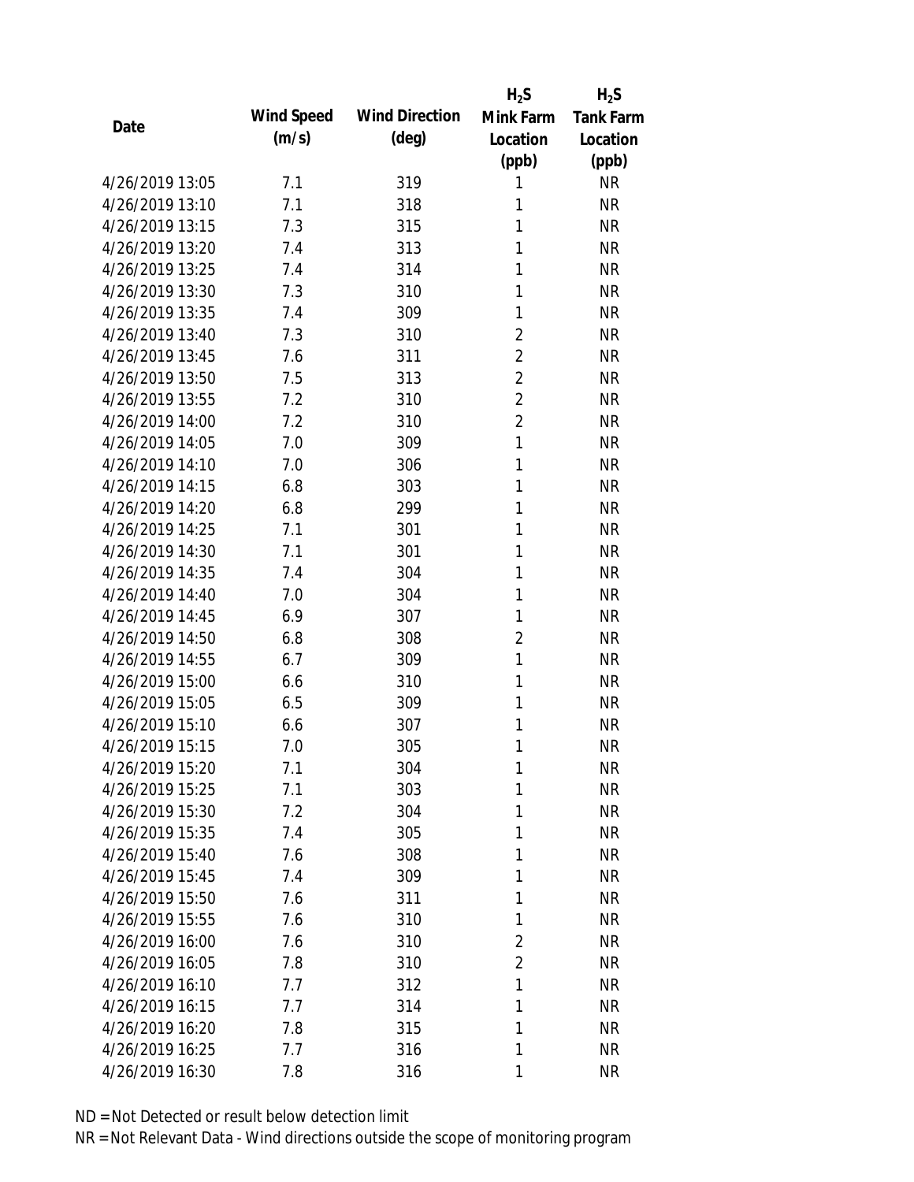| Date | Wind Speed (m/s) | Wind Direction (deg) | $H_2S$ Mink Farm Location (ppb) | $H_2S$ Tank Farm Location (ppb) |
|---|---|---|---|---|
| 4/26/2019 13:05 | 7.1 | 319 | 1 | NR |
| 4/26/2019 13:10 | 7.1 | 318 | 1 | NR |
| 4/26/2019 13:15 | 7.3 | 315 | 1 | NR |
| 4/26/2019 13:20 | 7.4 | 313 | 1 | NR |
| 4/26/2019 13:25 | 7.4 | 314 | 1 | NR |
| 4/26/2019 13:30 | 7.3 | 310 | 1 | NR |
| 4/26/2019 13:35 | 7.4 | 309 | 1 | NR |
| 4/26/2019 13:40 | 7.3 | 310 | 2 | NR |
| 4/26/2019 13:45 | 7.6 | 311 | 2 | NR |
| 4/26/2019 13:50 | 7.5 | 313 | 2 | NR |
| 4/26/2019 13:55 | 7.2 | 310 | 2 | NR |
| 4/26/2019 14:00 | 7.2 | 310 | 2 | NR |
| 4/26/2019 14:05 | 7.0 | 309 | 1 | NR |
| 4/26/2019 14:10 | 7.0 | 306 | 1 | NR |
| 4/26/2019 14:15 | 6.8 | 303 | 1 | NR |
| 4/26/2019 14:20 | 6.8 | 299 | 1 | NR |
| 4/26/2019 14:25 | 7.1 | 301 | 1 | NR |
| 4/26/2019 14:30 | 7.1 | 301 | 1 | NR |
| 4/26/2019 14:35 | 7.4 | 304 | 1 | NR |
| 4/26/2019 14:40 | 7.0 | 304 | 1 | NR |
| 4/26/2019 14:45 | 6.9 | 307 | 1 | NR |
| 4/26/2019 14:50 | 6.8 | 308 | 2 | NR |
| 4/26/2019 14:55 | 6.7 | 309 | 1 | NR |
| 4/26/2019 15:00 | 6.6 | 310 | 1 | NR |
| 4/26/2019 15:05 | 6.5 | 309 | 1 | NR |
| 4/26/2019 15:10 | 6.6 | 307 | 1 | NR |
| 4/26/2019 15:15 | 7.0 | 305 | 1 | NR |
| 4/26/2019 15:20 | 7.1 | 304 | 1 | NR |
| 4/26/2019 15:25 | 7.1 | 303 | 1 | NR |
| 4/26/2019 15:30 | 7.2 | 304 | 1 | NR |
| 4/26/2019 15:35 | 7.4 | 305 | 1 | NR |
| 4/26/2019 15:40 | 7.6 | 308 | 1 | NR |
| 4/26/2019 15:45 | 7.4 | 309 | 1 | NR |
| 4/26/2019 15:50 | 7.6 | 311 | 1 | NR |
| 4/26/2019 15:55 | 7.6 | 310 | 1 | NR |
| 4/26/2019 16:00 | 7.6 | 310 | 2 | NR |
| 4/26/2019 16:05 | 7.8 | 310 | 2 | NR |
| 4/26/2019 16:10 | 7.7 | 312 | 1 | NR |
| 4/26/2019 16:15 | 7.7 | 314 | 1 | NR |
| 4/26/2019 16:20 | 7.8 | 315 | 1 | NR |
| 4/26/2019 16:25 | 7.7 | 316 | 1 | NR |
| 4/26/2019 16:30 | 7.8 | 316 | 1 | NR |

ND = Not Detected or result below detection limit

NR = Not Relevant Data - Wind directions outside the scope of monitoring program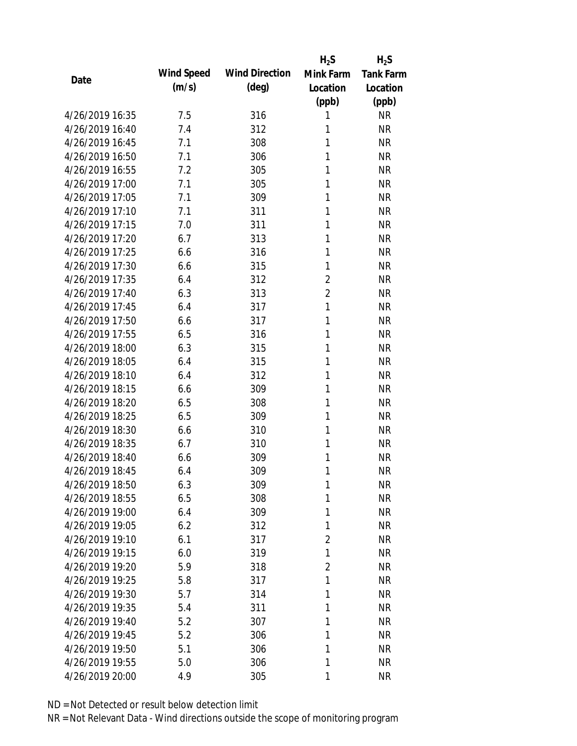| Date | Wind Speed (m/s) | Wind Direction (deg) | $H_2S$ Mink Farm Location (ppb) | $H_2S$ Tank Farm Location (ppb) |
|---|---|---|---|---|
| 4/26/2019 16:35 | 7.5 | 316 | 1 | NR |
| 4/26/2019 16:40 | 7.4 | 312 | 1 | NR |
| 4/26/2019 16:45 | 7.1 | 308 | 1 | NR |
| 4/26/2019 16:50 | 7.1 | 306 | 1 | NR |
| 4/26/2019 16:55 | 7.2 | 305 | 1 | NR |
| 4/26/2019 17:00 | 7.1 | 305 | 1 | NR |
| 4/26/2019 17:05 | 7.1 | 309 | 1 | NR |
| 4/26/2019 17:10 | 7.1 | 311 | 1 | NR |
| 4/26/2019 17:15 | 7.0 | 311 | 1 | NR |
| 4/26/2019 17:20 | 6.7 | 313 | 1 | NR |
| 4/26/2019 17:25 | 6.6 | 316 | 1 | NR |
| 4/26/2019 17:30 | 6.6 | 315 | 1 | NR |
| 4/26/2019 17:35 | 6.4 | 312 | 2 | NR |
| 4/26/2019 17:40 | 6.3 | 313 | 2 | NR |
| 4/26/2019 17:45 | 6.4 | 317 | 1 | NR |
| 4/26/2019 17:50 | 6.6 | 317 | 1 | NR |
| 4/26/2019 17:55 | 6.5 | 316 | 1 | NR |
| 4/26/2019 18:00 | 6.3 | 315 | 1 | NR |
| 4/26/2019 18:05 | 6.4 | 315 | 1 | NR |
| 4/26/2019 18:10 | 6.4 | 312 | 1 | NR |
| 4/26/2019 18:15 | 6.6 | 309 | 1 | NR |
| 4/26/2019 18:20 | 6.5 | 308 | 1 | NR |
| 4/26/2019 18:25 | 6.5 | 309 | 1 | NR |
| 4/26/2019 18:30 | 6.6 | 310 | 1 | NR |
| 4/26/2019 18:35 | 6.7 | 310 | 1 | NR |
| 4/26/2019 18:40 | 6.6 | 309 | 1 | NR |
| 4/26/2019 18:45 | 6.4 | 309 | 1 | NR |
| 4/26/2019 18:50 | 6.3 | 309 | 1 | NR |
| 4/26/2019 18:55 | 6.5 | 308 | 1 | NR |
| 4/26/2019 19:00 | 6.4 | 309 | 1 | NR |
| 4/26/2019 19:05 | 6.2 | 312 | 1 | NR |
| 4/26/2019 19:10 | 6.1 | 317 | 2 | NR |
| 4/26/2019 19:15 | 6.0 | 319 | 1 | NR |
| 4/26/2019 19:20 | 5.9 | 318 | 2 | NR |
| 4/26/2019 19:25 | 5.8 | 317 | 1 | NR |
| 4/26/2019 19:30 | 5.7 | 314 | 1 | NR |
| 4/26/2019 19:35 | 5.4 | 311 | 1 | NR |
| 4/26/2019 19:40 | 5.2 | 307 | 1 | NR |
| 4/26/2019 19:45 | 5.2 | 306 | 1 | NR |
| 4/26/2019 19:50 | 5.1 | 306 | 1 | NR |
| 4/26/2019 19:55 | 5.0 | 306 | 1 | NR |
| 4/26/2019 20:00 | 4.9 | 305 | 1 | NR |

ND = Not Detected or result below detection limit

NR = Not Relevant Data - Wind directions outside the scope of monitoring program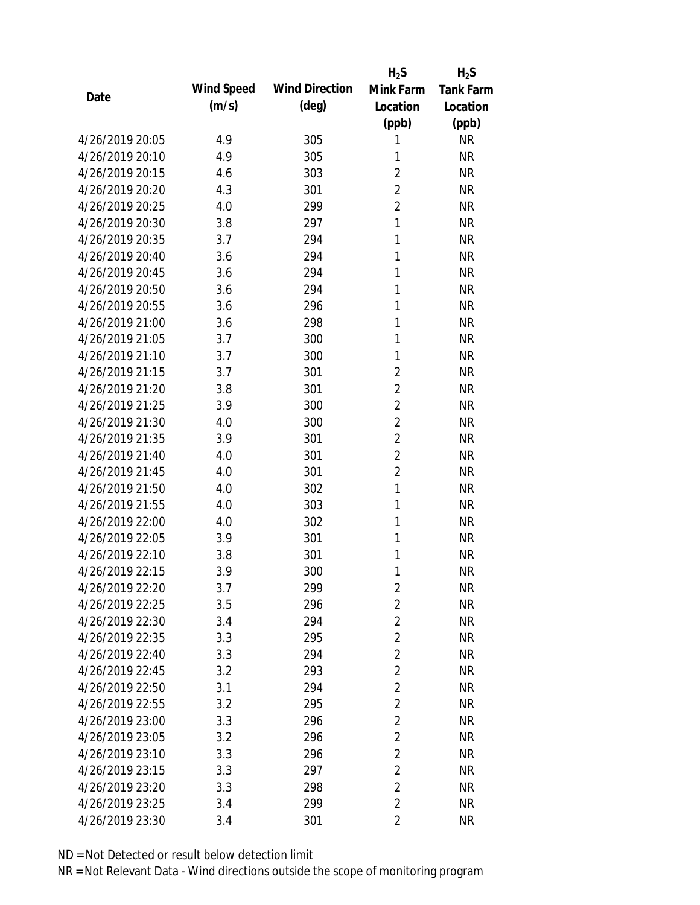| Date | Wind Speed (m/s) | Wind Direction (deg) | $H_2S$ Mink Farm Location (ppb) | $H_2S$ Tank Farm Location (ppb) |
|---|---|---|---|---|
| 4/26/2019 20:05 | 4.9 | 305 | 1 | NR |
| 4/26/2019 20:10 | 4.9 | 305 | 1 | NR |
| 4/26/2019 20:15 | 4.6 | 303 | 2 | NR |
| 4/26/2019 20:20 | 4.3 | 301 | 2 | NR |
| 4/26/2019 20:25 | 4.0 | 299 | 2 | NR |
| 4/26/2019 20:30 | 3.8 | 297 | 1 | NR |
| 4/26/2019 20:35 | 3.7 | 294 | 1 | NR |
| 4/26/2019 20:40 | 3.6 | 294 | 1 | NR |
| 4/26/2019 20:45 | 3.6 | 294 | 1 | NR |
| 4/26/2019 20:50 | 3.6 | 294 | 1 | NR |
| 4/26/2019 20:55 | 3.6 | 296 | 1 | NR |
| 4/26/2019 21:00 | 3.6 | 298 | 1 | NR |
| 4/26/2019 21:05 | 3.7 | 300 | 1 | NR |
| 4/26/2019 21:10 | 3.7 | 300 | 1 | NR |
| 4/26/2019 21:15 | 3.7 | 301 | 2 | NR |
| 4/26/2019 21:20 | 3.8 | 301 | 2 | NR |
| 4/26/2019 21:25 | 3.9 | 300 | 2 | NR |
| 4/26/2019 21:30 | 4.0 | 300 | 2 | NR |
| 4/26/2019 21:35 | 3.9 | 301 | 2 | NR |
| 4/26/2019 21:40 | 4.0 | 301 | 2 | NR |
| 4/26/2019 21:45 | 4.0 | 301 | 2 | NR |
| 4/26/2019 21:50 | 4.0 | 302 | 1 | NR |
| 4/26/2019 21:55 | 4.0 | 303 | 1 | NR |
| 4/26/2019 22:00 | 4.0 | 302 | 1 | NR |
| 4/26/2019 22:05 | 3.9 | 301 | 1 | NR |
| 4/26/2019 22:10 | 3.8 | 301 | 1 | NR |
| 4/26/2019 22:15 | 3.9 | 300 | 1 | NR |
| 4/26/2019 22:20 | 3.7 | 299 | 2 | NR |
| 4/26/2019 22:25 | 3.5 | 296 | 2 | NR |
| 4/26/2019 22:30 | 3.4 | 294 | 2 | NR |
| 4/26/2019 22:35 | 3.3 | 295 | 2 | NR |
| 4/26/2019 22:40 | 3.3 | 294 | 2 | NR |
| 4/26/2019 22:45 | 3.2 | 293 | 2 | NR |
| 4/26/2019 22:50 | 3.1 | 294 | 2 | NR |
| 4/26/2019 22:55 | 3.2 | 295 | 2 | NR |
| 4/26/2019 23:00 | 3.3 | 296 | 2 | NR |
| 4/26/2019 23:05 | 3.2 | 296 | 2 | NR |
| 4/26/2019 23:10 | 3.3 | 296 | 2 | NR |
| 4/26/2019 23:15 | 3.3 | 297 | 2 | NR |
| 4/26/2019 23:20 | 3.3 | 298 | 2 | NR |
| 4/26/2019 23:25 | 3.4 | 299 | 2 | NR |
| 4/26/2019 23:30 | 3.4 | 301 | 2 | NR |

ND = Not Detected or result below detection limit

NR = Not Relevant Data - Wind directions outside the scope of monitoring program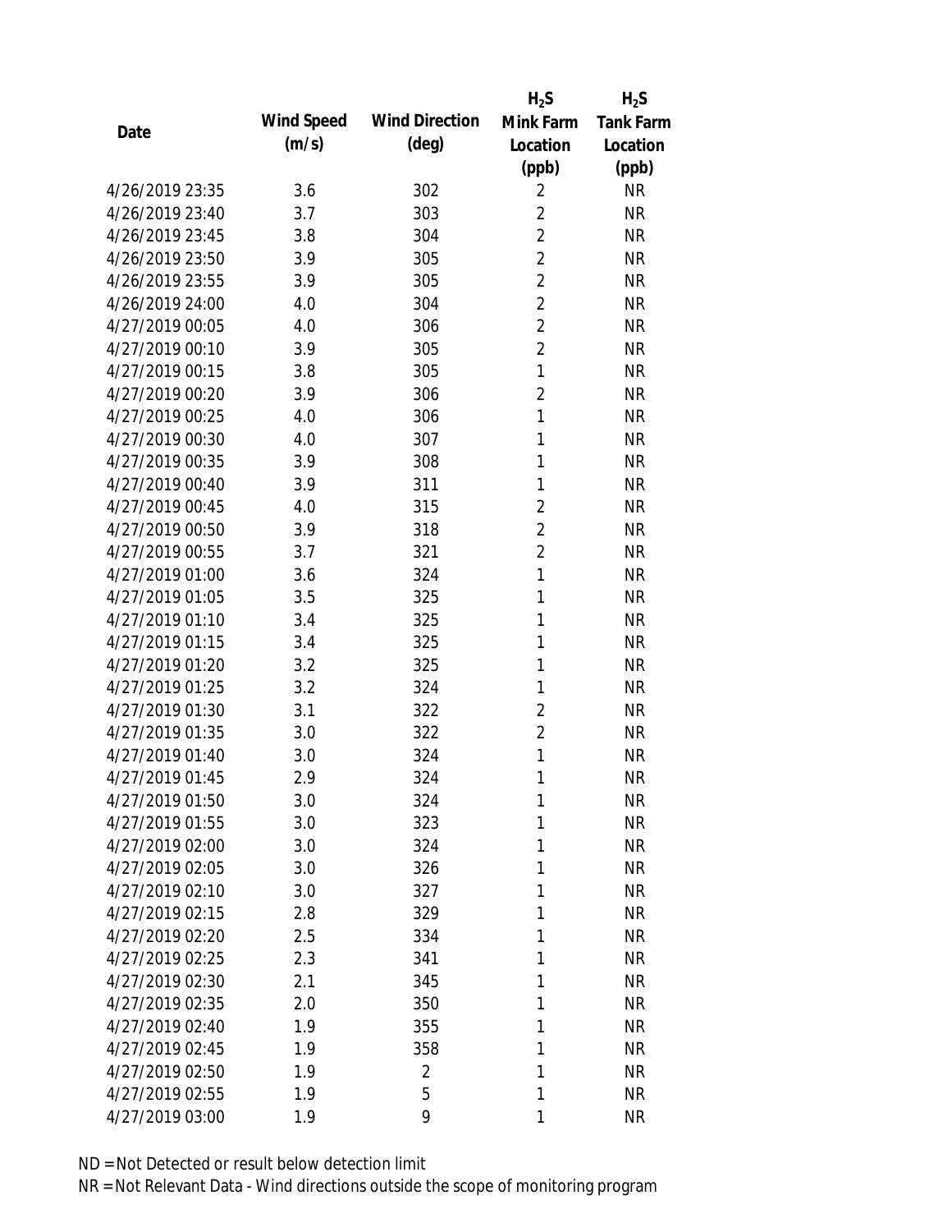| Date | Wind Speed (m/s) | Wind Direction (deg) | $H_2S$ Mink Farm Location (ppb) | $H_2S$ Tank Farm Location (ppb) |
|---|---|---|---|---|
| 4/26/2019 23:35 | 3.6 | 302 | 2 | NR |
| 4/26/2019 23:40 | 3.7 | 303 | 2 | NR |
| 4/26/2019 23:45 | 3.8 | 304 | 2 | NR |
| 4/26/2019 23:50 | 3.9 | 305 | 2 | NR |
| 4/26/2019 23:55 | 3.9 | 305 | 2 | NR |
| 4/26/2019 24:00 | 4.0 | 304 | 2 | NR |
| 4/27/2019 00:05 | 4.0 | 306 | 2 | NR |
| 4/27/2019 00:10 | 3.9 | 305 | 2 | NR |
| 4/27/2019 00:15 | 3.8 | 305 | 1 | NR |
| 4/27/2019 00:20 | 3.9 | 306 | 2 | NR |
| 4/27/2019 00:25 | 4.0 | 306 | 1 | NR |
| 4/27/2019 00:30 | 4.0 | 307 | 1 | NR |
| 4/27/2019 00:35 | 3.9 | 308 | 1 | NR |
| 4/27/2019 00:40 | 3.9 | 311 | 1 | NR |
| 4/27/2019 00:45 | 4.0 | 315 | 2 | NR |
| 4/27/2019 00:50 | 3.9 | 318 | 2 | NR |
| 4/27/2019 00:55 | 3.7 | 321 | 2 | NR |
| 4/27/2019 01:00 | 3.6 | 324 | 1 | NR |
| 4/27/2019 01:05 | 3.5 | 325 | 1 | NR |
| 4/27/2019 01:10 | 3.4 | 325 | 1 | NR |
| 4/27/2019 01:15 | 3.4 | 325 | 1 | NR |
| 4/27/2019 01:20 | 3.2 | 325 | 1 | NR |
| 4/27/2019 01:25 | 3.2 | 324 | 1 | NR |
| 4/27/2019 01:30 | 3.1 | 322 | 2 | NR |
| 4/27/2019 01:35 | 3.0 | 322 | 2 | NR |
| 4/27/2019 01:40 | 3.0 | 324 | 1 | NR |
| 4/27/2019 01:45 | 2.9 | 324 | 1 | NR |
| 4/27/2019 01:50 | 3.0 | 324 | 1 | NR |
| 4/27/2019 01:55 | 3.0 | 323 | 1 | NR |
| 4/27/2019 02:00 | 3.0 | 324 | 1 | NR |
| 4/27/2019 02:05 | 3.0 | 326 | 1 | NR |
| 4/27/2019 02:10 | 3.0 | 327 | 1 | NR |
| 4/27/2019 02:15 | 2.8 | 329 | 1 | NR |
| 4/27/2019 02:20 | 2.5 | 334 | 1 | NR |
| 4/27/2019 02:25 | 2.3 | 341 | 1 | NR |
| 4/27/2019 02:30 | 2.1 | 345 | 1 | NR |
| 4/27/2019 02:35 | 2.0 | 350 | 1 | NR |
| 4/27/2019 02:40 | 1.9 | 355 | 1 | NR |
| 4/27/2019 02:45 | 1.9 | 358 | 1 | NR |
| 4/27/2019 02:50 | 1.9 | 2 | 1 | NR |
| 4/27/2019 02:55 | 1.9 | 5 | 1 | NR |
| 4/27/2019 03:00 | 1.9 | 9 | 1 | NR |

ND = Not Detected or result below detection limit

NR = Not Relevant Data - Wind directions outside the scope of monitoring program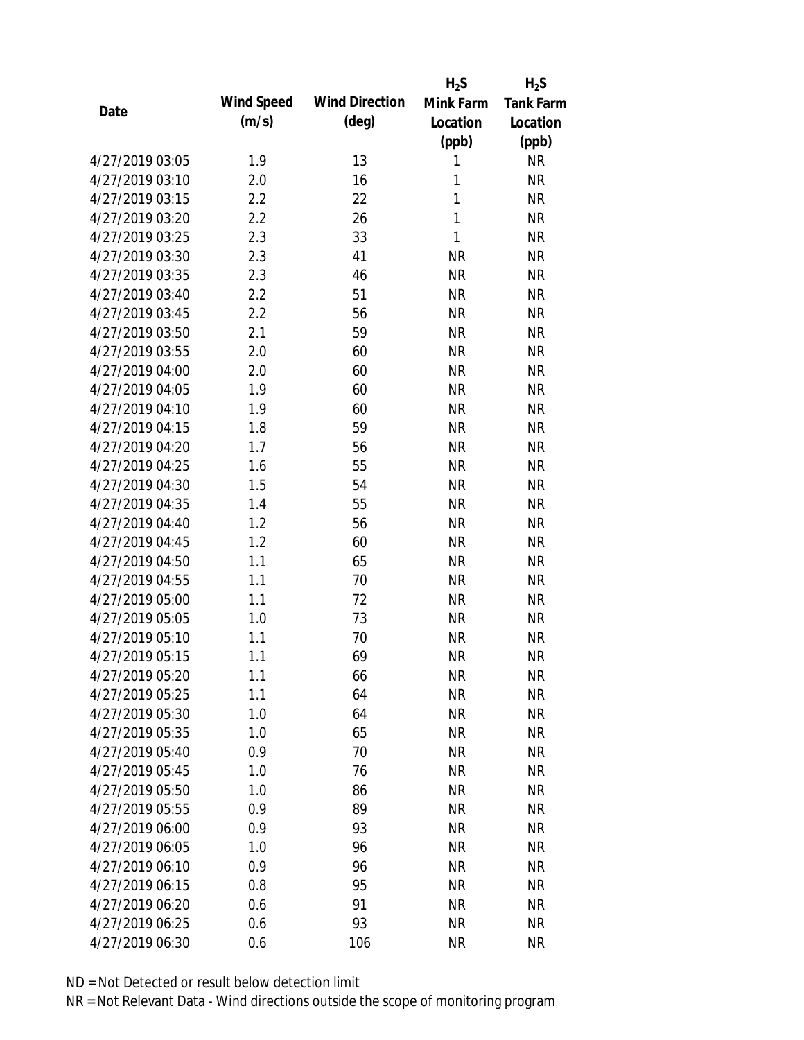| Date | Wind Speed (m/s) | Wind Direction (deg) | $H_2S$ Mink Farm Location (ppb) | $H_2S$ Tank Farm Location (ppb) |
|---|---|---|---|---|
| 4/27/2019 03:05 | 1.9 | 13 | 1 | NR |
| 4/27/2019 03:10 | 2.0 | 16 | 1 | NR |
| 4/27/2019 03:15 | 2.2 | 22 | 1 | NR |
| 4/27/2019 03:20 | 2.2 | 26 | 1 | NR |
| 4/27/2019 03:25 | 2.3 | 33 | 1 | NR |
| 4/27/2019 03:30 | 2.3 | 41 | NR | NR |
| 4/27/2019 03:35 | 2.3 | 46 | NR | NR |
| 4/27/2019 03:40 | 2.2 | 51 | NR | NR |
| 4/27/2019 03:45 | 2.2 | 56 | NR | NR |
| 4/27/2019 03:50 | 2.1 | 59 | NR | NR |
| 4/27/2019 03:55 | 2.0 | 60 | NR | NR |
| 4/27/2019 04:00 | 2.0 | 60 | NR | NR |
| 4/27/2019 04:05 | 1.9 | 60 | NR | NR |
| 4/27/2019 04:10 | 1.9 | 60 | NR | NR |
| 4/27/2019 04:15 | 1.8 | 59 | NR | NR |
| 4/27/2019 04:20 | 1.7 | 56 | NR | NR |
| 4/27/2019 04:25 | 1.6 | 55 | NR | NR |
| 4/27/2019 04:30 | 1.5 | 54 | NR | NR |
| 4/27/2019 04:35 | 1.4 | 55 | NR | NR |
| 4/27/2019 04:40 | 1.2 | 56 | NR | NR |
| 4/27/2019 04:45 | 1.2 | 60 | NR | NR |
| 4/27/2019 04:50 | 1.1 | 65 | NR | NR |
| 4/27/2019 04:55 | 1.1 | 70 | NR | NR |
| 4/27/2019 05:00 | 1.1 | 72 | NR | NR |
| 4/27/2019 05:05 | 1.0 | 73 | NR | NR |
| 4/27/2019 05:10 | 1.1 | 70 | NR | NR |
| 4/27/2019 05:15 | 1.1 | 69 | NR | NR |
| 4/27/2019 05:20 | 1.1 | 66 | NR | NR |
| 4/27/2019 05:25 | 1.1 | 64 | NR | NR |
| 4/27/2019 05:30 | 1.0 | 64 | NR | NR |
| 4/27/2019 05:35 | 1.0 | 65 | NR | NR |
| 4/27/2019 05:40 | 0.9 | 70 | NR | NR |
| 4/27/2019 05:45 | 1.0 | 76 | NR | NR |
| 4/27/2019 05:50 | 1.0 | 86 | NR | NR |
| 4/27/2019 05:55 | 0.9 | 89 | NR | NR |
| 4/27/2019 06:00 | 0.9 | 93 | NR | NR |
| 4/27/2019 06:05 | 1.0 | 96 | NR | NR |
| 4/27/2019 06:10 | 0.9 | 96 | NR | NR |
| 4/27/2019 06:15 | 0.8 | 95 | NR | NR |
| 4/27/2019 06:20 | 0.6 | 91 | NR | NR |
| 4/27/2019 06:25 | 0.6 | 93 | NR | NR |
| 4/27/2019 06:30 | 0.6 | 106 | NR | NR |

ND = Not Detected or result below detection limit

NR = Not Relevant Data - Wind directions outside the scope of monitoring program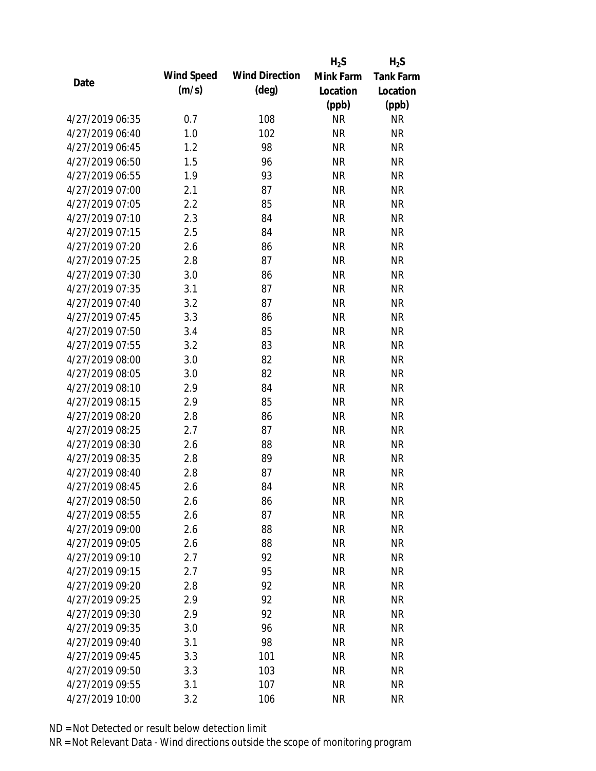| Date | Wind Speed (m/s) | Wind Direction (deg) | $H_2S$ Mink Farm Location (ppb) | $H_2S$ Tank Farm Location (ppb) |
|---|---|---|---|---|
| 4/27/2019 06:35 | 0.7 | 108 | NR | NR |
| 4/27/2019 06:40 | 1.0 | 102 | NR | NR |
| 4/27/2019 06:45 | 1.2 | 98 | NR | NR |
| 4/27/2019 06:50 | 1.5 | 96 | NR | NR |
| 4/27/2019 06:55 | 1.9 | 93 | NR | NR |
| 4/27/2019 07:00 | 2.1 | 87 | NR | NR |
| 4/27/2019 07:05 | 2.2 | 85 | NR | NR |
| 4/27/2019 07:10 | 2.3 | 84 | NR | NR |
| 4/27/2019 07:15 | 2.5 | 84 | NR | NR |
| 4/27/2019 07:20 | 2.6 | 86 | NR | NR |
| 4/27/2019 07:25 | 2.8 | 87 | NR | NR |
| 4/27/2019 07:30 | 3.0 | 86 | NR | NR |
| 4/27/2019 07:35 | 3.1 | 87 | NR | NR |
| 4/27/2019 07:40 | 3.2 | 87 | NR | NR |
| 4/27/2019 07:45 | 3.3 | 86 | NR | NR |
| 4/27/2019 07:50 | 3.4 | 85 | NR | NR |
| 4/27/2019 07:55 | 3.2 | 83 | NR | NR |
| 4/27/2019 08:00 | 3.0 | 82 | NR | NR |
| 4/27/2019 08:05 | 3.0 | 82 | NR | NR |
| 4/27/2019 08:10 | 2.9 | 84 | NR | NR |
| 4/27/2019 08:15 | 2.9 | 85 | NR | NR |
| 4/27/2019 08:20 | 2.8 | 86 | NR | NR |
| 4/27/2019 08:25 | 2.7 | 87 | NR | NR |
| 4/27/2019 08:30 | 2.6 | 88 | NR | NR |
| 4/27/2019 08:35 | 2.8 | 89 | NR | NR |
| 4/27/2019 08:40 | 2.8 | 87 | NR | NR |
| 4/27/2019 08:45 | 2.6 | 84 | NR | NR |
| 4/27/2019 08:50 | 2.6 | 86 | NR | NR |
| 4/27/2019 08:55 | 2.6 | 87 | NR | NR |
| 4/27/2019 09:00 | 2.6 | 88 | NR | NR |
| 4/27/2019 09:05 | 2.6 | 88 | NR | NR |
| 4/27/2019 09:10 | 2.7 | 92 | NR | NR |
| 4/27/2019 09:15 | 2.7 | 95 | NR | NR |
| 4/27/2019 09:20 | 2.8 | 92 | NR | NR |
| 4/27/2019 09:25 | 2.9 | 92 | NR | NR |
| 4/27/2019 09:30 | 2.9 | 92 | NR | NR |
| 4/27/2019 09:35 | 3.0 | 96 | NR | NR |
| 4/27/2019 09:40 | 3.1 | 98 | NR | NR |
| 4/27/2019 09:45 | 3.3 | 101 | NR | NR |
| 4/27/2019 09:50 | 3.3 | 103 | NR | NR |
| 4/27/2019 09:55 | 3.1 | 107 | NR | NR |
| 4/27/2019 10:00 | 3.2 | 106 | NR | NR |

ND = Not Detected or result below detection limit

NR = Not Relevant Data - Wind directions outside the scope of monitoring program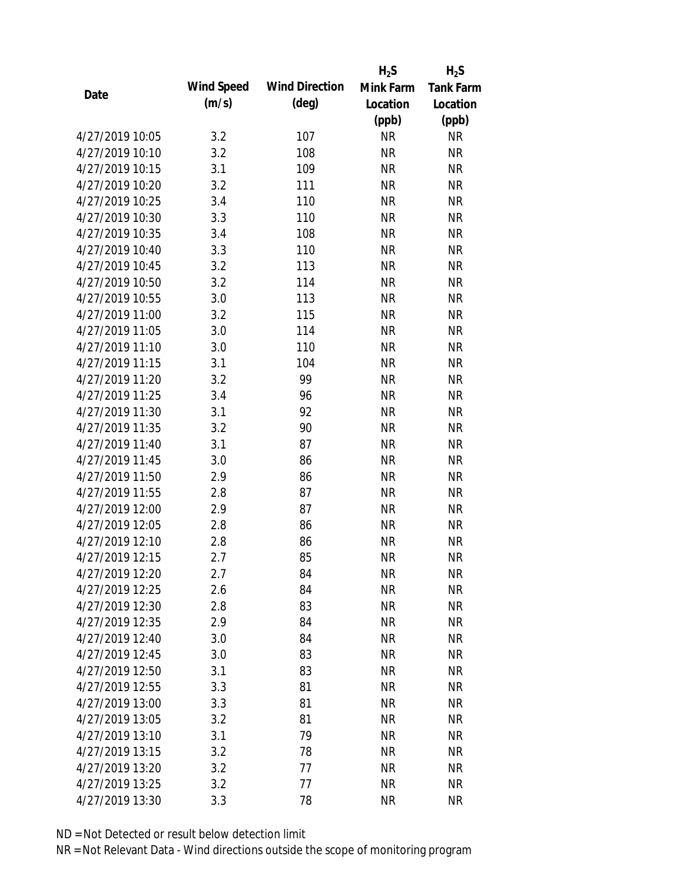| Date | Wind Speed (m/s) | Wind Direction (deg) | $H_2S$ Mink Farm Location (ppb) | $H_2S$ Tank Farm Location (ppb) |
|---|---|---|---|---|
| 4/27/2019 10:05 | 3.2 | 107 | NR | NR |
| 4/27/2019 10:10 | 3.2 | 108 | NR | NR |
| 4/27/2019 10:15 | 3.1 | 109 | NR | NR |
| 4/27/2019 10:20 | 3.2 | 111 | NR | NR |
| 4/27/2019 10:25 | 3.4 | 110 | NR | NR |
| 4/27/2019 10:30 | 3.3 | 110 | NR | NR |
| 4/27/2019 10:35 | 3.4 | 108 | NR | NR |
| 4/27/2019 10:40 | 3.3 | 110 | NR | NR |
| 4/27/2019 10:45 | 3.2 | 113 | NR | NR |
| 4/27/2019 10:50 | 3.2 | 114 | NR | NR |
| 4/27/2019 10:55 | 3.0 | 113 | NR | NR |
| 4/27/2019 11:00 | 3.2 | 115 | NR | NR |
| 4/27/2019 11:05 | 3.0 | 114 | NR | NR |
| 4/27/2019 11:10 | 3.0 | 110 | NR | NR |
| 4/27/2019 11:15 | 3.1 | 104 | NR | NR |
| 4/27/2019 11:20 | 3.2 | 99 | NR | NR |
| 4/27/2019 11:25 | 3.4 | 96 | NR | NR |
| 4/27/2019 11:30 | 3.1 | 92 | NR | NR |
| 4/27/2019 11:35 | 3.2 | 90 | NR | NR |
| 4/27/2019 11:40 | 3.1 | 87 | NR | NR |
| 4/27/2019 11:45 | 3.0 | 86 | NR | NR |
| 4/27/2019 11:50 | 2.9 | 86 | NR | NR |
| 4/27/2019 11:55 | 2.8 | 87 | NR | NR |
| 4/27/2019 12:00 | 2.9 | 87 | NR | NR |
| 4/27/2019 12:05 | 2.8 | 86 | NR | NR |
| 4/27/2019 12:10 | 2.8 | 86 | NR | NR |
| 4/27/2019 12:15 | 2.7 | 85 | NR | NR |
| 4/27/2019 12:20 | 2.7 | 84 | NR | NR |
| 4/27/2019 12:25 | 2.6 | 84 | NR | NR |
| 4/27/2019 12:30 | 2.8 | 83 | NR | NR |
| 4/27/2019 12:35 | 2.9 | 84 | NR | NR |
| 4/27/2019 12:40 | 3.0 | 84 | NR | NR |
| 4/27/2019 12:45 | 3.0 | 83 | NR | NR |
| 4/27/2019 12:50 | 3.1 | 83 | NR | NR |
| 4/27/2019 12:55 | 3.3 | 81 | NR | NR |
| 4/27/2019 13:00 | 3.3 | 81 | NR | NR |
| 4/27/2019 13:05 | 3.2 | 81 | NR | NR |
| 4/27/2019 13:10 | 3.1 | 79 | NR | NR |
| 4/27/2019 13:15 | 3.2 | 78 | NR | NR |
| 4/27/2019 13:20 | 3.2 | 77 | NR | NR |
| 4/27/2019 13:25 | 3.2 | 77 | NR | NR |
| 4/27/2019 13:30 | 3.3 | 78 | NR | NR |

ND = Not Detected or result below detection limit

NR = Not Relevant Data - Wind directions outside the scope of monitoring program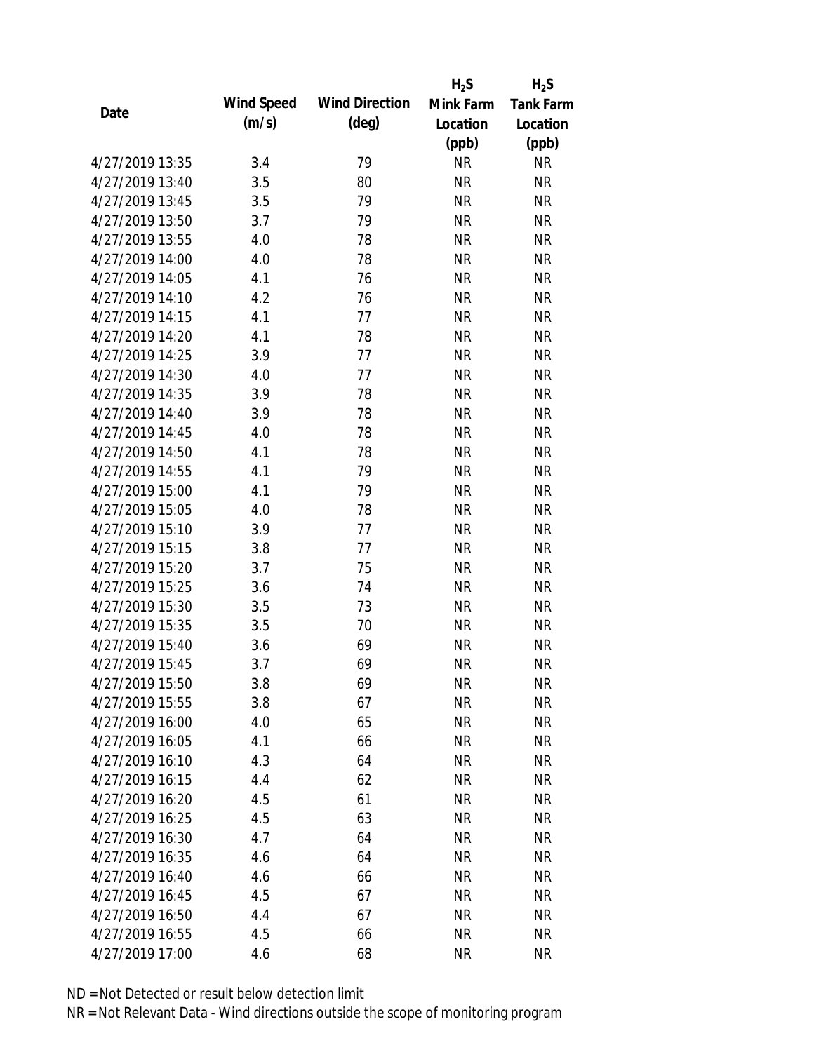| Date | Wind Speed (m/s) | Wind Direction (deg) | $H_2S$ Mink Farm Location (ppb) | $H_2S$ Tank Farm Location (ppb) |
|---|---|---|---|---|
| 4/27/2019 13:35 | 3.4 | 79 | NR | NR |
| 4/27/2019 13:40 | 3.5 | 80 | NR | NR |
| 4/27/2019 13:45 | 3.5 | 79 | NR | NR |
| 4/27/2019 13:50 | 3.7 | 79 | NR | NR |
| 4/27/2019 13:55 | 4.0 | 78 | NR | NR |
| 4/27/2019 14:00 | 4.0 | 78 | NR | NR |
| 4/27/2019 14:05 | 4.1 | 76 | NR | NR |
| 4/27/2019 14:10 | 4.2 | 76 | NR | NR |
| 4/27/2019 14:15 | 4.1 | 77 | NR | NR |
| 4/27/2019 14:20 | 4.1 | 78 | NR | NR |
| 4/27/2019 14:25 | 3.9 | 77 | NR | NR |
| 4/27/2019 14:30 | 4.0 | 77 | NR | NR |
| 4/27/2019 14:35 | 3.9 | 78 | NR | NR |
| 4/27/2019 14:40 | 3.9 | 78 | NR | NR |
| 4/27/2019 14:45 | 4.0 | 78 | NR | NR |
| 4/27/2019 14:50 | 4.1 | 78 | NR | NR |
| 4/27/2019 14:55 | 4.1 | 79 | NR | NR |
| 4/27/2019 15:00 | 4.1 | 79 | NR | NR |
| 4/27/2019 15:05 | 4.0 | 78 | NR | NR |
| 4/27/2019 15:10 | 3.9 | 77 | NR | NR |
| 4/27/2019 15:15 | 3.8 | 77 | NR | NR |
| 4/27/2019 15:20 | 3.7 | 75 | NR | NR |
| 4/27/2019 15:25 | 3.6 | 74 | NR | NR |
| 4/27/2019 15:30 | 3.5 | 73 | NR | NR |
| 4/27/2019 15:35 | 3.5 | 70 | NR | NR |
| 4/27/2019 15:40 | 3.6 | 69 | NR | NR |
| 4/27/2019 15:45 | 3.7 | 69 | NR | NR |
| 4/27/2019 15:50 | 3.8 | 69 | NR | NR |
| 4/27/2019 15:55 | 3.8 | 67 | NR | NR |
| 4/27/2019 16:00 | 4.0 | 65 | NR | NR |
| 4/27/2019 16:05 | 4.1 | 66 | NR | NR |
| 4/27/2019 16:10 | 4.3 | 64 | NR | NR |
| 4/27/2019 16:15 | 4.4 | 62 | NR | NR |
| 4/27/2019 16:20 | 4.5 | 61 | NR | NR |
| 4/27/2019 16:25 | 4.5 | 63 | NR | NR |
| 4/27/2019 16:30 | 4.7 | 64 | NR | NR |
| 4/27/2019 16:35 | 4.6 | 64 | NR | NR |
| 4/27/2019 16:40 | 4.6 | 66 | NR | NR |
| 4/27/2019 16:45 | 4.5 | 67 | NR | NR |
| 4/27/2019 16:50 | 4.4 | 67 | NR | NR |
| 4/27/2019 16:55 | 4.5 | 66 | NR | NR |
| 4/27/2019 17:00 | 4.6 | 68 | NR | NR |

ND = Not Detected or result below detection limit

NR = Not Relevant Data - Wind directions outside the scope of monitoring program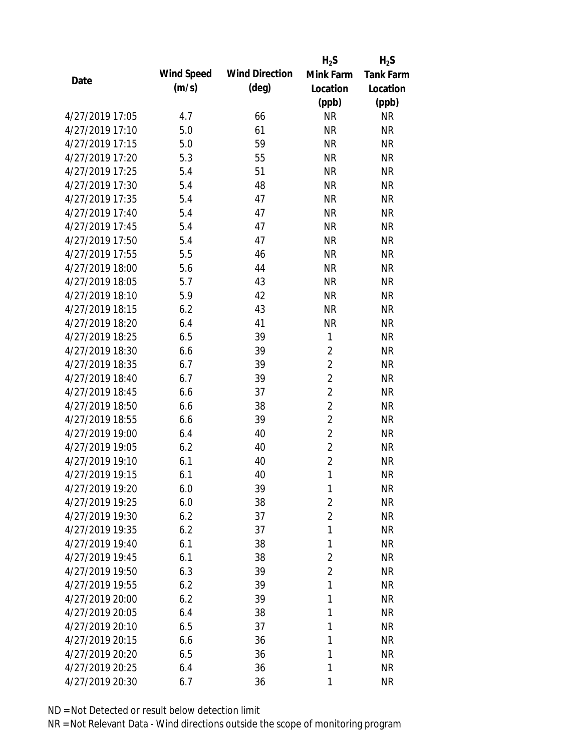| Date | Wind Speed (m/s) | Wind Direction (deg) | $H_2S$ Mink Farm Location (ppb) | $H_2S$ Tank Farm Location (ppb) |
|---|---|---|---|---|
| 4/27/2019 17:05 | 4.7 | 66 | NR | NR |
| 4/27/2019 17:10 | 5.0 | 61 | NR | NR |
| 4/27/2019 17:15 | 5.0 | 59 | NR | NR |
| 4/27/2019 17:20 | 5.3 | 55 | NR | NR |
| 4/27/2019 17:25 | 5.4 | 51 | NR | NR |
| 4/27/2019 17:30 | 5.4 | 48 | NR | NR |
| 4/27/2019 17:35 | 5.4 | 47 | NR | NR |
| 4/27/2019 17:40 | 5.4 | 47 | NR | NR |
| 4/27/2019 17:45 | 5.4 | 47 | NR | NR |
| 4/27/2019 17:50 | 5.4 | 47 | NR | NR |
| 4/27/2019 17:55 | 5.5 | 46 | NR | NR |
| 4/27/2019 18:00 | 5.6 | 44 | NR | NR |
| 4/27/2019 18:05 | 5.7 | 43 | NR | NR |
| 4/27/2019 18:10 | 5.9 | 42 | NR | NR |
| 4/27/2019 18:15 | 6.2 | 43 | NR | NR |
| 4/27/2019 18:20 | 6.4 | 41 | NR | NR |
| 4/27/2019 18:25 | 6.5 | 39 | 1 | NR |
| 4/27/2019 18:30 | 6.6 | 39 | 2 | NR |
| 4/27/2019 18:35 | 6.7 | 39 | 2 | NR |
| 4/27/2019 18:40 | 6.7 | 39 | 2 | NR |
| 4/27/2019 18:45 | 6.6 | 37 | 2 | NR |
| 4/27/2019 18:50 | 6.6 | 38 | 2 | NR |
| 4/27/2019 18:55 | 6.6 | 39 | 2 | NR |
| 4/27/2019 19:00 | 6.4 | 40 | 2 | NR |
| 4/27/2019 19:05 | 6.2 | 40 | 2 | NR |
| 4/27/2019 19:10 | 6.1 | 40 | 2 | NR |
| 4/27/2019 19:15 | 6.1 | 40 | 1 | NR |
| 4/27/2019 19:20 | 6.0 | 39 | 1 | NR |
| 4/27/2019 19:25 | 6.0 | 38 | 2 | NR |
| 4/27/2019 19:30 | 6.2 | 37 | 2 | NR |
| 4/27/2019 19:35 | 6.2 | 37 | 1 | NR |
| 4/27/2019 19:40 | 6.1 | 38 | 1 | NR |
| 4/27/2019 19:45 | 6.1 | 38 | 2 | NR |
| 4/27/2019 19:50 | 6.3 | 39 | 2 | NR |
| 4/27/2019 19:55 | 6.2 | 39 | 1 | NR |
| 4/27/2019 20:00 | 6.2 | 39 | 1 | NR |
| 4/27/2019 20:05 | 6.4 | 38 | 1 | NR |
| 4/27/2019 20:10 | 6.5 | 37 | 1 | NR |
| 4/27/2019 20:15 | 6.6 | 36 | 1 | NR |
| 4/27/2019 20:20 | 6.5 | 36 | 1 | NR |
| 4/27/2019 20:25 | 6.4 | 36 | 1 | NR |
| 4/27/2019 20:30 | 6.7 | 36 | 1 | NR |

ND = Not Detected or result below detection limit

NR = Not Relevant Data - Wind directions outside the scope of monitoring program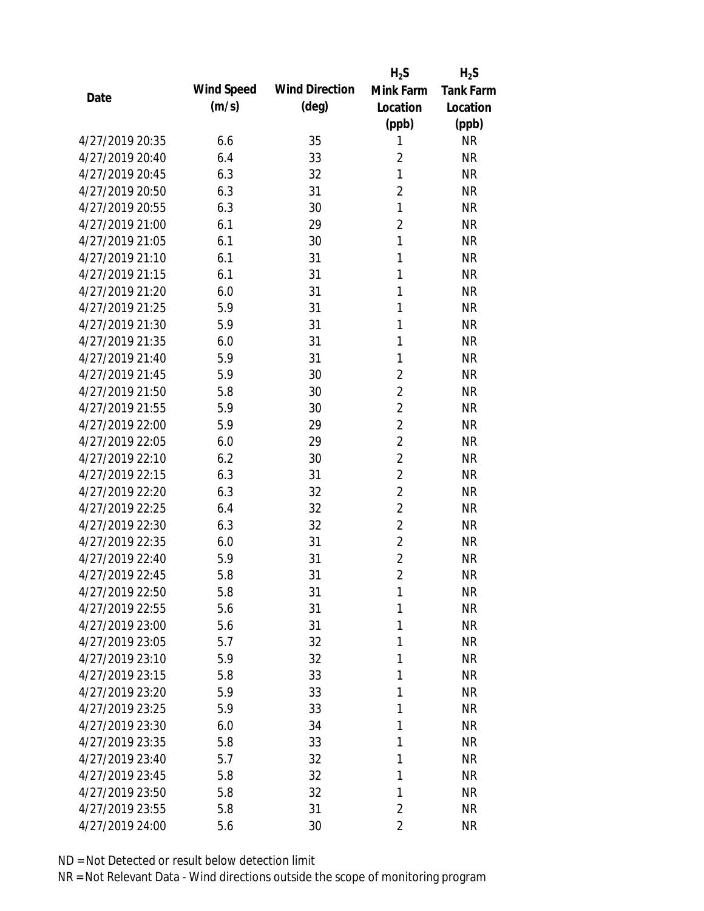| Date | Wind Speed (m/s) | Wind Direction (deg) | $H_2S$ Mink Farm Location (ppb) | $H_2S$ Tank Farm Location (ppb) |
|---|---|---|---|---|
| 4/27/2019 20:35 | 6.6 | 35 | 1 | NR |
| 4/27/2019 20:40 | 6.4 | 33 | 2 | NR |
| 4/27/2019 20:45 | 6.3 | 32 | 1 | NR |
| 4/27/2019 20:50 | 6.3 | 31 | 2 | NR |
| 4/27/2019 20:55 | 6.3 | 30 | 1 | NR |
| 4/27/2019 21:00 | 6.1 | 29 | 2 | NR |
| 4/27/2019 21:05 | 6.1 | 30 | 1 | NR |
| 4/27/2019 21:10 | 6.1 | 31 | 1 | NR |
| 4/27/2019 21:15 | 6.1 | 31 | 1 | NR |
| 4/27/2019 21:20 | 6.0 | 31 | 1 | NR |
| 4/27/2019 21:25 | 5.9 | 31 | 1 | NR |
| 4/27/2019 21:30 | 5.9 | 31 | 1 | NR |
| 4/27/2019 21:35 | 6.0 | 31 | 1 | NR |
| 4/27/2019 21:40 | 5.9 | 31 | 1 | NR |
| 4/27/2019 21:45 | 5.9 | 30 | 2 | NR |
| 4/27/2019 21:50 | 5.8 | 30 | 2 | NR |
| 4/27/2019 21:55 | 5.9 | 30 | 2 | NR |
| 4/27/2019 22:00 | 5.9 | 29 | 2 | NR |
| 4/27/2019 22:05 | 6.0 | 29 | 2 | NR |
| 4/27/2019 22:10 | 6.2 | 30 | 2 | NR |
| 4/27/2019 22:15 | 6.3 | 31 | 2 | NR |
| 4/27/2019 22:20 | 6.3 | 32 | 2 | NR |
| 4/27/2019 22:25 | 6.4 | 32 | 2 | NR |
| 4/27/2019 22:30 | 6.3 | 32 | 2 | NR |
| 4/27/2019 22:35 | 6.0 | 31 | 2 | NR |
| 4/27/2019 22:40 | 5.9 | 31 | 2 | NR |
| 4/27/2019 22:45 | 5.8 | 31 | 2 | NR |
| 4/27/2019 22:50 | 5.8 | 31 | 1 | NR |
| 4/27/2019 22:55 | 5.6 | 31 | 1 | NR |
| 4/27/2019 23:00 | 5.6 | 31 | 1 | NR |
| 4/27/2019 23:05 | 5.7 | 32 | 1 | NR |
| 4/27/2019 23:10 | 5.9 | 32 | 1 | NR |
| 4/27/2019 23:15 | 5.8 | 33 | 1 | NR |
| 4/27/2019 23:20 | 5.9 | 33 | 1 | NR |
| 4/27/2019 23:25 | 5.9 | 33 | 1 | NR |
| 4/27/2019 23:30 | 6.0 | 34 | 1 | NR |
| 4/27/2019 23:35 | 5.8 | 33 | 1 | NR |
| 4/27/2019 23:40 | 5.7 | 32 | 1 | NR |
| 4/27/2019 23:45 | 5.8 | 32 | 1 | NR |
| 4/27/2019 23:50 | 5.8 | 32 | 1 | NR |
| 4/27/2019 23:55 | 5.8 | 31 | 2 | NR |
| 4/27/2019 24:00 | 5.6 | 30 | 2 | NR |

ND = Not Detected or result below detection limit

NR = Not Relevant Data - Wind directions outside the scope of monitoring program